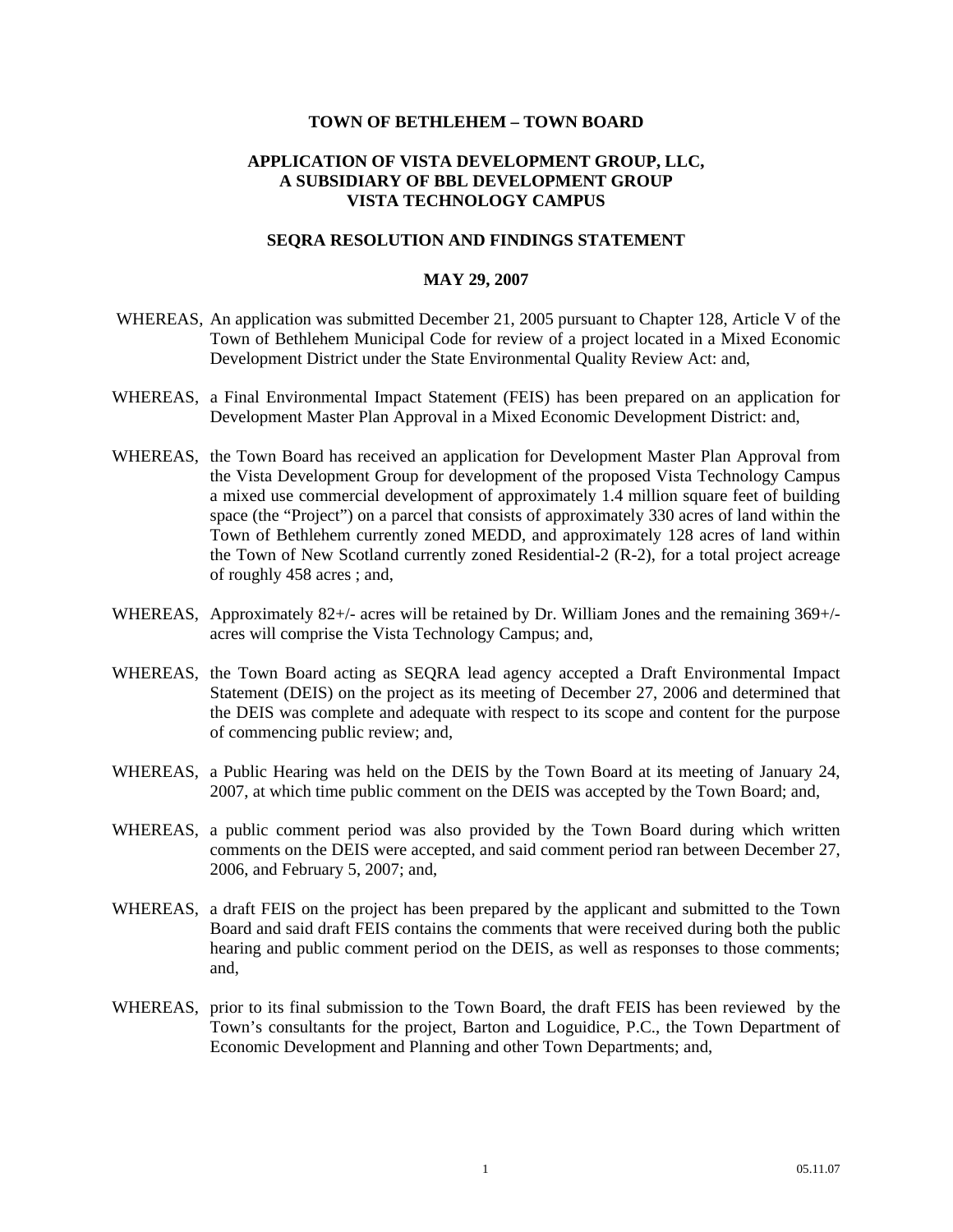**TOWN OF BETHLEHEM – TOWN BOARD**

**APPLICATION OF VISTA DEVELOPMENT GROUP, LLC, A SUBSIDIARY OF BBL DEVELOPMENT GROUP VISTA TECHNOLOGY CAMPUS**

**SEQRA RESOLUTION AND FINDINGS STATEMENT**

**MAY 29, 2007**

WHEREAS, An application was submitted December 21, 2005 pursuant to Chapter 128, Article V of the Town of Bethlehem Municipal Code for review of a project located in a Mixed Economic Development District under the State Environmental Quality Review Act: and,

WHEREAS, a Final Environmental Impact Statement (FEIS) has been prepared on an application for Development Master Plan Approval in a Mixed Economic Development District: and,

WHEREAS, the Town Board has received an application for Development Master Plan Approval from the Vista Development Group for development of the proposed Vista Technology Campus a mixed use commercial development of approximately 1.4 million square feet of building space (the "Project") on a parcel that consists of approximately 330 acres of land within the Town of Bethlehem currently zoned MEDD, and approximately 128 acres of land within the Town of New Scotland currently zoned Residential-2 (R-2), for a total project acreage of roughly 458 acres ; and,

WHEREAS, Approximately 82+/- acres will be retained by Dr. William Jones and the remaining 369+/- acres will comprise the Vista Technology Campus; and,

WHEREAS, the Town Board acting as SEQRA lead agency accepted a Draft Environmental Impact Statement (DEIS) on the project as its meeting of December 27, 2006 and determined that the DEIS was complete and adequate with respect to its scope and content for the purpose of commencing public review; and,

WHEREAS, a Public Hearing was held on the DEIS by the Town Board at its meeting of January 24, 2007, at which time public comment on the DEIS was accepted by the Town Board; and,

WHEREAS, a public comment period was also provided by the Town Board during which written comments on the DEIS were accepted, and said comment period ran between December 27, 2006, and February 5, 2007; and,

WHEREAS, a draft FEIS on the project has been prepared by the applicant and submitted to the Town Board and said draft FEIS contains the comments that were received during both the public hearing and public comment period on the DEIS, as well as responses to those comments; and,

WHEREAS, prior to its final submission to the Town Board, the draft FEIS has been reviewed by the Town's consultants for the project, Barton and Loguidice, P.C., the Town Department of Economic Development and Planning and other Town Departments; and,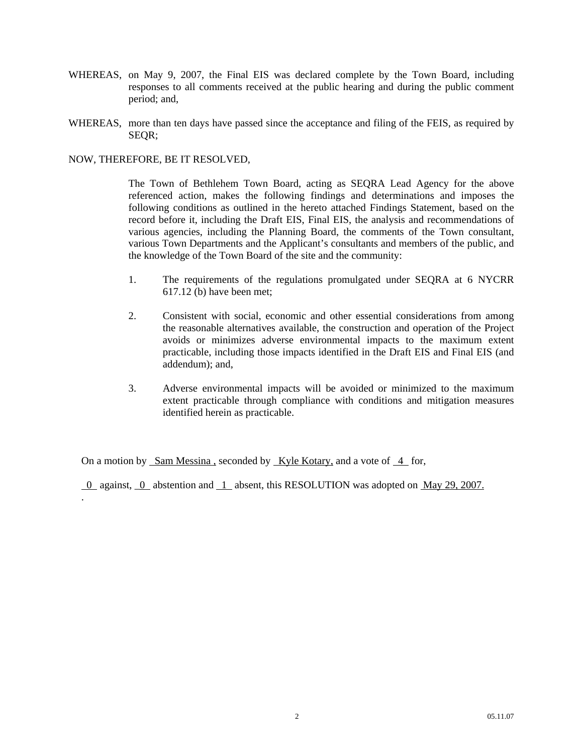WHEREAS, on May 9, 2007, the Final EIS was declared complete by the Town Board, including responses to all comments received at the public hearing and during the public comment period; and,

WHEREAS, more than ten days have passed since the acceptance and filing of the FEIS, as required by SEQR;

NOW, THEREFORE, BE IT RESOLVED,

The Town of Bethlehem Town Board, acting as SEQRA Lead Agency for the above referenced action, makes the following findings and determinations and imposes the following conditions as outlined in the hereto attached Findings Statement, based on the record before it, including the Draft EIS, Final EIS, the analysis and recommendations of various agencies, including the Planning Board, the comments of the Town consultant, various Town Departments and the Applicant's consultants and members of the public, and the knowledge of the Town Board of the site and the community:

1. The requirements of the regulations promulgated under SEQRA at 6 NYCRR 617.12 (b) have been met;

2. Consistent with social, economic and other essential considerations from among the reasonable alternatives available, the construction and operation of the Project avoids or minimizes adverse environmental impacts to the maximum extent practicable, including those impacts identified in the Draft EIS and Final EIS (and addendum); and,

3. Adverse environmental impacts will be avoided or minimized to the maximum extent practicable through compliance with conditions and mitigation measures identified herein as practicable.

On a motion by Sam Messina , seconded by Kyle Kotary, and a vote of 4 for,

0 against, 0 abstention and 1 absent, this RESOLUTION was adopted on May 29, 2007.

.

05.11.07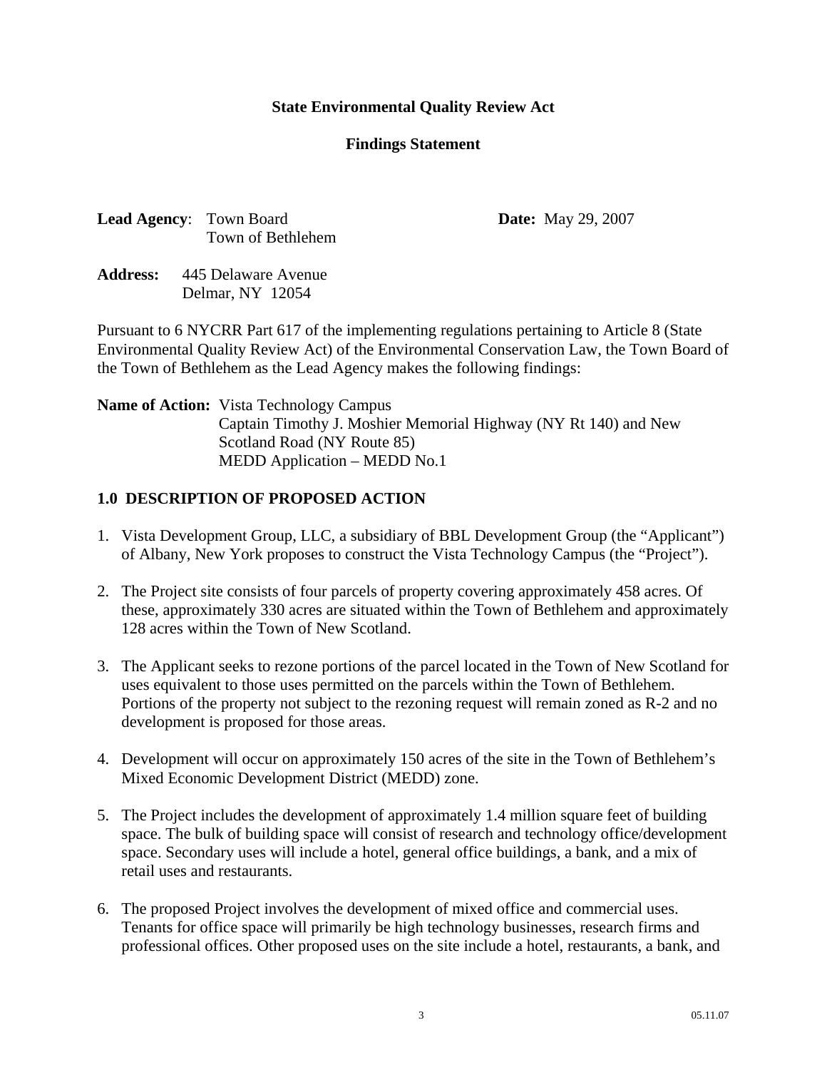**State Environmental Quality Review Act**

**Findings Statement**

**Lead Agency**: Town Board
Town of Bethlehem

**Date:** May 29, 2007

**Address:** 445 Delaware Avenue
Delmar, NY 12054

Pursuant to 6 NYCRR Part 617 of the implementing regulations pertaining to Article 8 (State Environmental Quality Review Act) of the Environmental Conservation Law, the Town Board of the Town of Bethlehem as the Lead Agency makes the following findings:

**Name of Action:** Vista Technology Campus
Captain Timothy J. Moshier Memorial Highway (NY Rt 140) and New Scotland Road (NY Route 85)
MEDD Application – MEDD No.1

## 1.0 DESCRIPTION OF PROPOSED ACTION

1. Vista Development Group, LLC, a subsidiary of BBL Development Group (the "Applicant") of Albany, New York proposes to construct the Vista Technology Campus (the "Project").

2. The Project site consists of four parcels of property covering approximately 458 acres. Of these, approximately 330 acres are situated within the Town of Bethlehem and approximately 128 acres within the Town of New Scotland.

3. The Applicant seeks to rezone portions of the parcel located in the Town of New Scotland for uses equivalent to those uses permitted on the parcels within the Town of Bethlehem. Portions of the property not subject to the rezoning request will remain zoned as R-2 and no development is proposed for those areas.

4. Development will occur on approximately 150 acres of the site in the Town of Bethlehem's Mixed Economic Development District (MEDD) zone.

5. The Project includes the development of approximately 1.4 million square feet of building space. The bulk of building space will consist of research and technology office/development space. Secondary uses will include a hotel, general office buildings, a bank, and a mix of retail uses and restaurants.

6. The proposed Project involves the development of mixed office and commercial uses. Tenants for office space will primarily be high technology businesses, research firms and professional offices. Other proposed uses on the site include a hotel, restaurants, a bank, and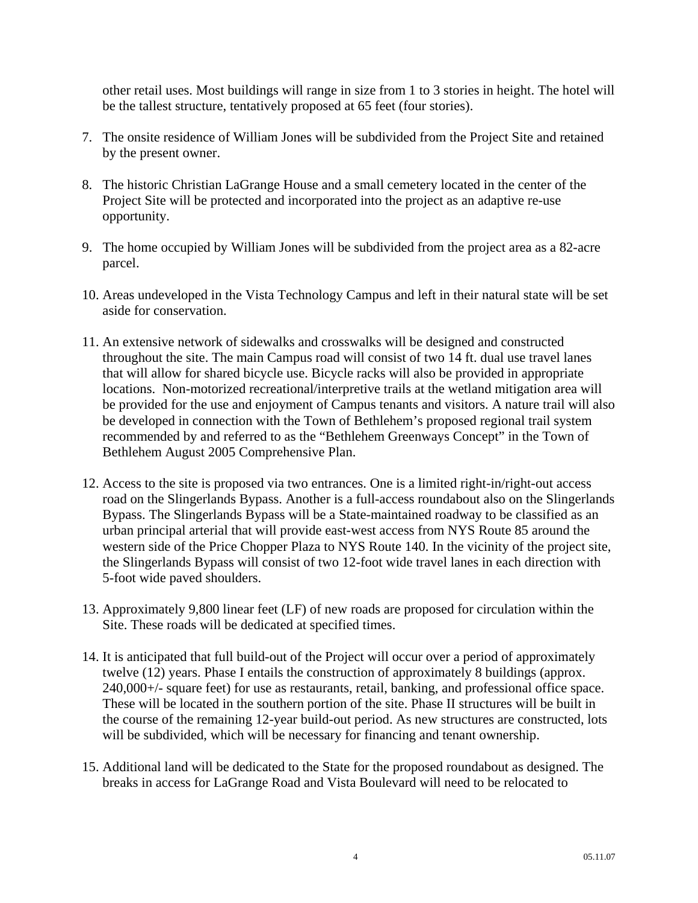other retail uses. Most buildings will range in size from 1 to 3 stories in height. The hotel will be the tallest structure, tentatively proposed at 65 feet (four stories).

7. The onsite residence of William Jones will be subdivided from the Project Site and retained by the present owner.

8. The historic Christian LaGrange House and a small cemetery located in the center of the Project Site will be protected and incorporated into the project as an adaptive re-use opportunity.

9. The home occupied by William Jones will be subdivided from the project area as a 82-acre parcel.

10. Areas undeveloped in the Vista Technology Campus and left in their natural state will be set aside for conservation.

11. An extensive network of sidewalks and crosswalks will be designed and constructed throughout the site. The main Campus road will consist of two 14 ft. dual use travel lanes that will allow for shared bicycle use. Bicycle racks will also be provided in appropriate locations. Non-motorized recreational/interpretive trails at the wetland mitigation area will be provided for the use and enjoyment of Campus tenants and visitors. A nature trail will also be developed in connection with the Town of Bethlehem's proposed regional trail system recommended by and referred to as the "Bethlehem Greenways Concept" in the Town of Bethlehem August 2005 Comprehensive Plan.

12. Access to the site is proposed via two entrances. One is a limited right-in/right-out access road on the Slingerlands Bypass. Another is a full-access roundabout also on the Slingerlands Bypass. The Slingerlands Bypass will be a State-maintained roadway to be classified as an urban principal arterial that will provide east-west access from NYS Route 85 around the western side of the Price Chopper Plaza to NYS Route 140. In the vicinity of the project site, the Slingerlands Bypass will consist of two 12-foot wide travel lanes in each direction with 5-foot wide paved shoulders.

13. Approximately 9,800 linear feet (LF) of new roads are proposed for circulation within the Site. These roads will be dedicated at specified times.

14. It is anticipated that full build-out of the Project will occur over a period of approximately twelve (12) years. Phase I entails the construction of approximately 8 buildings (approx. 240,000+/- square feet) for use as restaurants, retail, banking, and professional office space. These will be located in the southern portion of the site. Phase II structures will be built in the course of the remaining 12-year build-out period. As new structures are constructed, lots will be subdivided, which will be necessary for financing and tenant ownership.

15. Additional land will be dedicated to the State for the proposed roundabout as designed. The breaks in access for LaGrange Road and Vista Boulevard will need to be relocated to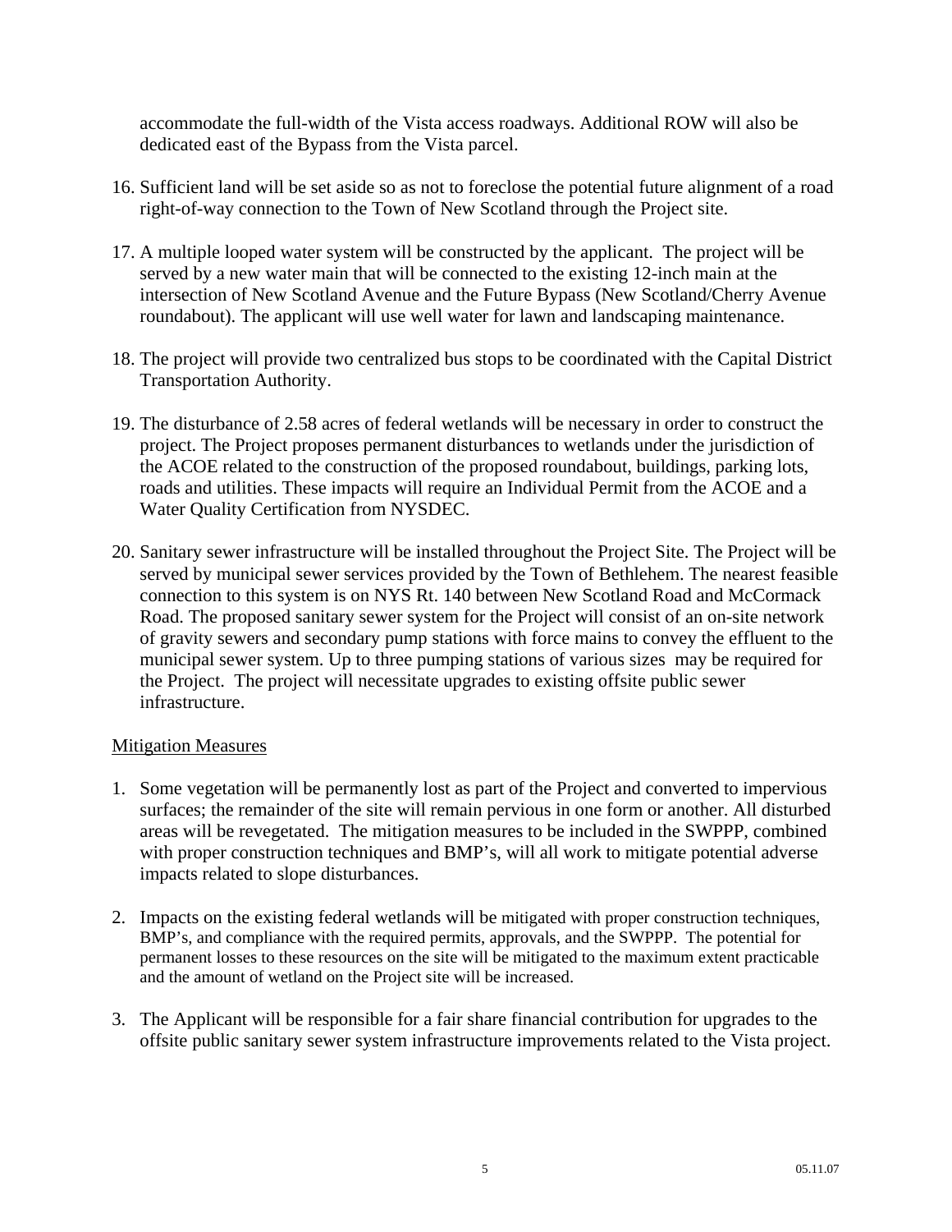accommodate the full-width of the Vista access roadways. Additional ROW will also be dedicated east of the Bypass from the Vista parcel.

16. Sufficient land will be set aside so as not to foreclose the potential future alignment of a road right-of-way connection to the Town of New Scotland through the Project site.

17. A multiple looped water system will be constructed by the applicant. The project will be served by a new water main that will be connected to the existing 12-inch main at the intersection of New Scotland Avenue and the Future Bypass (New Scotland/Cherry Avenue roundabout). The applicant will use well water for lawn and landscaping maintenance.

18. The project will provide two centralized bus stops to be coordinated with the Capital District Transportation Authority.

19. The disturbance of 2.58 acres of federal wetlands will be necessary in order to construct the project. The Project proposes permanent disturbances to wetlands under the jurisdiction of the ACOE related to the construction of the proposed roundabout, buildings, parking lots, roads and utilities. These impacts will require an Individual Permit from the ACOE and a Water Quality Certification from NYSDEC.

20. Sanitary sewer infrastructure will be installed throughout the Project Site. The Project will be served by municipal sewer services provided by the Town of Bethlehem. The nearest feasible connection to this system is on NYS Rt. 140 between New Scotland Road and McCormack Road. The proposed sanitary sewer system for the Project will consist of an on-site network of gravity sewers and secondary pump stations with force mains to convey the effluent to the municipal sewer system. Up to three pumping stations of various sizes may be required for the Project. The project will necessitate upgrades to existing offsite public sewer infrastructure.

Mitigation Measures

1. Some vegetation will be permanently lost as part of the Project and converted to impervious surfaces; the remainder of the site will remain pervious in one form or another. All disturbed areas will be revegetated. The mitigation measures to be included in the SWPPP, combined with proper construction techniques and BMP's, will all work to mitigate potential adverse impacts related to slope disturbances.

2. Impacts on the existing federal wetlands will be mitigated with proper construction techniques, BMP's, and compliance with the required permits, approvals, and the SWPPP. The potential for permanent losses to these resources on the site will be mitigated to the maximum extent practicable and the amount of wetland on the Project site will be increased.

3. The Applicant will be responsible for a fair share financial contribution for upgrades to the offsite public sanitary sewer system infrastructure improvements related to the Vista project.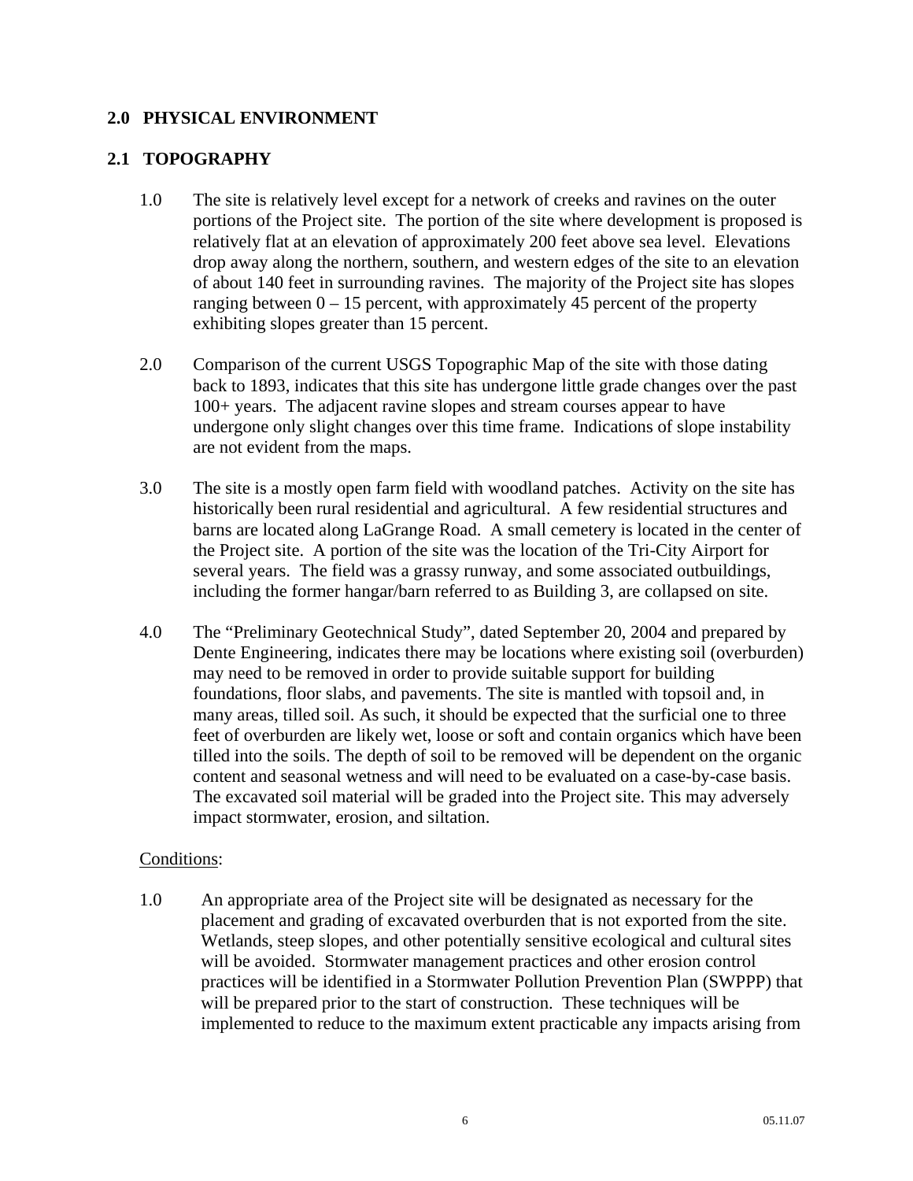## 2.0 PHYSICAL ENVIRONMENT

## 2.1 TOPOGRAPHY

1.0 The site is relatively level except for a network of creeks and ravines on the outer portions of the Project site. The portion of the site where development is proposed is relatively flat at an elevation of approximately 200 feet above sea level. Elevations drop away along the northern, southern, and western edges of the site to an elevation of about 140 feet in surrounding ravines. The majority of the Project site has slopes ranging between 0 – 15 percent, with approximately 45 percent of the property exhibiting slopes greater than 15 percent.

2.0 Comparison of the current USGS Topographic Map of the site with those dating back to 1893, indicates that this site has undergone little grade changes over the past 100+ years. The adjacent ravine slopes and stream courses appear to have undergone only slight changes over this time frame. Indications of slope instability are not evident from the maps.

3.0 The site is a mostly open farm field with woodland patches. Activity on the site has historically been rural residential and agricultural. A few residential structures and barns are located along LaGrange Road. A small cemetery is located in the center of the Project site. A portion of the site was the location of the Tri-City Airport for several years. The field was a grassy runway, and some associated outbuildings, including the former hangar/barn referred to as Building 3, are collapsed on site.

4.0 The "Preliminary Geotechnical Study", dated September 20, 2004 and prepared by Dente Engineering, indicates there may be locations where existing soil (overburden) may need to be removed in order to provide suitable support for building foundations, floor slabs, and pavements. The site is mantled with topsoil and, in many areas, tilled soil. As such, it should be expected that the surficial one to three feet of overburden are likely wet, loose or soft and contain organics which have been tilled into the soils. The depth of soil to be removed will be dependent on the organic content and seasonal wetness and will need to be evaluated on a case-by-case basis. The excavated soil material will be graded into the Project site. This may adversely impact stormwater, erosion, and siltation.

Conditions:

1.0 An appropriate area of the Project site will be designated as necessary for the placement and grading of excavated overburden that is not exported from the site. Wetlands, steep slopes, and other potentially sensitive ecological and cultural sites will be avoided. Stormwater management practices and other erosion control practices will be identified in a Stormwater Pollution Prevention Plan (SWPPP) that will be prepared prior to the start of construction. These techniques will be implemented to reduce to the maximum extent practicable any impacts arising from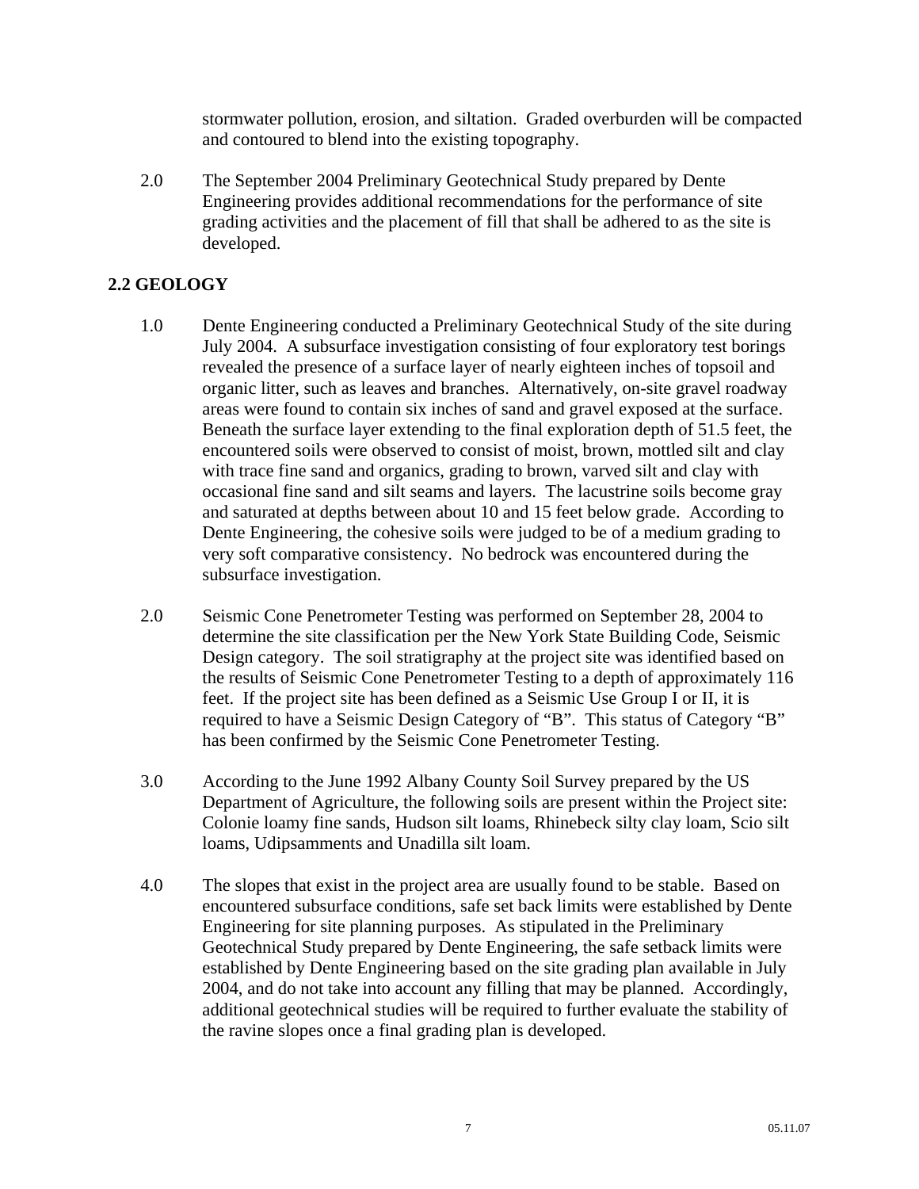stormwater pollution, erosion, and siltation. Graded overburden will be compacted and contoured to blend into the existing topography.

2.0 The September 2004 Preliminary Geotechnical Study prepared by Dente Engineering provides additional recommendations for the performance of site grading activities and the placement of fill that shall be adhered to as the site is developed.

## 2.2 GEOLOGY

1.0 Dente Engineering conducted a Preliminary Geotechnical Study of the site during July 2004. A subsurface investigation consisting of four exploratory test borings revealed the presence of a surface layer of nearly eighteen inches of topsoil and organic litter, such as leaves and branches. Alternatively, on-site gravel roadway areas were found to contain six inches of sand and gravel exposed at the surface. Beneath the surface layer extending to the final exploration depth of 51.5 feet, the encountered soils were observed to consist of moist, brown, mottled silt and clay with trace fine sand and organics, grading to brown, varved silt and clay with occasional fine sand and silt seams and layers. The lacustrine soils become gray and saturated at depths between about 10 and 15 feet below grade. According to Dente Engineering, the cohesive soils were judged to be of a medium grading to very soft comparative consistency. No bedrock was encountered during the subsurface investigation.

2.0 Seismic Cone Penetrometer Testing was performed on September 28, 2004 to determine the site classification per the New York State Building Code, Seismic Design category. The soil stratigraphy at the project site was identified based on the results of Seismic Cone Penetrometer Testing to a depth of approximately 116 feet. If the project site has been defined as a Seismic Use Group I or II, it is required to have a Seismic Design Category of "B". This status of Category "B" has been confirmed by the Seismic Cone Penetrometer Testing.

3.0 According to the June 1992 Albany County Soil Survey prepared by the US Department of Agriculture, the following soils are present within the Project site: Colonie loamy fine sands, Hudson silt loams, Rhinebeck silty clay loam, Scio silt loams, Udipsamments and Unadilla silt loam.

4.0 The slopes that exist in the project area are usually found to be stable. Based on encountered subsurface conditions, safe set back limits were established by Dente Engineering for site planning purposes. As stipulated in the Preliminary Geotechnical Study prepared by Dente Engineering, the safe setback limits were established by Dente Engineering based on the site grading plan available in July 2004, and do not take into account any filling that may be planned. Accordingly, additional geotechnical studies will be required to further evaluate the stability of the ravine slopes once a final grading plan is developed.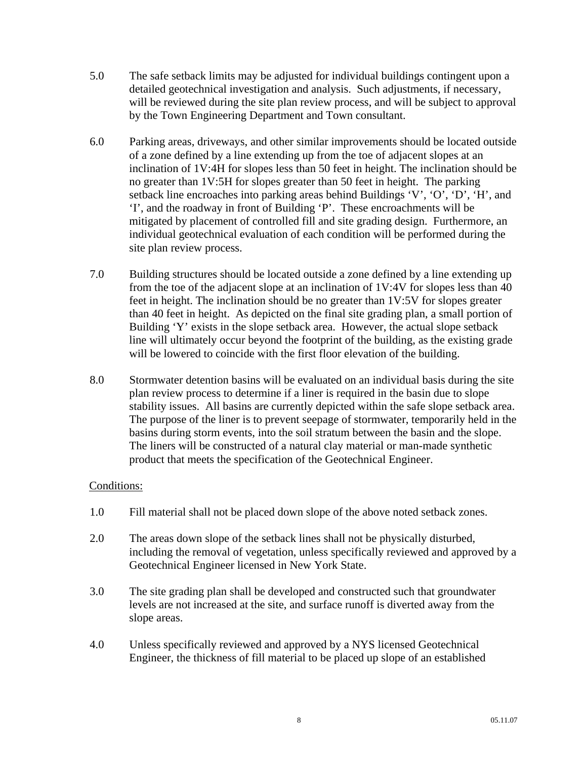5.0 The safe setback limits may be adjusted for individual buildings contingent upon a detailed geotechnical investigation and analysis. Such adjustments, if necessary, will be reviewed during the site plan review process, and will be subject to approval by the Town Engineering Department and Town consultant.

6.0 Parking areas, driveways, and other similar improvements should be located outside of a zone defined by a line extending up from the toe of adjacent slopes at an inclination of 1V:4H for slopes less than 50 feet in height. The inclination should be no greater than 1V:5H for slopes greater than 50 feet in height. The parking setback line encroaches into parking areas behind Buildings 'V', 'O', 'D', 'H', and 'I', and the roadway in front of Building 'P'. These encroachments will be mitigated by placement of controlled fill and site grading design. Furthermore, an individual geotechnical evaluation of each condition will be performed during the site plan review process.

7.0 Building structures should be located outside a zone defined by a line extending up from the toe of the adjacent slope at an inclination of 1V:4V for slopes less than 40 feet in height. The inclination should be no greater than 1V:5V for slopes greater than 40 feet in height. As depicted on the final site grading plan, a small portion of Building 'Y' exists in the slope setback area. However, the actual slope setback line will ultimately occur beyond the footprint of the building, as the existing grade will be lowered to coincide with the first floor elevation of the building.

8.0 Stormwater detention basins will be evaluated on an individual basis during the site plan review process to determine if a liner is required in the basin due to slope stability issues. All basins are currently depicted within the safe slope setback area. The purpose of the liner is to prevent seepage of stormwater, temporarily held in the basins during storm events, into the soil stratum between the basin and the slope. The liners will be constructed of a natural clay material or man-made synthetic product that meets the specification of the Geotechnical Engineer.

Conditions:

1.0 Fill material shall not be placed down slope of the above noted setback zones.

2.0 The areas down slope of the setback lines shall not be physically disturbed, including the removal of vegetation, unless specifically reviewed and approved by a Geotechnical Engineer licensed in New York State.

3.0 The site grading plan shall be developed and constructed such that groundwater levels are not increased at the site, and surface runoff is diverted away from the slope areas.

4.0 Unless specifically reviewed and approved by a NYS licensed Geotechnical Engineer, the thickness of fill material to be placed up slope of an established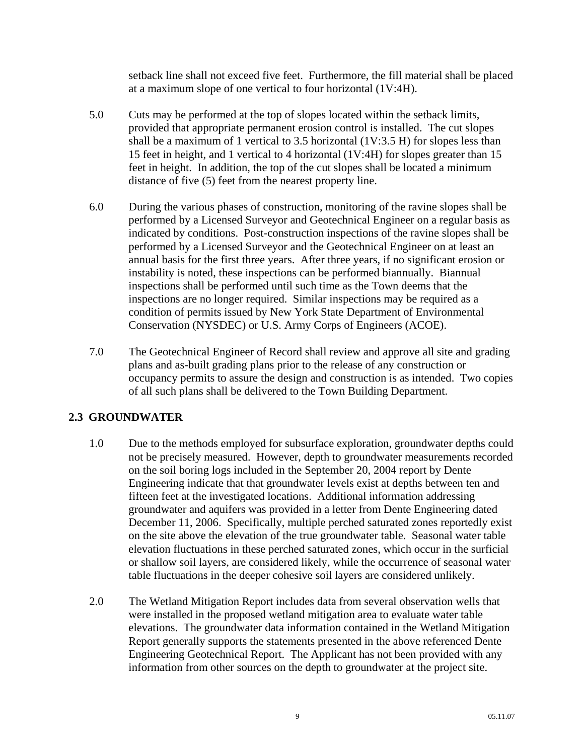setback line shall not exceed five feet. Furthermore, the fill material shall be placed at a maximum slope of one vertical to four horizontal (1V:4H).

5.0 Cuts may be performed at the top of slopes located within the setback limits, provided that appropriate permanent erosion control is installed. The cut slopes shall be a maximum of 1 vertical to 3.5 horizontal (1V:3.5 H) for slopes less than 15 feet in height, and 1 vertical to 4 horizontal (1V:4H) for slopes greater than 15 feet in height. In addition, the top of the cut slopes shall be located a minimum distance of five (5) feet from the nearest property line.

6.0 During the various phases of construction, monitoring of the ravine slopes shall be performed by a Licensed Surveyor and Geotechnical Engineer on a regular basis as indicated by conditions. Post-construction inspections of the ravine slopes shall be performed by a Licensed Surveyor and the Geotechnical Engineer on at least an annual basis for the first three years. After three years, if no significant erosion or instability is noted, these inspections can be performed biannually. Biannual inspections shall be performed until such time as the Town deems that the inspections are no longer required. Similar inspections may be required as a condition of permits issued by New York State Department of Environmental Conservation (NYSDEC) or U.S. Army Corps of Engineers (ACOE).

7.0 The Geotechnical Engineer of Record shall review and approve all site and grading plans and as-built grading plans prior to the release of any construction or occupancy permits to assure the design and construction is as intended. Two copies of all such plans shall be delivered to the Town Building Department.

## 2.3 GROUNDWATER

1.0 Due to the methods employed for subsurface exploration, groundwater depths could not be precisely measured. However, depth to groundwater measurements recorded on the soil boring logs included in the September 20, 2004 report by Dente Engineering indicate that that groundwater levels exist at depths between ten and fifteen feet at the investigated locations. Additional information addressing groundwater and aquifers was provided in a letter from Dente Engineering dated December 11, 2006. Specifically, multiple perched saturated zones reportedly exist on the site above the elevation of the true groundwater table. Seasonal water table elevation fluctuations in these perched saturated zones, which occur in the surficial or shallow soil layers, are considered likely, while the occurrence of seasonal water table fluctuations in the deeper cohesive soil layers are considered unlikely.

2.0 The Wetland Mitigation Report includes data from several observation wells that were installed in the proposed wetland mitigation area to evaluate water table elevations. The groundwater data information contained in the Wetland Mitigation Report generally supports the statements presented in the above referenced Dente Engineering Geotechnical Report. The Applicant has not been provided with any information from other sources on the depth to groundwater at the project site.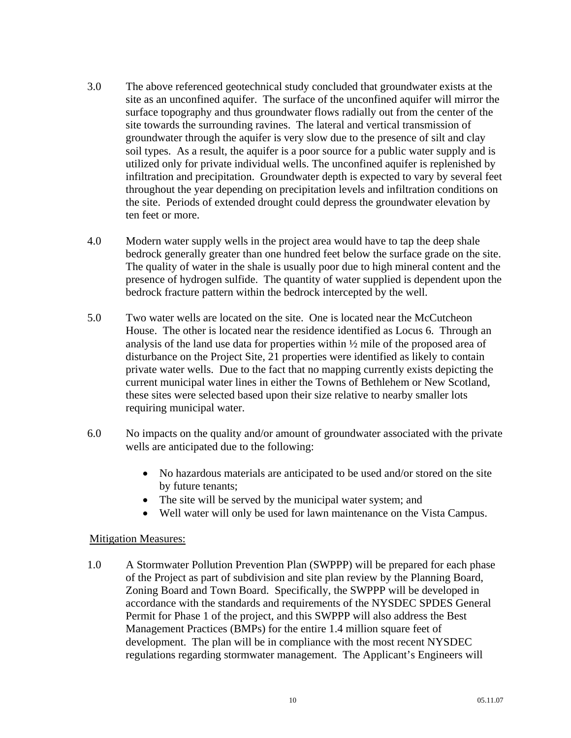3.0 The above referenced geotechnical study concluded that groundwater exists at the site as an unconfined aquifer. The surface of the unconfined aquifer will mirror the surface topography and thus groundwater flows radially out from the center of the site towards the surrounding ravines. The lateral and vertical transmission of groundwater through the aquifer is very slow due to the presence of silt and clay soil types. As a result, the aquifer is a poor source for a public water supply and is utilized only for private individual wells. The unconfined aquifer is replenished by infiltration and precipitation. Groundwater depth is expected to vary by several feet throughout the year depending on precipitation levels and infiltration conditions on the site. Periods of extended drought could depress the groundwater elevation by ten feet or more.

4.0 Modern water supply wells in the project area would have to tap the deep shale bedrock generally greater than one hundred feet below the surface grade on the site. The quality of water in the shale is usually poor due to high mineral content and the presence of hydrogen sulfide. The quantity of water supplied is dependent upon the bedrock fracture pattern within the bedrock intercepted by the well.

5.0 Two water wells are located on the site. One is located near the McCutcheon House. The other is located near the residence identified as Locus 6. Through an analysis of the land use data for properties within ½ mile of the proposed area of disturbance on the Project Site, 21 properties were identified as likely to contain private water wells. Due to the fact that no mapping currently exists depicting the current municipal water lines in either the Towns of Bethlehem or New Scotland, these sites were selected based upon their size relative to nearby smaller lots requiring municipal water.

6.0 No impacts on the quality and/or amount of groundwater associated with the private wells are anticipated due to the following:

- No hazardous materials are anticipated to be used and/or stored on the site by future tenants;
- The site will be served by the municipal water system; and
- Well water will only be used for lawn maintenance on the Vista Campus.

Mitigation Measures:

1.0 A Stormwater Pollution Prevention Plan (SWPPP) will be prepared for each phase of the Project as part of subdivision and site plan review by the Planning Board, Zoning Board and Town Board. Specifically, the SWPPP will be developed in accordance with the standards and requirements of the NYSDEC SPDES General Permit for Phase 1 of the project, and this SWPPP will also address the Best Management Practices (BMPs) for the entire 1.4 million square feet of development. The plan will be in compliance with the most recent NYSDEC regulations regarding stormwater management. The Applicant's Engineers will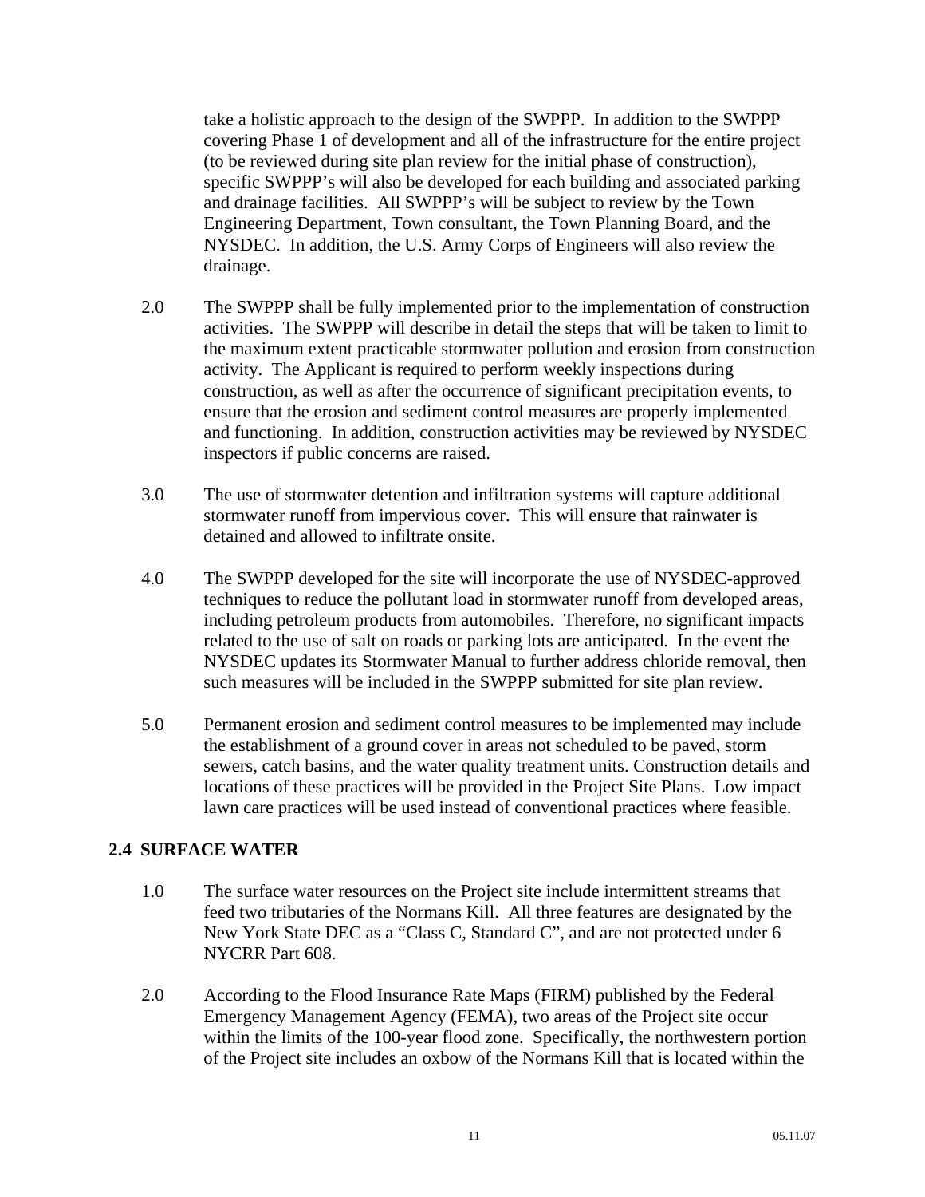take a holistic approach to the design of the SWPPP. In addition to the SWPPP covering Phase 1 of development and all of the infrastructure for the entire project (to be reviewed during site plan review for the initial phase of construction), specific SWPPP's will also be developed for each building and associated parking and drainage facilities. All SWPPP's will be subject to review by the Town Engineering Department, Town consultant, the Town Planning Board, and the NYSDEC. In addition, the U.S. Army Corps of Engineers will also review the drainage.

2.0 The SWPPP shall be fully implemented prior to the implementation of construction activities. The SWPPP will describe in detail the steps that will be taken to limit to the maximum extent practicable stormwater pollution and erosion from construction activity. The Applicant is required to perform weekly inspections during construction, as well as after the occurrence of significant precipitation events, to ensure that the erosion and sediment control measures are properly implemented and functioning. In addition, construction activities may be reviewed by NYSDEC inspectors if public concerns are raised.

3.0 The use of stormwater detention and infiltration systems will capture additional stormwater runoff from impervious cover. This will ensure that rainwater is detained and allowed to infiltrate onsite.

4.0 The SWPPP developed for the site will incorporate the use of NYSDEC-approved techniques to reduce the pollutant load in stormwater runoff from developed areas, including petroleum products from automobiles. Therefore, no significant impacts related to the use of salt on roads or parking lots are anticipated. In the event the NYSDEC updates its Stormwater Manual to further address chloride removal, then such measures will be included in the SWPPP submitted for site plan review.

5.0 Permanent erosion and sediment control measures to be implemented may include the establishment of a ground cover in areas not scheduled to be paved, storm sewers, catch basins, and the water quality treatment units. Construction details and locations of these practices will be provided in the Project Site Plans. Low impact lawn care practices will be used instead of conventional practices where feasible.

## 2.4 SURFACE WATER

1.0 The surface water resources on the Project site include intermittent streams that feed two tributaries of the Normans Kill. All three features are designated by the New York State DEC as a "Class C, Standard C", and are not protected under 6 NYCRR Part 608.

2.0 According to the Flood Insurance Rate Maps (FIRM) published by the Federal Emergency Management Agency (FEMA), two areas of the Project site occur within the limits of the 100-year flood zone. Specifically, the northwestern portion of the Project site includes an oxbow of the Normans Kill that is located within the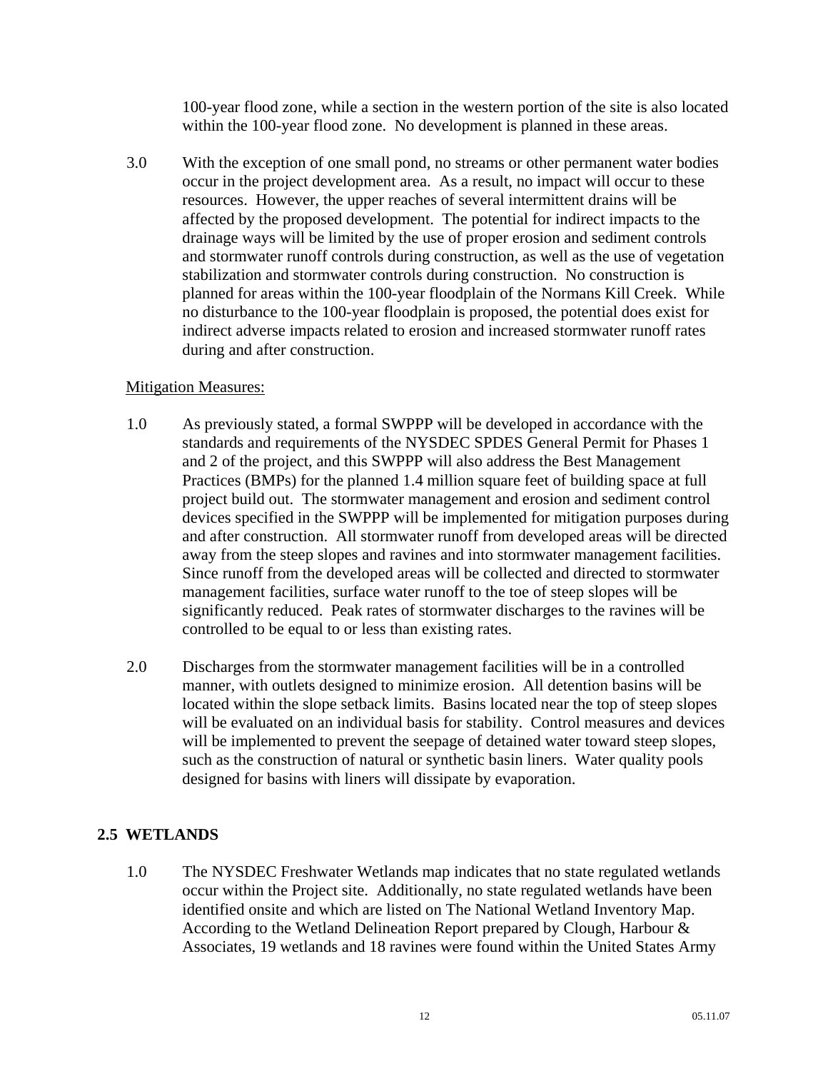100-year flood zone, while a section in the western portion of the site is also located within the 100-year flood zone. No development is planned in these areas.

3.0 With the exception of one small pond, no streams or other permanent water bodies occur in the project development area. As a result, no impact will occur to these resources. However, the upper reaches of several intermittent drains will be affected by the proposed development. The potential for indirect impacts to the drainage ways will be limited by the use of proper erosion and sediment controls and stormwater runoff controls during construction, as well as the use of vegetation stabilization and stormwater controls during construction. No construction is planned for areas within the 100-year floodplain of the Normans Kill Creek. While no disturbance to the 100-year floodplain is proposed, the potential does exist for indirect adverse impacts related to erosion and increased stormwater runoff rates during and after construction.

Mitigation Measures:

1.0 As previously stated, a formal SWPPP will be developed in accordance with the standards and requirements of the NYSDEC SPDES General Permit for Phases 1 and 2 of the project, and this SWPPP will also address the Best Management Practices (BMPs) for the planned 1.4 million square feet of building space at full project build out. The stormwater management and erosion and sediment control devices specified in the SWPPP will be implemented for mitigation purposes during and after construction. All stormwater runoff from developed areas will be directed away from the steep slopes and ravines and into stormwater management facilities. Since runoff from the developed areas will be collected and directed to stormwater management facilities, surface water runoff to the toe of steep slopes will be significantly reduced. Peak rates of stormwater discharges to the ravines will be controlled to be equal to or less than existing rates.

2.0 Discharges from the stormwater management facilities will be in a controlled manner, with outlets designed to minimize erosion. All detention basins will be located within the slope setback limits. Basins located near the top of steep slopes will be evaluated on an individual basis for stability. Control measures and devices will be implemented to prevent the seepage of detained water toward steep slopes, such as the construction of natural or synthetic basin liners. Water quality pools designed for basins with liners will dissipate by evaporation.

## 2.5 WETLANDS

1.0 The NYSDEC Freshwater Wetlands map indicates that no state regulated wetlands occur within the Project site. Additionally, no state regulated wetlands have been identified onsite and which are listed on The National Wetland Inventory Map. According to the Wetland Delineation Report prepared by Clough, Harbour & Associates, 19 wetlands and 18 ravines were found within the United States Army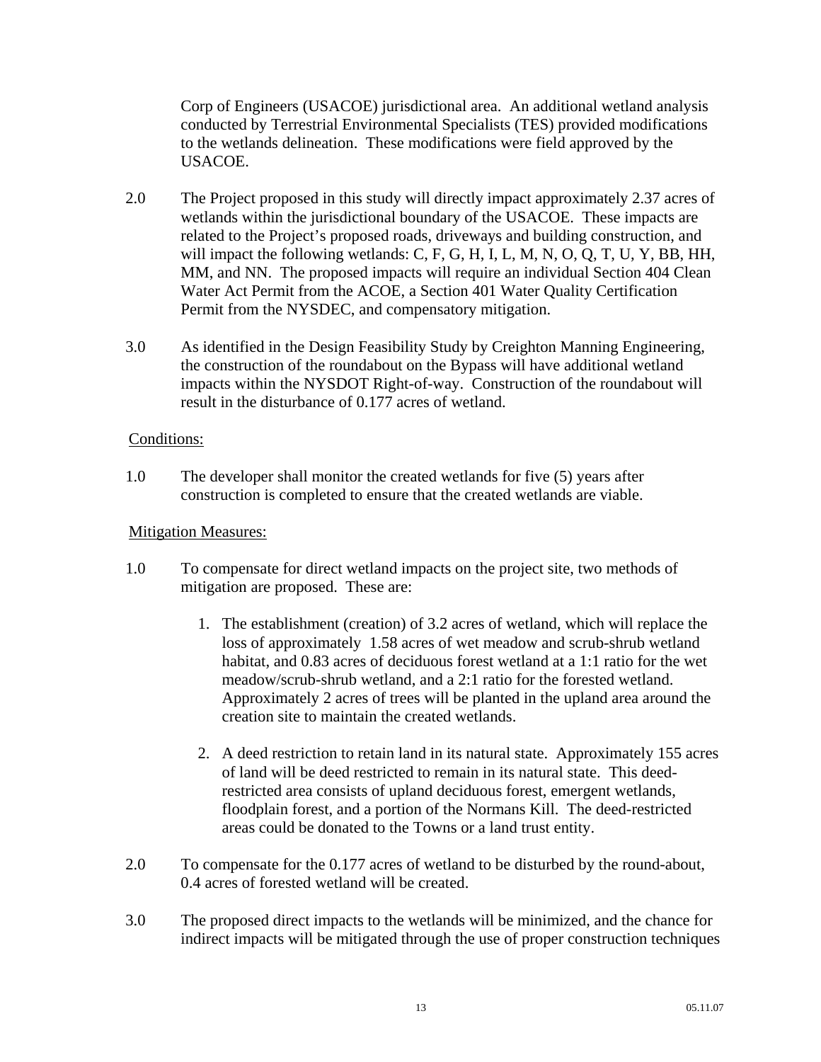Corp of Engineers (USACOE) jurisdictional area. An additional wetland analysis conducted by Terrestrial Environmental Specialists (TES) provided modifications to the wetlands delineation. These modifications were field approved by the USACOE.

2.0 The Project proposed in this study will directly impact approximately 2.37 acres of wetlands within the jurisdictional boundary of the USACOE. These impacts are related to the Project's proposed roads, driveways and building construction, and will impact the following wetlands: C, F, G, H, I, L, M, N, O, Q, T, U, Y, BB, HH, MM, and NN. The proposed impacts will require an individual Section 404 Clean Water Act Permit from the ACOE, a Section 401 Water Quality Certification Permit from the NYSDEC, and compensatory mitigation.

3.0 As identified in the Design Feasibility Study by Creighton Manning Engineering, the construction of the roundabout on the Bypass will have additional wetland impacts within the NYSDOT Right-of-way. Construction of the roundabout will result in the disturbance of 0.177 acres of wetland.

Conditions:

1.0 The developer shall monitor the created wetlands for five (5) years after construction is completed to ensure that the created wetlands are viable.

Mitigation Measures:

1.0 To compensate for direct wetland impacts on the project site, two methods of mitigation are proposed. These are:

1. The establishment (creation) of 3.2 acres of wetland, which will replace the loss of approximately 1.58 acres of wet meadow and scrub-shrub wetland habitat, and 0.83 acres of deciduous forest wetland at a 1:1 ratio for the wet meadow/scrub-shrub wetland, and a 2:1 ratio for the forested wetland. Approximately 2 acres of trees will be planted in the upland area around the creation site to maintain the created wetlands.

2. A deed restriction to retain land in its natural state. Approximately 155 acres of land will be deed restricted to remain in its natural state. This deed-restricted area consists of upland deciduous forest, emergent wetlands, floodplain forest, and a portion of the Normans Kill. The deed-restricted areas could be donated to the Towns or a land trust entity.

2.0 To compensate for the 0.177 acres of wetland to be disturbed by the round-about, 0.4 acres of forested wetland will be created.

3.0 The proposed direct impacts to the wetlands will be minimized, and the chance for indirect impacts will be mitigated through the use of proper construction techniques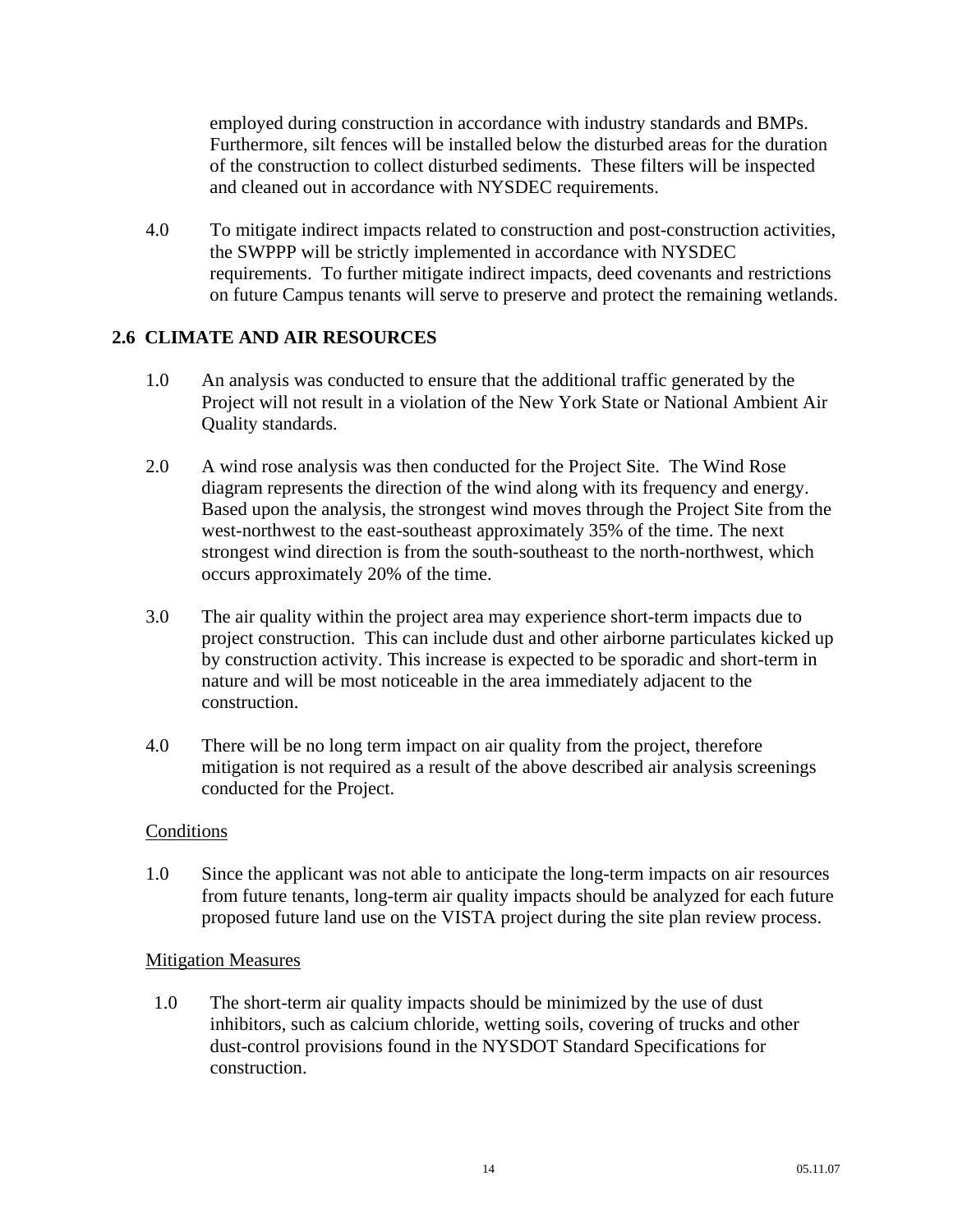employed during construction in accordance with industry standards and BMPs. Furthermore, silt fences will be installed below the disturbed areas for the duration of the construction to collect disturbed sediments. These filters will be inspected and cleaned out in accordance with NYSDEC requirements.

4.0 To mitigate indirect impacts related to construction and post-construction activities, the SWPPP will be strictly implemented in accordance with NYSDEC requirements. To further mitigate indirect impacts, deed covenants and restrictions on future Campus tenants will serve to preserve and protect the remaining wetlands.

## 2.6 CLIMATE AND AIR RESOURCES

1.0 An analysis was conducted to ensure that the additional traffic generated by the Project will not result in a violation of the New York State or National Ambient Air Quality standards.

2.0 A wind rose analysis was then conducted for the Project Site. The Wind Rose diagram represents the direction of the wind along with its frequency and energy. Based upon the analysis, the strongest wind moves through the Project Site from the west-northwest to the east-southeast approximately 35% of the time. The next strongest wind direction is from the south-southeast to the north-northwest, which occurs approximately 20% of the time.

3.0 The air quality within the project area may experience short-term impacts due to project construction. This can include dust and other airborne particulates kicked up by construction activity. This increase is expected to be sporadic and short-term in nature and will be most noticeable in the area immediately adjacent to the construction.

4.0 There will be no long term impact on air quality from the project, therefore mitigation is not required as a result of the above described air analysis screenings conducted for the Project.

<u>Conditions</u>

1.0 Since the applicant was not able to anticipate the long-term impacts on air resources from future tenants, long-term air quality impacts should be analyzed for each future proposed future land use on the VISTA project during the site plan review process.

<u>Mitigation Measures</u>

1.0 The short-term air quality impacts should be minimized by the use of dust inhibitors, such as calcium chloride, wetting soils, covering of trucks and other dust-control provisions found in the NYSDOT Standard Specifications for construction.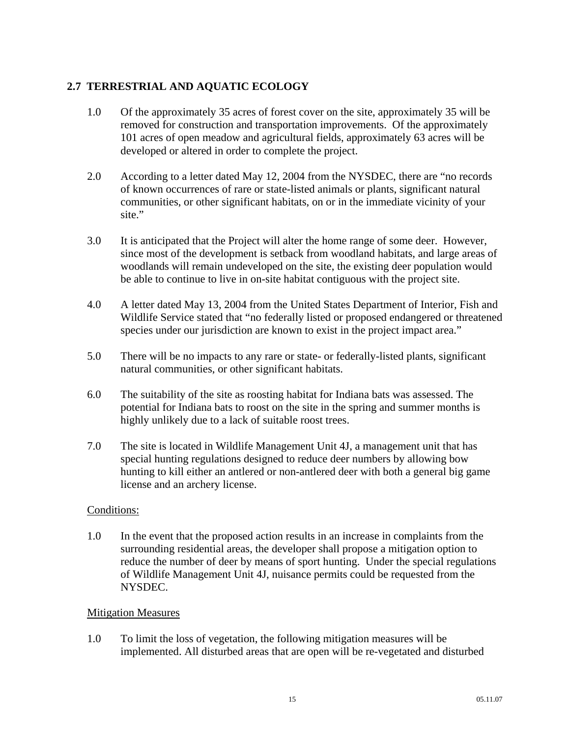## 2.7 TERRESTRIAL AND AQUATIC ECOLOGY

1.0 Of the approximately 35 acres of forest cover on the site, approximately 35 will be removed for construction and transportation improvements. Of the approximately 101 acres of open meadow and agricultural fields, approximately 63 acres will be developed or altered in order to complete the project.

2.0 According to a letter dated May 12, 2004 from the NYSDEC, there are "no records of known occurrences of rare or state-listed animals or plants, significant natural communities, or other significant habitats, on or in the immediate vicinity of your site."

3.0 It is anticipated that the Project will alter the home range of some deer. However, since most of the development is setback from woodland habitats, and large areas of woodlands will remain undeveloped on the site, the existing deer population would be able to continue to live in on-site habitat contiguous with the project site.

4.0 A letter dated May 13, 2004 from the United States Department of Interior, Fish and Wildlife Service stated that "no federally listed or proposed endangered or threatened species under our jurisdiction are known to exist in the project impact area."

5.0 There will be no impacts to any rare or state- or federally-listed plants, significant natural communities, or other significant habitats.

6.0 The suitability of the site as roosting habitat for Indiana bats was assessed. The potential for Indiana bats to roost on the site in the spring and summer months is highly unlikely due to a lack of suitable roost trees.

7.0 The site is located in Wildlife Management Unit 4J, a management unit that has special hunting regulations designed to reduce deer numbers by allowing bow hunting to kill either an antlered or non-antlered deer with both a general big game license and an archery license.

Conditions:

1.0 In the event that the proposed action results in an increase in complaints from the surrounding residential areas, the developer shall propose a mitigation option to reduce the number of deer by means of sport hunting. Under the special regulations of Wildlife Management Unit 4J, nuisance permits could be requested from the NYSDEC.

Mitigation Measures

1.0 To limit the loss of vegetation, the following mitigation measures will be implemented. All disturbed areas that are open will be re-vegetated and disturbed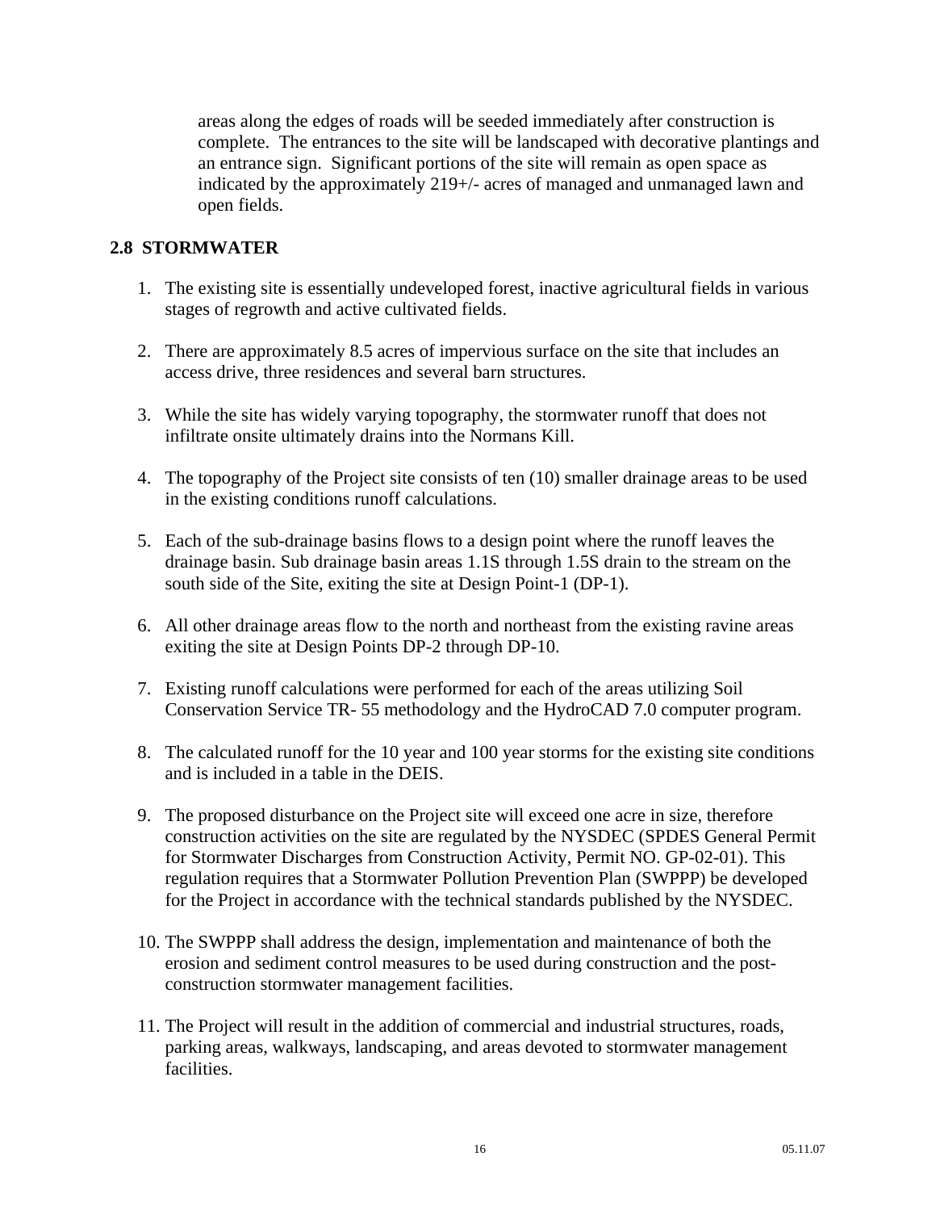areas along the edges of roads will be seeded immediately after construction is complete. The entrances to the site will be landscaped with decorative plantings and an entrance sign. Significant portions of the site will remain as open space as indicated by the approximately 219+/- acres of managed and unmanaged lawn and open fields.

## 2.8 STORMWATER

1. The existing site is essentially undeveloped forest, inactive agricultural fields in various stages of regrowth and active cultivated fields.

2. There are approximately 8.5 acres of impervious surface on the site that includes an access drive, three residences and several barn structures.

3. While the site has widely varying topography, the stormwater runoff that does not infiltrate onsite ultimately drains into the Normans Kill.

4. The topography of the Project site consists of ten (10) smaller drainage areas to be used in the existing conditions runoff calculations.

5. Each of the sub-drainage basins flows to a design point where the runoff leaves the drainage basin. Sub drainage basin areas 1.1S through 1.5S drain to the stream on the south side of the Site, exiting the site at Design Point-1 (DP-1).

6. All other drainage areas flow to the north and northeast from the existing ravine areas exiting the site at Design Points DP-2 through DP-10.

7. Existing runoff calculations were performed for each of the areas utilizing Soil Conservation Service TR- 55 methodology and the HydroCAD 7.0 computer program.

8. The calculated runoff for the 10 year and 100 year storms for the existing site conditions and is included in a table in the DEIS.

9. The proposed disturbance on the Project site will exceed one acre in size, therefore construction activities on the site are regulated by the NYSDEC (SPDES General Permit for Stormwater Discharges from Construction Activity, Permit NO. GP-02-01). This regulation requires that a Stormwater Pollution Prevention Plan (SWPPP) be developed for the Project in accordance with the technical standards published by the NYSDEC.

10. The SWPPP shall address the design, implementation and maintenance of both the erosion and sediment control measures to be used during construction and the post-construction stormwater management facilities.

11. The Project will result in the addition of commercial and industrial structures, roads, parking areas, walkways, landscaping, and areas devoted to stormwater management facilities.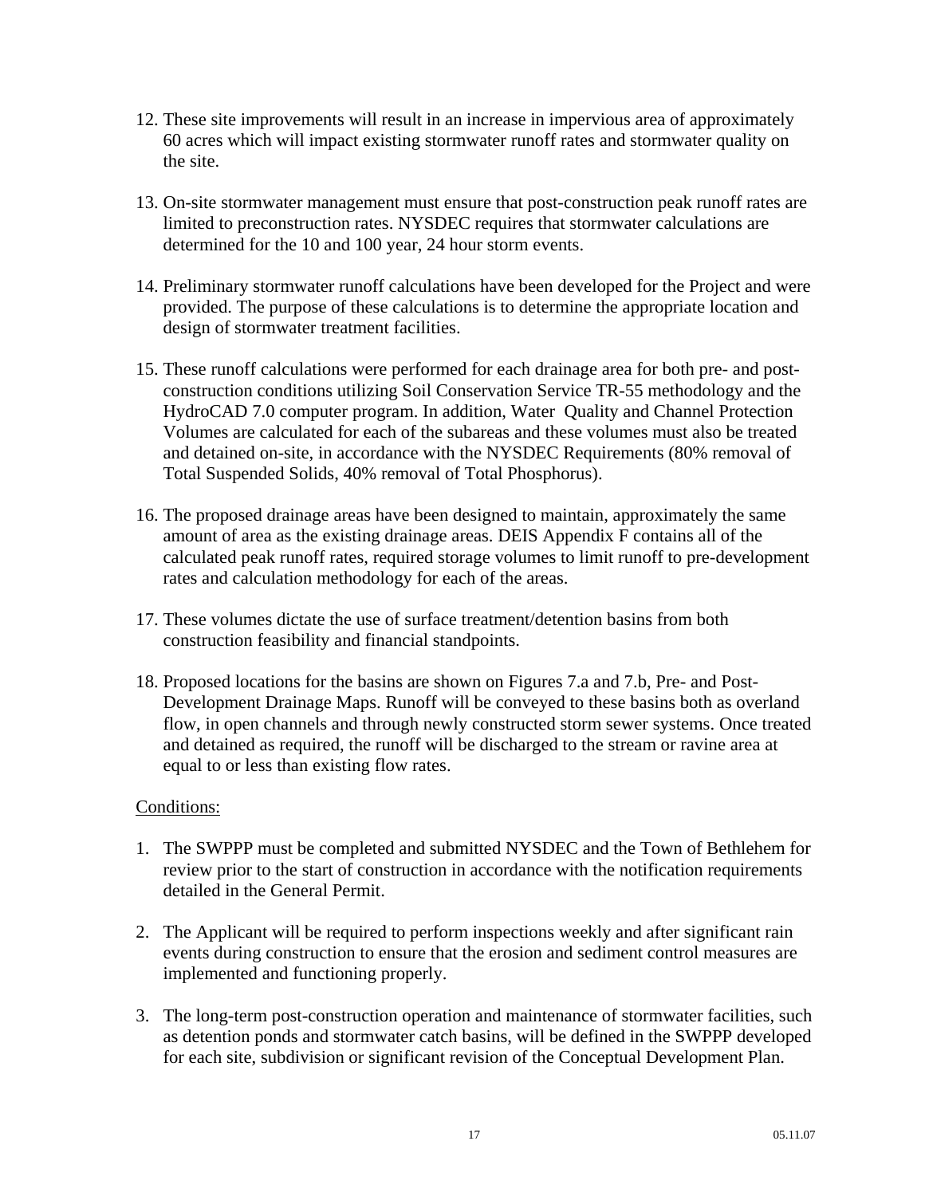12. These site improvements will result in an increase in impervious area of approximately 60 acres which will impact existing stormwater runoff rates and stormwater quality on the site.

13. On-site stormwater management must ensure that post-construction peak runoff rates are limited to preconstruction rates. NYSDEC requires that stormwater calculations are determined for the 10 and 100 year, 24 hour storm events.

14. Preliminary stormwater runoff calculations have been developed for the Project and were provided. The purpose of these calculations is to determine the appropriate location and design of stormwater treatment facilities.

15. These runoff calculations were performed for each drainage area for both pre- and post-construction conditions utilizing Soil Conservation Service TR-55 methodology and the HydroCAD 7.0 computer program. In addition, Water Quality and Channel Protection Volumes are calculated for each of the subareas and these volumes must also be treated and detained on-site, in accordance with the NYSDEC Requirements (80% removal of Total Suspended Solids, 40% removal of Total Phosphorus).

16. The proposed drainage areas have been designed to maintain, approximately the same amount of area as the existing drainage areas. DEIS Appendix F contains all of the calculated peak runoff rates, required storage volumes to limit runoff to pre-development rates and calculation methodology for each of the areas.

17. These volumes dictate the use of surface treatment/detention basins from both construction feasibility and financial standpoints.

18. Proposed locations for the basins are shown on Figures 7.a and 7.b, Pre- and Post-Development Drainage Maps. Runoff will be conveyed to these basins both as overland flow, in open channels and through newly constructed storm sewer systems. Once treated and detained as required, the runoff will be discharged to the stream or ravine area at equal to or less than existing flow rates.

Conditions:

1. The SWPPP must be completed and submitted NYSDEC and the Town of Bethlehem for review prior to the start of construction in accordance with the notification requirements detailed in the General Permit.

2. The Applicant will be required to perform inspections weekly and after significant rain events during construction to ensure that the erosion and sediment control measures are implemented and functioning properly.

3. The long-term post-construction operation and maintenance of stormwater facilities, such as detention ponds and stormwater catch basins, will be defined in the SWPPP developed for each site, subdivision or significant revision of the Conceptual Development Plan.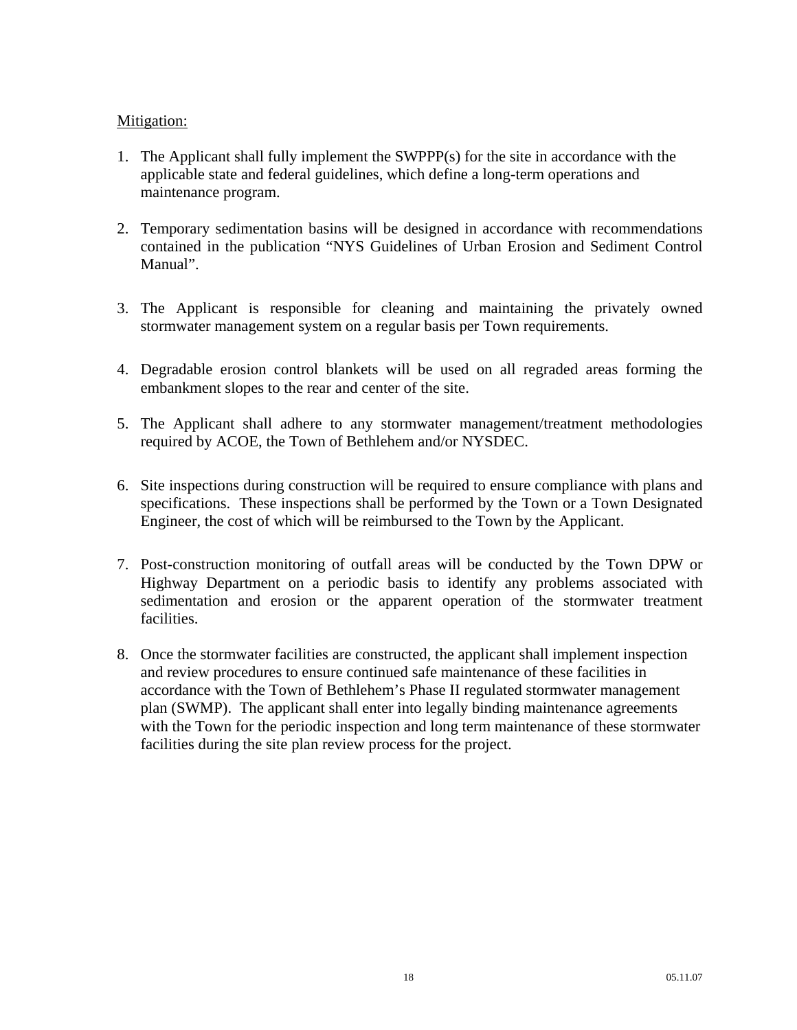Mitigation:

1. The Applicant shall fully implement the SWPPP(s) for the site in accordance with the applicable state and federal guidelines, which define a long-term operations and maintenance program.

2. Temporary sedimentation basins will be designed in accordance with recommendations contained in the publication "NYS Guidelines of Urban Erosion and Sediment Control Manual".

3. The Applicant is responsible for cleaning and maintaining the privately owned stormwater management system on a regular basis per Town requirements.

4. Degradable erosion control blankets will be used on all regraded areas forming the embankment slopes to the rear and center of the site.

5. The Applicant shall adhere to any stormwater management/treatment methodologies required by ACOE, the Town of Bethlehem and/or NYSDEC.

6. Site inspections during construction will be required to ensure compliance with plans and specifications. These inspections shall be performed by the Town or a Town Designated Engineer, the cost of which will be reimbursed to the Town by the Applicant.

7. Post-construction monitoring of outfall areas will be conducted by the Town DPW or Highway Department on a periodic basis to identify any problems associated with sedimentation and erosion or the apparent operation of the stormwater treatment facilities.

8. Once the stormwater facilities are constructed, the applicant shall implement inspection and review procedures to ensure continued safe maintenance of these facilities in accordance with the Town of Bethlehem's Phase II regulated stormwater management plan (SWMP). The applicant shall enter into legally binding maintenance agreements with the Town for the periodic inspection and long term maintenance of these stormwater facilities during the site plan review process for the project.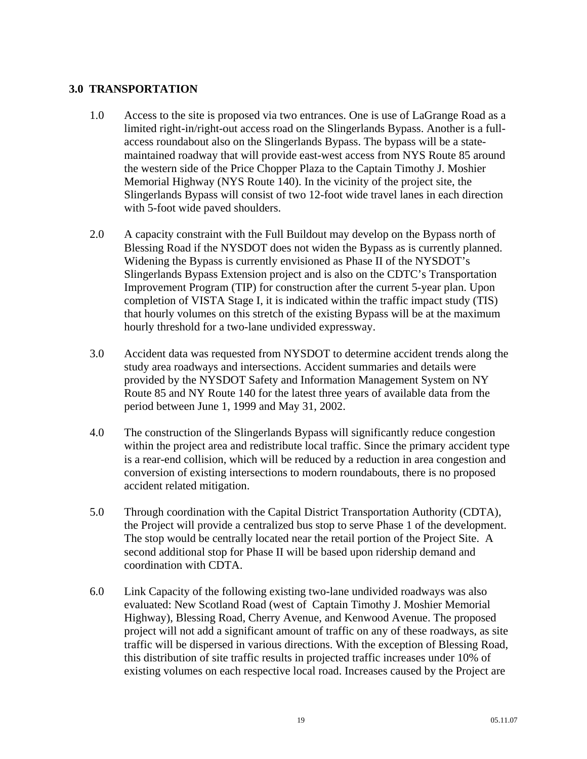## 3.0 TRANSPORTATION

1.0 Access to the site is proposed via two entrances. One is use of LaGrange Road as a limited right-in/right-out access road on the Slingerlands Bypass. Another is a full-access roundabout also on the Slingerlands Bypass. The bypass will be a state-maintained roadway that will provide east-west access from NYS Route 85 around the western side of the Price Chopper Plaza to the Captain Timothy J. Moshier Memorial Highway (NYS Route 140). In the vicinity of the project site, the Slingerlands Bypass will consist of two 12-foot wide travel lanes in each direction with 5-foot wide paved shoulders.

2.0 A capacity constraint with the Full Buildout may develop on the Bypass north of Blessing Road if the NYSDOT does not widen the Bypass as is currently planned. Widening the Bypass is currently envisioned as Phase II of the NYSDOT's Slingerlands Bypass Extension project and is also on the CDTC's Transportation Improvement Program (TIP) for construction after the current 5-year plan. Upon completion of VISTA Stage I, it is indicated within the traffic impact study (TIS) that hourly volumes on this stretch of the existing Bypass will be at the maximum hourly threshold for a two-lane undivided expressway.

3.0 Accident data was requested from NYSDOT to determine accident trends along the study area roadways and intersections. Accident summaries and details were provided by the NYSDOT Safety and Information Management System on NY Route 85 and NY Route 140 for the latest three years of available data from the period between June 1, 1999 and May 31, 2002.

4.0 The construction of the Slingerlands Bypass will significantly reduce congestion within the project area and redistribute local traffic. Since the primary accident type is a rear-end collision, which will be reduced by a reduction in area congestion and conversion of existing intersections to modern roundabouts, there is no proposed accident related mitigation.

5.0 Through coordination with the Capital District Transportation Authority (CDTA), the Project will provide a centralized bus stop to serve Phase 1 of the development. The stop would be centrally located near the retail portion of the Project Site. A second additional stop for Phase II will be based upon ridership demand and coordination with CDTA.

6.0 Link Capacity of the following existing two-lane undivided roadways was also evaluated: New Scotland Road (west of Captain Timothy J. Moshier Memorial Highway), Blessing Road, Cherry Avenue, and Kenwood Avenue. The proposed project will not add a significant amount of traffic on any of these roadways, as site traffic will be dispersed in various directions. With the exception of Blessing Road, this distribution of site traffic results in projected traffic increases under 10% of existing volumes on each respective local road. Increases caused by the Project are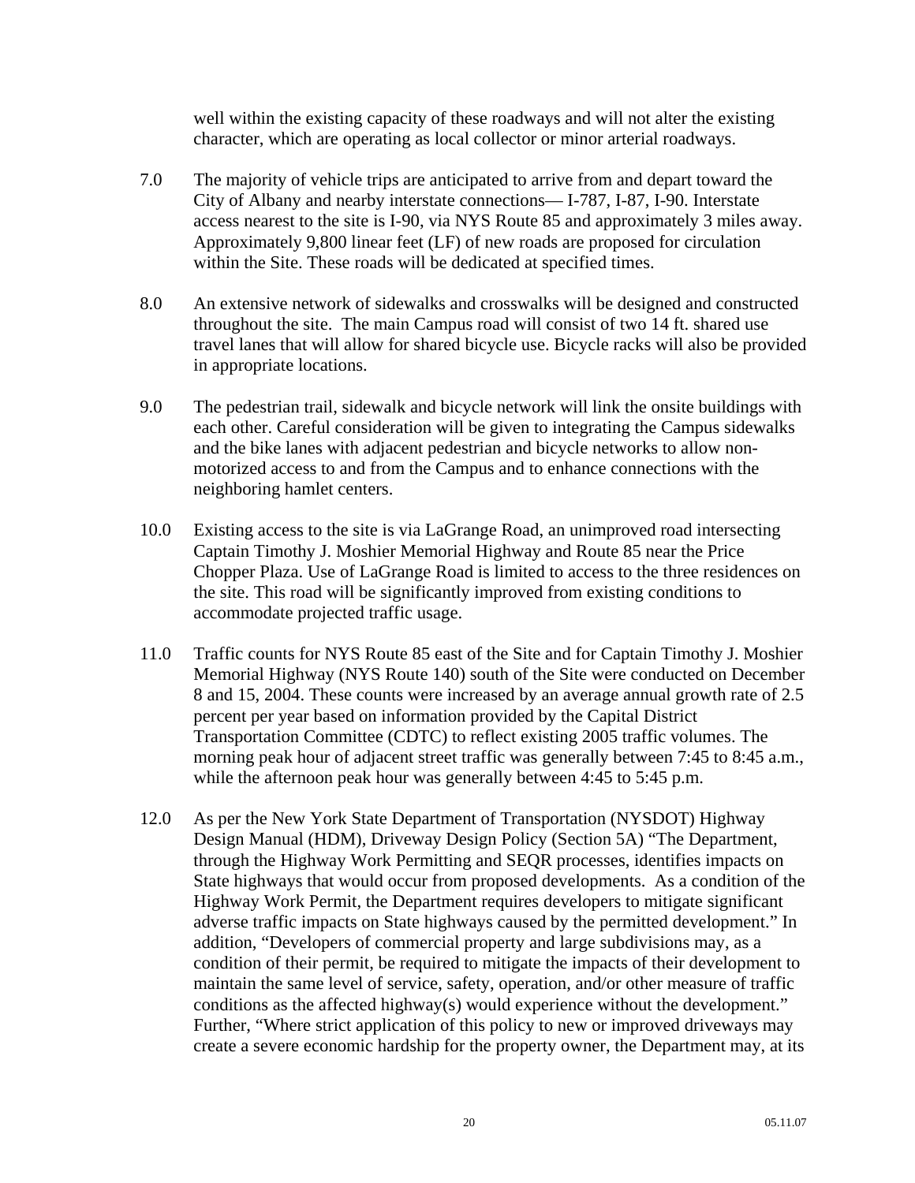well within the existing capacity of these roadways and will not alter the existing character, which are operating as local collector or minor arterial roadways.

7.0 The majority of vehicle trips are anticipated to arrive from and depart toward the City of Albany and nearby interstate connections— I-787, I-87, I-90. Interstate access nearest to the site is I-90, via NYS Route 85 and approximately 3 miles away. Approximately 9,800 linear feet (LF) of new roads are proposed for circulation within the Site. These roads will be dedicated at specified times.

8.0 An extensive network of sidewalks and crosswalks will be designed and constructed throughout the site. The main Campus road will consist of two 14 ft. shared use travel lanes that will allow for shared bicycle use. Bicycle racks will also be provided in appropriate locations.

9.0 The pedestrian trail, sidewalk and bicycle network will link the onsite buildings with each other. Careful consideration will be given to integrating the Campus sidewalks and the bike lanes with adjacent pedestrian and bicycle networks to allow non-motorized access to and from the Campus and to enhance connections with the neighboring hamlet centers.

10.0 Existing access to the site is via LaGrange Road, an unimproved road intersecting Captain Timothy J. Moshier Memorial Highway and Route 85 near the Price Chopper Plaza. Use of LaGrange Road is limited to access to the three residences on the site. This road will be significantly improved from existing conditions to accommodate projected traffic usage.

11.0 Traffic counts for NYS Route 85 east of the Site and for Captain Timothy J. Moshier Memorial Highway (NYS Route 140) south of the Site were conducted on December 8 and 15, 2004. These counts were increased by an average annual growth rate of 2.5 percent per year based on information provided by the Capital District Transportation Committee (CDTC) to reflect existing 2005 traffic volumes. The morning peak hour of adjacent street traffic was generally between 7:45 to 8:45 a.m., while the afternoon peak hour was generally between 4:45 to 5:45 p.m.

12.0 As per the New York State Department of Transportation (NYSDOT) Highway Design Manual (HDM), Driveway Design Policy (Section 5A) "The Department, through the Highway Work Permitting and SEQR processes, identifies impacts on State highways that would occur from proposed developments. As a condition of the Highway Work Permit, the Department requires developers to mitigate significant adverse traffic impacts on State highways caused by the permitted development." In addition, "Developers of commercial property and large subdivisions may, as a condition of their permit, be required to mitigate the impacts of their development to maintain the same level of service, safety, operation, and/or other measure of traffic conditions as the affected highway(s) would experience without the development." Further, "Where strict application of this policy to new or improved driveways may create a severe economic hardship for the property owner, the Department may, at its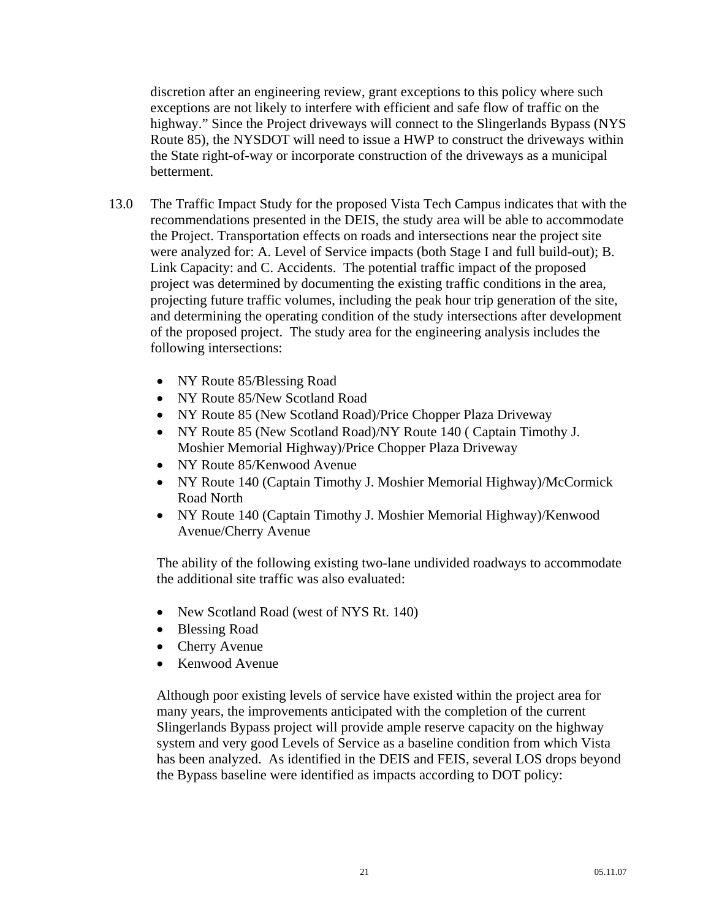discretion after an engineering review, grant exceptions to this policy where such exceptions are not likely to interfere with efficient and safe flow of traffic on the highway." Since the Project driveways will connect to the Slingerlands Bypass (NYS Route 85), the NYSDOT will need to issue a HWP to construct the driveways within the State right-of-way or incorporate construction of the driveways as a municipal betterment.

13.0 The Traffic Impact Study for the proposed Vista Tech Campus indicates that with the recommendations presented in the DEIS, the study area will be able to accommodate the Project. Transportation effects on roads and intersections near the project site were analyzed for: A. Level of Service impacts (both Stage I and full build-out); B. Link Capacity: and C. Accidents. The potential traffic impact of the proposed project was determined by documenting the existing traffic conditions in the area, projecting future traffic volumes, including the peak hour trip generation of the site, and determining the operating condition of the study intersections after development of the proposed project. The study area for the engineering analysis includes the following intersections:

- NY Route 85/Blessing Road
- NY Route 85/New Scotland Road
- NY Route 85 (New Scotland Road)/Price Chopper Plaza Driveway
- NY Route 85 (New Scotland Road)/NY Route 140 ( Captain Timothy J. Moshier Memorial Highway)/Price Chopper Plaza Driveway
- NY Route 85/Kenwood Avenue
- NY Route 140 (Captain Timothy J. Moshier Memorial Highway)/McCormick Road North
- NY Route 140 (Captain Timothy J. Moshier Memorial Highway)/Kenwood Avenue/Cherry Avenue

The ability of the following existing two-lane undivided roadways to accommodate the additional site traffic was also evaluated:

- New Scotland Road (west of NYS Rt. 140)
- Blessing Road
- Cherry Avenue
- Kenwood Avenue

Although poor existing levels of service have existed within the project area for many years, the improvements anticipated with the completion of the current Slingerlands Bypass project will provide ample reserve capacity on the highway system and very good Levels of Service as a baseline condition from which Vista has been analyzed. As identified in the DEIS and FEIS, several LOS drops beyond the Bypass baseline were identified as impacts according to DOT policy: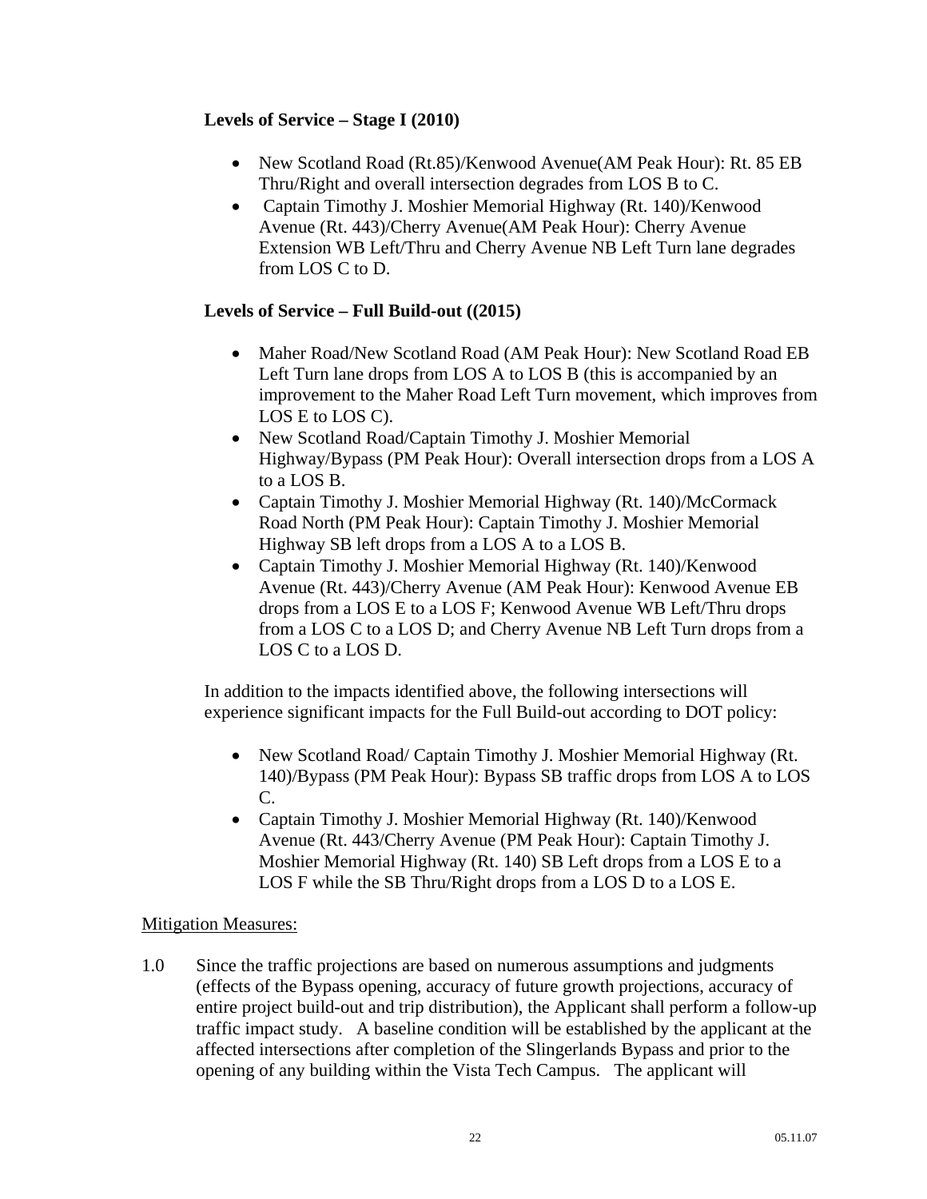**Levels of Service – Stage I (2010)**

- New Scotland Road (Rt.85)/Kenwood Avenue(AM Peak Hour): Rt. 85 EB Thru/Right and overall intersection degrades from LOS B to C.
- Captain Timothy J. Moshier Memorial Highway (Rt. 140)/Kenwood Avenue (Rt. 443)/Cherry Avenue(AM Peak Hour): Cherry Avenue Extension WB Left/Thru and Cherry Avenue NB Left Turn lane degrades from LOS C to D.

**Levels of Service – Full Build-out ((2015)**

- Maher Road/New Scotland Road (AM Peak Hour): New Scotland Road EB Left Turn lane drops from LOS A to LOS B (this is accompanied by an improvement to the Maher Road Left Turn movement, which improves from LOS E to LOS C).
- New Scotland Road/Captain Timothy J. Moshier Memorial Highway/Bypass (PM Peak Hour): Overall intersection drops from a LOS A to a LOS B.
- Captain Timothy J. Moshier Memorial Highway (Rt. 140)/McCormack Road North (PM Peak Hour): Captain Timothy J. Moshier Memorial Highway SB left drops from a LOS A to a LOS B.
- Captain Timothy J. Moshier Memorial Highway (Rt. 140)/Kenwood Avenue (Rt. 443)/Cherry Avenue (AM Peak Hour): Kenwood Avenue EB drops from a LOS E to a LOS F; Kenwood Avenue WB Left/Thru drops from a LOS C to a LOS D; and Cherry Avenue NB Left Turn drops from a LOS C to a LOS D.

In addition to the impacts identified above, the following intersections will experience significant impacts for the Full Build-out according to DOT policy:

- New Scotland Road/ Captain Timothy J. Moshier Memorial Highway (Rt. 140)/Bypass (PM Peak Hour): Bypass SB traffic drops from LOS A to LOS C.
- Captain Timothy J. Moshier Memorial Highway (Rt. 140)/Kenwood Avenue (Rt. 443/Cherry Avenue (PM Peak Hour): Captain Timothy J. Moshier Memorial Highway (Rt. 140) SB Left drops from a LOS E to a LOS F while the SB Thru/Right drops from a LOS D to a LOS E.

<u>Mitigation Measures:</u>

1.0 Since the traffic projections are based on numerous assumptions and judgments (effects of the Bypass opening, accuracy of future growth projections, accuracy of entire project build-out and trip distribution), the Applicant shall perform a follow-up traffic impact study. A baseline condition will be established by the applicant at the affected intersections after completion of the Slingerlands Bypass and prior to the opening of any building within the Vista Tech Campus. The applicant will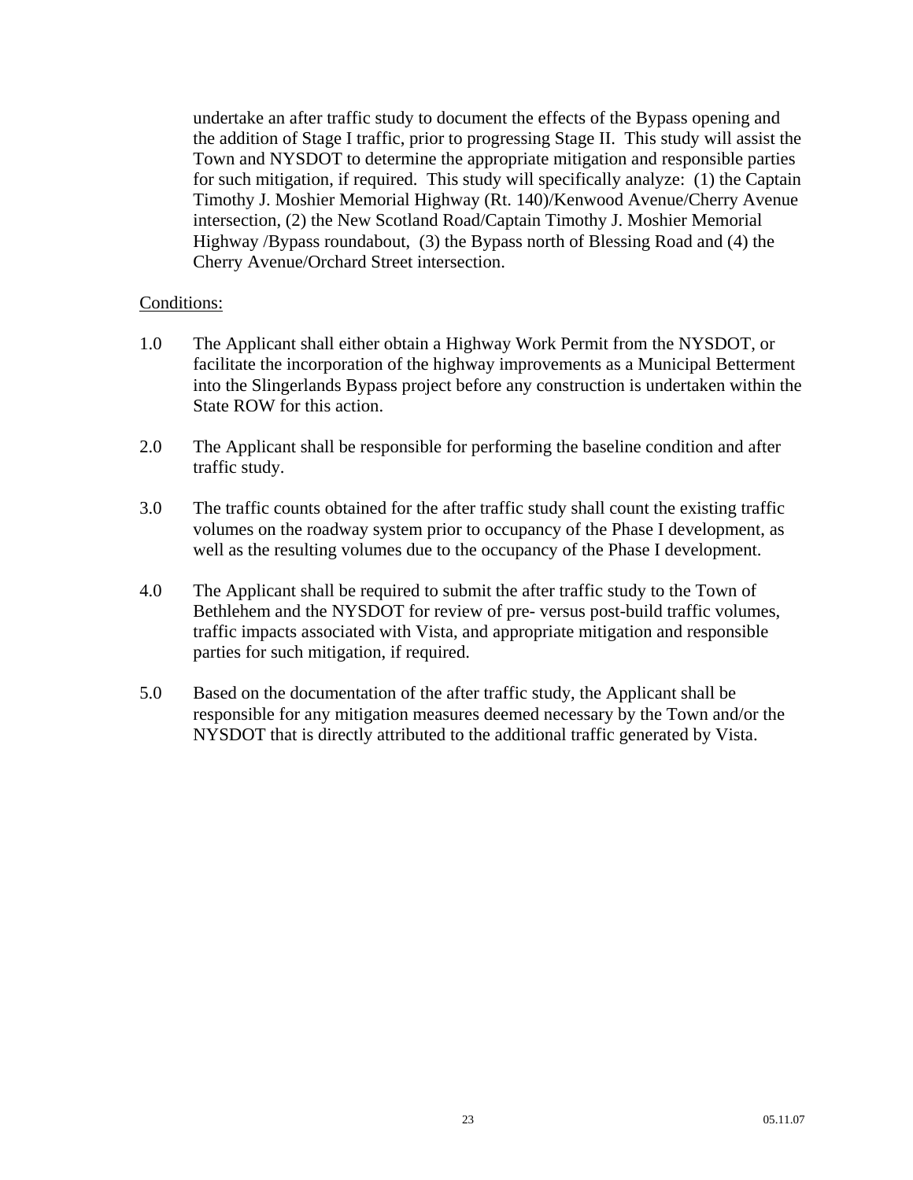undertake an after traffic study to document the effects of the Bypass opening and the addition of Stage I traffic, prior to progressing Stage II. This study will assist the Town and NYSDOT to determine the appropriate mitigation and responsible parties for such mitigation, if required. This study will specifically analyze: (1) the Captain Timothy J. Moshier Memorial Highway (Rt. 140)/Kenwood Avenue/Cherry Avenue intersection, (2) the New Scotland Road/Captain Timothy J. Moshier Memorial Highway /Bypass roundabout, (3) the Bypass north of Blessing Road and (4) the Cherry Avenue/Orchard Street intersection.

<u>Conditions:</u>

1.0 The Applicant shall either obtain a Highway Work Permit from the NYSDOT, or facilitate the incorporation of the highway improvements as a Municipal Betterment into the Slingerlands Bypass project before any construction is undertaken within the State ROW for this action.

2.0 The Applicant shall be responsible for performing the baseline condition and after traffic study.

3.0 The traffic counts obtained for the after traffic study shall count the existing traffic volumes on the roadway system prior to occupancy of the Phase I development, as well as the resulting volumes due to the occupancy of the Phase I development.

4.0 The Applicant shall be required to submit the after traffic study to the Town of Bethlehem and the NYSDOT for review of pre- versus post-build traffic volumes, traffic impacts associated with Vista, and appropriate mitigation and responsible parties for such mitigation, if required.

5.0 Based on the documentation of the after traffic study, the Applicant shall be responsible for any mitigation measures deemed necessary by the Town and/or the NYSDOT that is directly attributed to the additional traffic generated by Vista.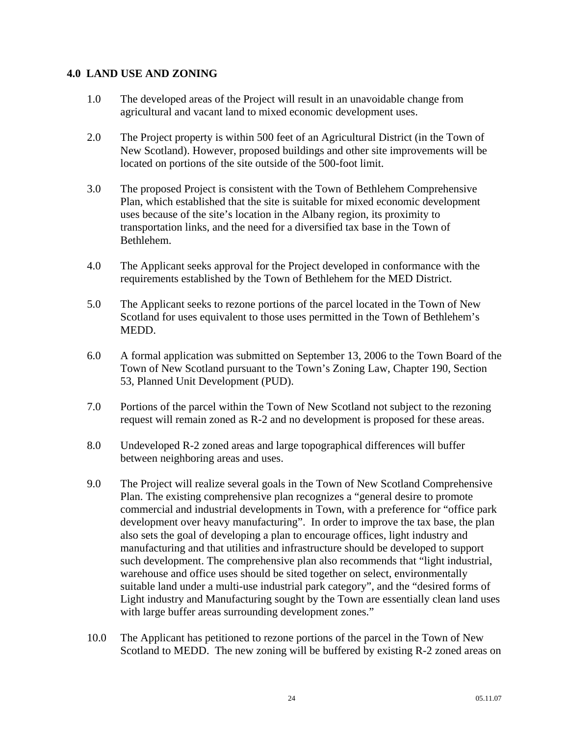## 4.0 LAND USE AND ZONING

1.0 The developed areas of the Project will result in an unavoidable change from agricultural and vacant land to mixed economic development uses.

2.0 The Project property is within 500 feet of an Agricultural District (in the Town of New Scotland). However, proposed buildings and other site improvements will be located on portions of the site outside of the 500-foot limit.

3.0 The proposed Project is consistent with the Town of Bethlehem Comprehensive Plan, which established that the site is suitable for mixed economic development uses because of the site's location in the Albany region, its proximity to transportation links, and the need for a diversified tax base in the Town of Bethlehem.

4.0 The Applicant seeks approval for the Project developed in conformance with the requirements established by the Town of Bethlehem for the MED District.

5.0 The Applicant seeks to rezone portions of the parcel located in the Town of New Scotland for uses equivalent to those uses permitted in the Town of Bethlehem's MEDD.

6.0 A formal application was submitted on September 13, 2006 to the Town Board of the Town of New Scotland pursuant to the Town's Zoning Law, Chapter 190, Section 53, Planned Unit Development (PUD).

7.0 Portions of the parcel within the Town of New Scotland not subject to the rezoning request will remain zoned as R-2 and no development is proposed for these areas.

8.0 Undeveloped R-2 zoned areas and large topographical differences will buffer between neighboring areas and uses.

9.0 The Project will realize several goals in the Town of New Scotland Comprehensive Plan. The existing comprehensive plan recognizes a "general desire to promote commercial and industrial developments in Town, with a preference for "office park development over heavy manufacturing". In order to improve the tax base, the plan also sets the goal of developing a plan to encourage offices, light industry and manufacturing and that utilities and infrastructure should be developed to support such development. The comprehensive plan also recommends that "light industrial, warehouse and office uses should be sited together on select, environmentally suitable land under a multi-use industrial park category", and the "desired forms of Light industry and Manufacturing sought by the Town are essentially clean land uses with large buffer areas surrounding development zones."

10.0 The Applicant has petitioned to rezone portions of the parcel in the Town of New Scotland to MEDD. The new zoning will be buffered by existing R-2 zoned areas on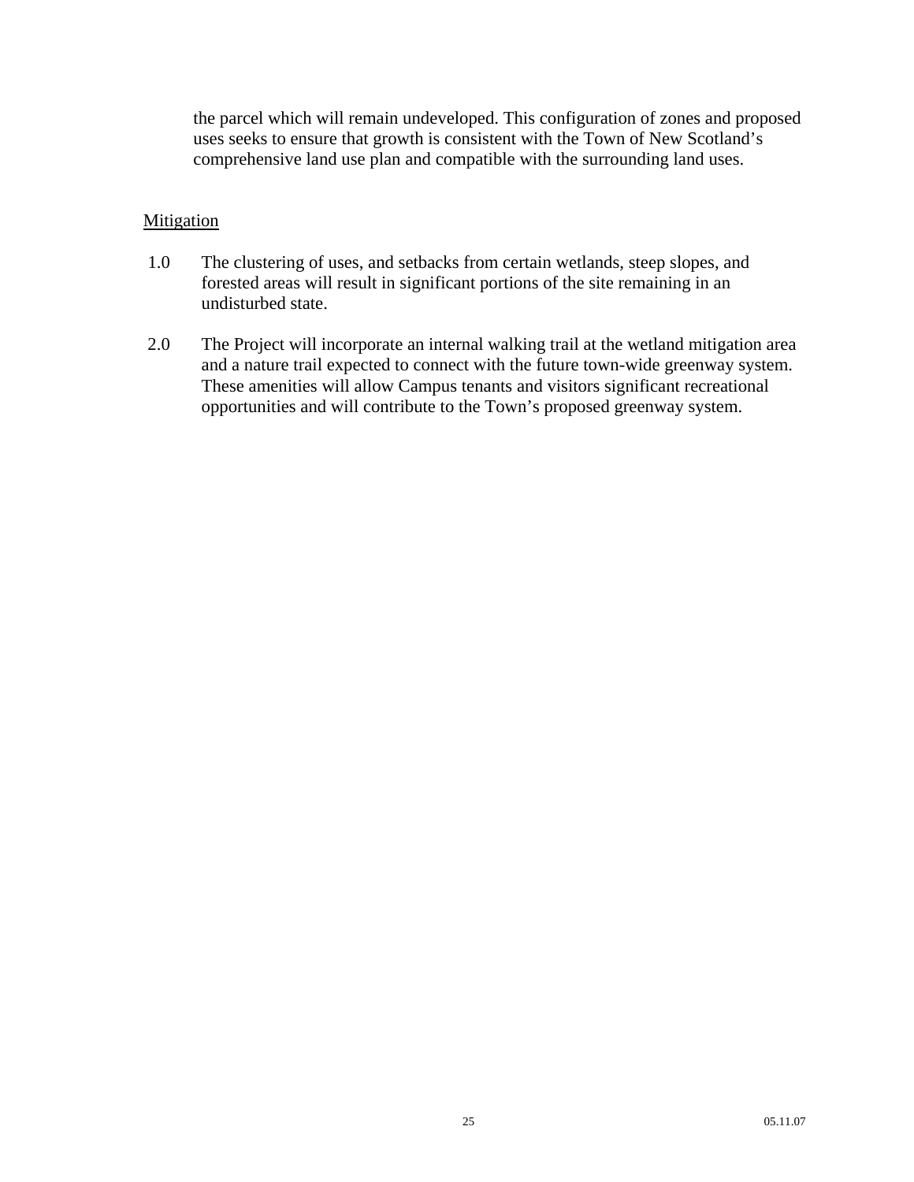the parcel which will remain undeveloped. This configuration of zones and proposed uses seeks to ensure that growth is consistent with the Town of New Scotland's comprehensive land use plan and compatible with the surrounding land uses.

Mitigation

1.0 The clustering of uses, and setbacks from certain wetlands, steep slopes, and forested areas will result in significant portions of the site remaining in an undisturbed state.

2.0 The Project will incorporate an internal walking trail at the wetland mitigation area and a nature trail expected to connect with the future town-wide greenway system. These amenities will allow Campus tenants and visitors significant recreational opportunities and will contribute to the Town's proposed greenway system.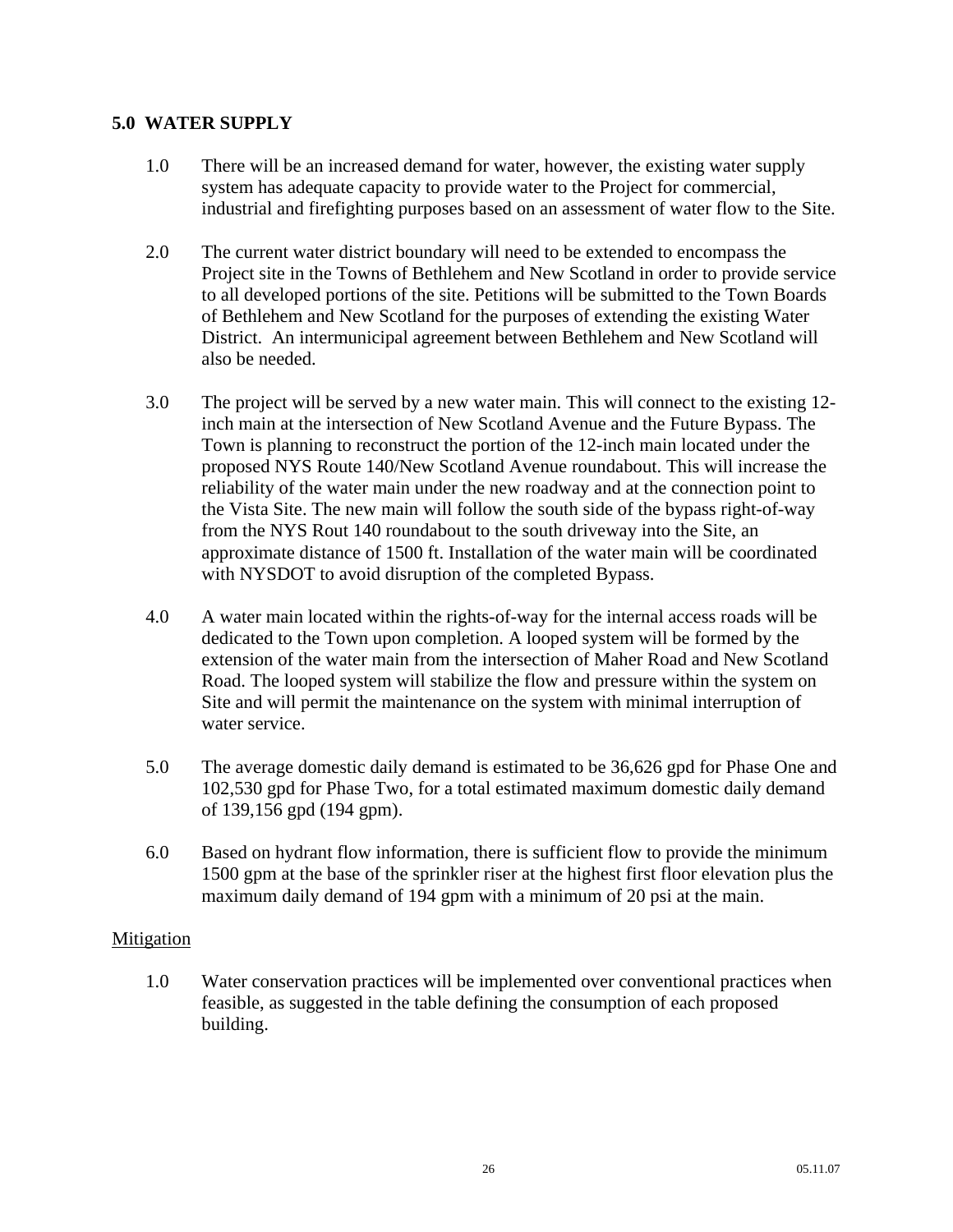## 5.0 WATER SUPPLY

1.0 There will be an increased demand for water, however, the existing water supply system has adequate capacity to provide water to the Project for commercial, industrial and firefighting purposes based on an assessment of water flow to the Site.

2.0 The current water district boundary will need to be extended to encompass the Project site in the Towns of Bethlehem and New Scotland in order to provide service to all developed portions of the site. Petitions will be submitted to the Town Boards of Bethlehem and New Scotland for the purposes of extending the existing Water District. An intermunicipal agreement between Bethlehem and New Scotland will also be needed.

3.0 The project will be served by a new water main. This will connect to the existing 12-inch main at the intersection of New Scotland Avenue and the Future Bypass. The Town is planning to reconstruct the portion of the 12-inch main located under the proposed NYS Route 140/New Scotland Avenue roundabout. This will increase the reliability of the water main under the new roadway and at the connection point to the Vista Site. The new main will follow the south side of the bypass right-of-way from the NYS Rout 140 roundabout to the south driveway into the Site, an approximate distance of 1500 ft. Installation of the water main will be coordinated with NYSDOT to avoid disruption of the completed Bypass.

4.0 A water main located within the rights-of-way for the internal access roads will be dedicated to the Town upon completion. A looped system will be formed by the extension of the water main from the intersection of Maher Road and New Scotland Road. The looped system will stabilize the flow and pressure within the system on Site and will permit the maintenance on the system with minimal interruption of water service.

5.0 The average domestic daily demand is estimated to be 36,626 gpd for Phase One and 102,530 gpd for Phase Two, for a total estimated maximum domestic daily demand of 139,156 gpd (194 gpm).

6.0 Based on hydrant flow information, there is sufficient flow to provide the minimum 1500 gpm at the base of the sprinkler riser at the highest first floor elevation plus the maximum daily demand of 194 gpm with a minimum of 20 psi at the main.

Mitigation

1.0 Water conservation practices will be implemented over conventional practices when feasible, as suggested in the table defining the consumption of each proposed building.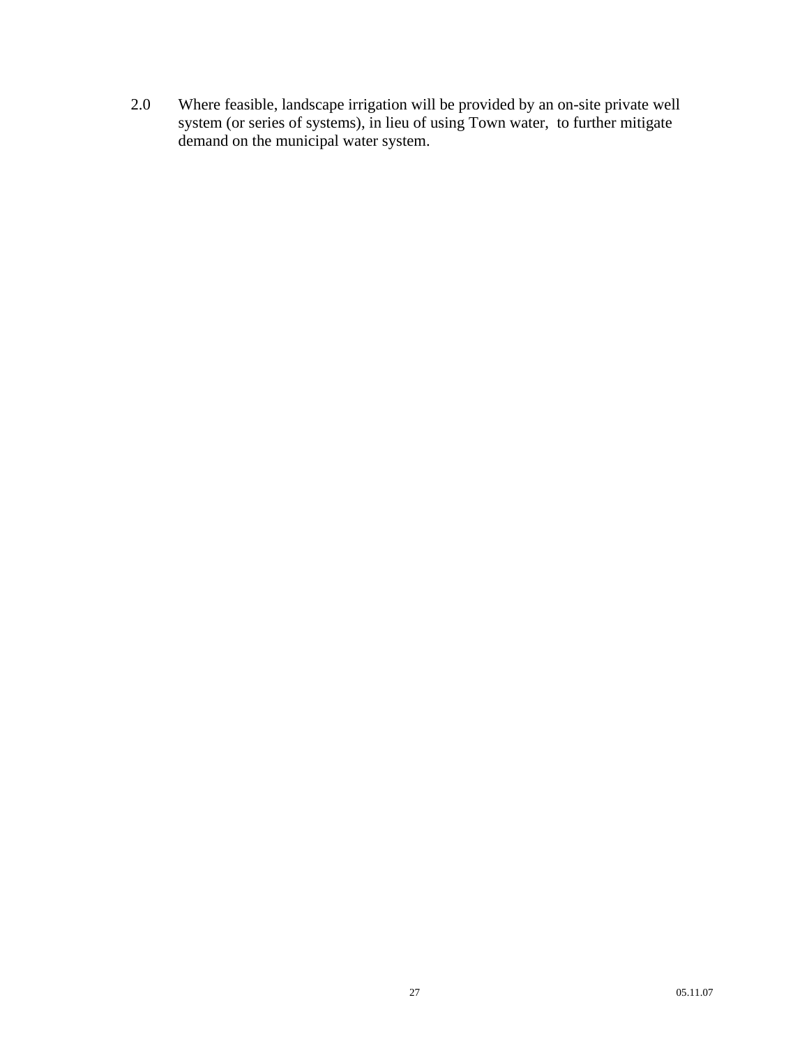2.0 Where feasible, landscape irrigation will be provided by an on-site private well system (or series of systems), in lieu of using Town water, to further mitigate demand on the municipal water system.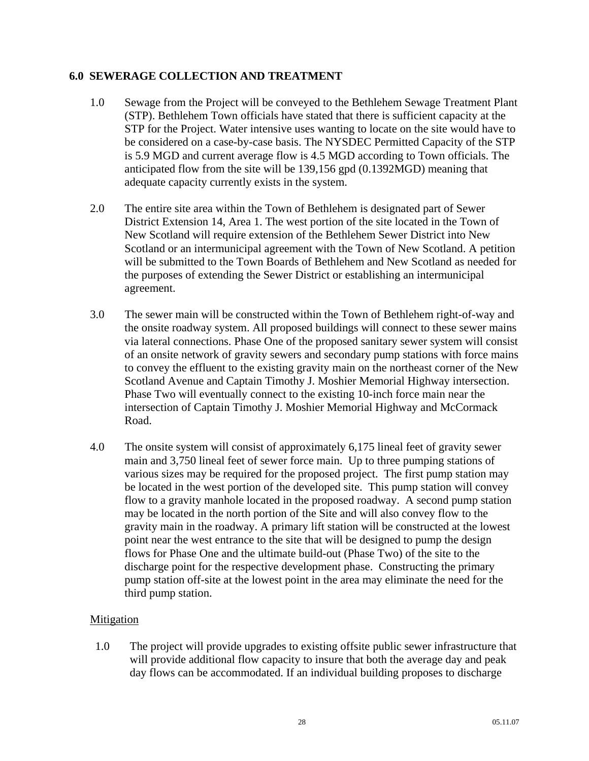## 6.0 SEWERAGE COLLECTION AND TREATMENT

1.0 Sewage from the Project will be conveyed to the Bethlehem Sewage Treatment Plant (STP). Bethlehem Town officials have stated that there is sufficient capacity at the STP for the Project. Water intensive uses wanting to locate on the site would have to be considered on a case-by-case basis. The NYSDEC Permitted Capacity of the STP is 5.9 MGD and current average flow is 4.5 MGD according to Town officials. The anticipated flow from the site will be 139,156 gpd (0.1392MGD) meaning that adequate capacity currently exists in the system.

2.0 The entire site area within the Town of Bethlehem is designated part of Sewer District Extension 14, Area 1. The west portion of the site located in the Town of New Scotland will require extension of the Bethlehem Sewer District into New Scotland or an intermunicipal agreement with the Town of New Scotland. A petition will be submitted to the Town Boards of Bethlehem and New Scotland as needed for the purposes of extending the Sewer District or establishing an intermunicipal agreement.

3.0 The sewer main will be constructed within the Town of Bethlehem right-of-way and the onsite roadway system. All proposed buildings will connect to these sewer mains via lateral connections. Phase One of the proposed sanitary sewer system will consist of an onsite network of gravity sewers and secondary pump stations with force mains to convey the effluent to the existing gravity main on the northeast corner of the New Scotland Avenue and Captain Timothy J. Moshier Memorial Highway intersection. Phase Two will eventually connect to the existing 10-inch force main near the intersection of Captain Timothy J. Moshier Memorial Highway and McCormack Road.

4.0 The onsite system will consist of approximately 6,175 lineal feet of gravity sewer main and 3,750 lineal feet of sewer force main. Up to three pumping stations of various sizes may be required for the proposed project. The first pump station may be located in the west portion of the developed site. This pump station will convey flow to a gravity manhole located in the proposed roadway. A second pump station may be located in the north portion of the Site and will also convey flow to the gravity main in the roadway. A primary lift station will be constructed at the lowest point near the west entrance to the site that will be designed to pump the design flows for Phase One and the ultimate build-out (Phase Two) of the site to the discharge point for the respective development phase. Constructing the primary pump station off-site at the lowest point in the area may eliminate the need for the third pump station.

Mitigation

1.0 The project will provide upgrades to existing offsite public sewer infrastructure that will provide additional flow capacity to insure that both the average day and peak day flows can be accommodated. If an individual building proposes to discharge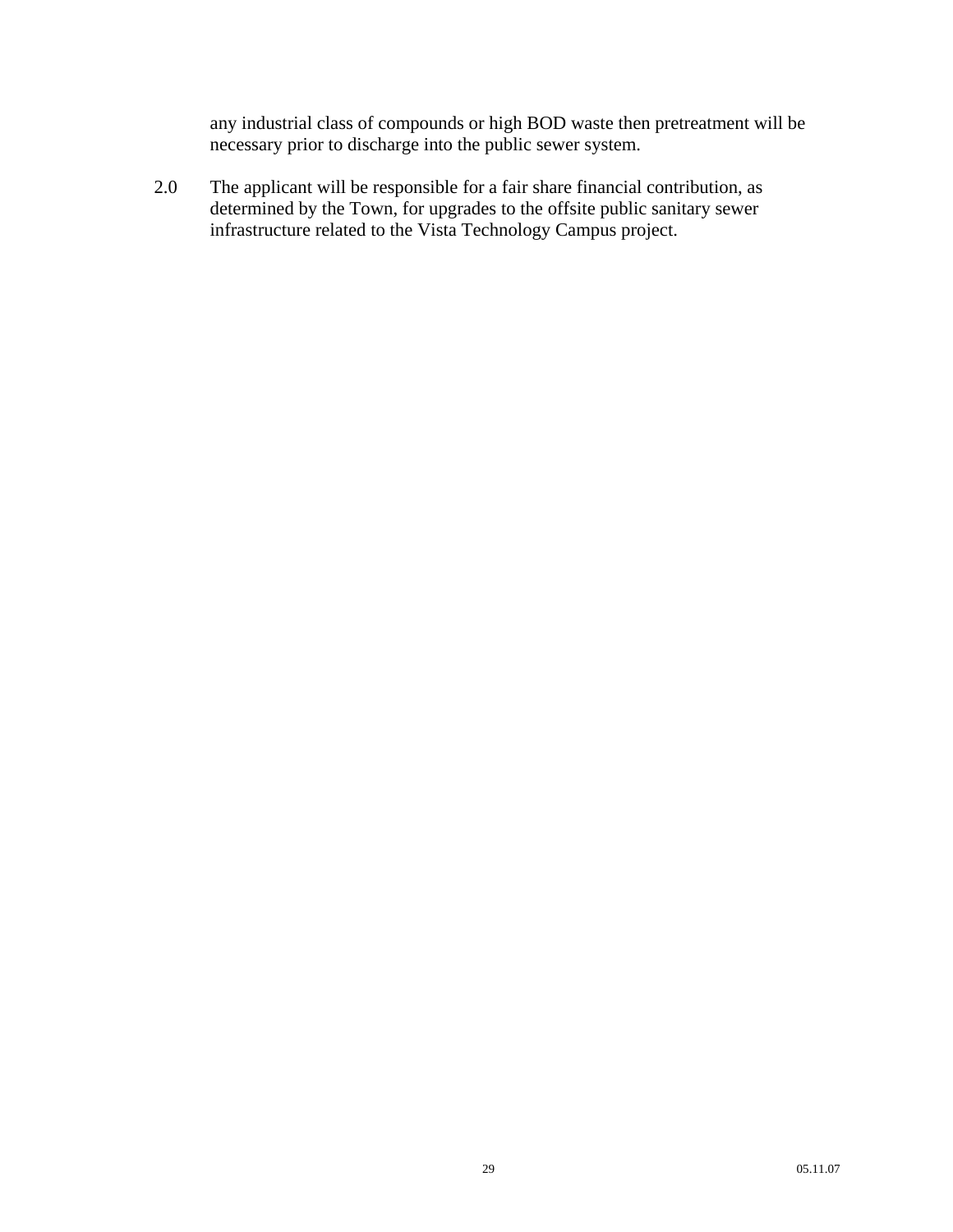any industrial class of compounds or high BOD waste then pretreatment will be necessary prior to discharge into the public sewer system.

2.0 The applicant will be responsible for a fair share financial contribution, as determined by the Town, for upgrades to the offsite public sanitary sewer infrastructure related to the Vista Technology Campus project.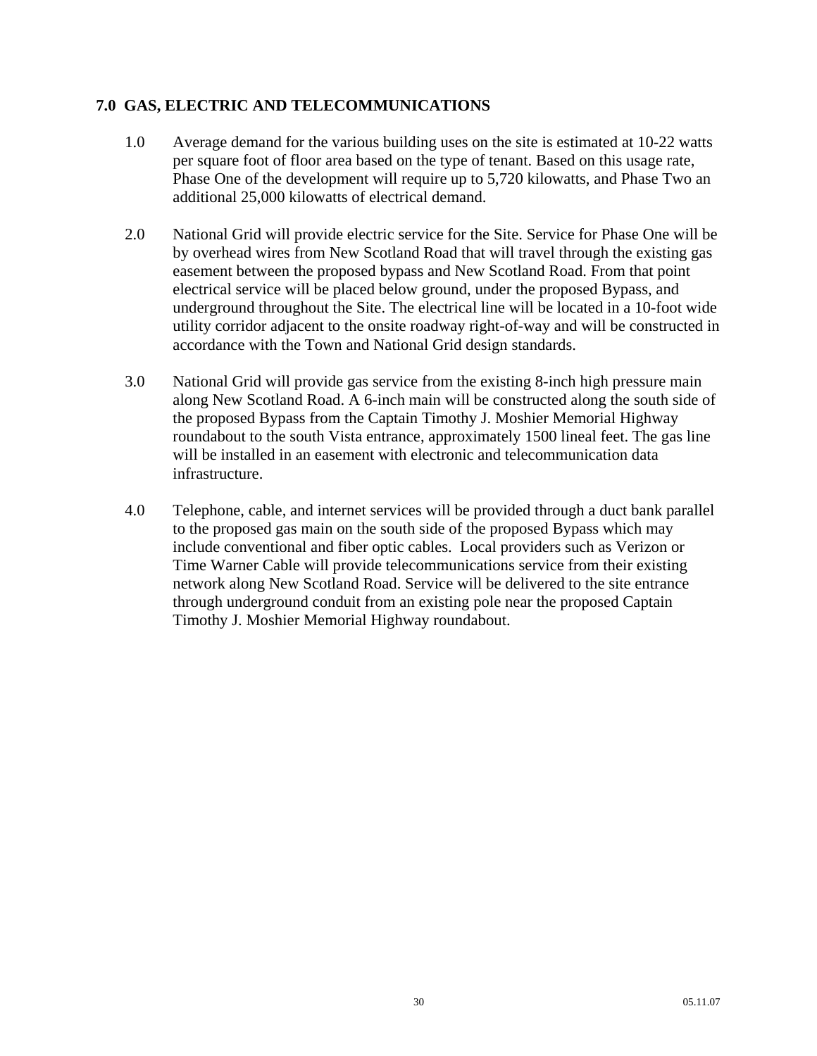## 7.0 GAS, ELECTRIC AND TELECOMMUNICATIONS

1.0 Average demand for the various building uses on the site is estimated at 10-22 watts per square foot of floor area based on the type of tenant. Based on this usage rate, Phase One of the development will require up to 5,720 kilowatts, and Phase Two an additional 25,000 kilowatts of electrical demand.

2.0 National Grid will provide electric service for the Site. Service for Phase One will be by overhead wires from New Scotland Road that will travel through the existing gas easement between the proposed bypass and New Scotland Road. From that point electrical service will be placed below ground, under the proposed Bypass, and underground throughout the Site. The electrical line will be located in a 10-foot wide utility corridor adjacent to the onsite roadway right-of-way and will be constructed in accordance with the Town and National Grid design standards.

3.0 National Grid will provide gas service from the existing 8-inch high pressure main along New Scotland Road. A 6-inch main will be constructed along the south side of the proposed Bypass from the Captain Timothy J. Moshier Memorial Highway roundabout to the south Vista entrance, approximately 1500 lineal feet. The gas line will be installed in an easement with electronic and telecommunication data infrastructure.

4.0 Telephone, cable, and internet services will be provided through a duct bank parallel to the proposed gas main on the south side of the proposed Bypass which may include conventional and fiber optic cables. Local providers such as Verizon or Time Warner Cable will provide telecommunications service from their existing network along New Scotland Road. Service will be delivered to the site entrance through underground conduit from an existing pole near the proposed Captain Timothy J. Moshier Memorial Highway roundabout.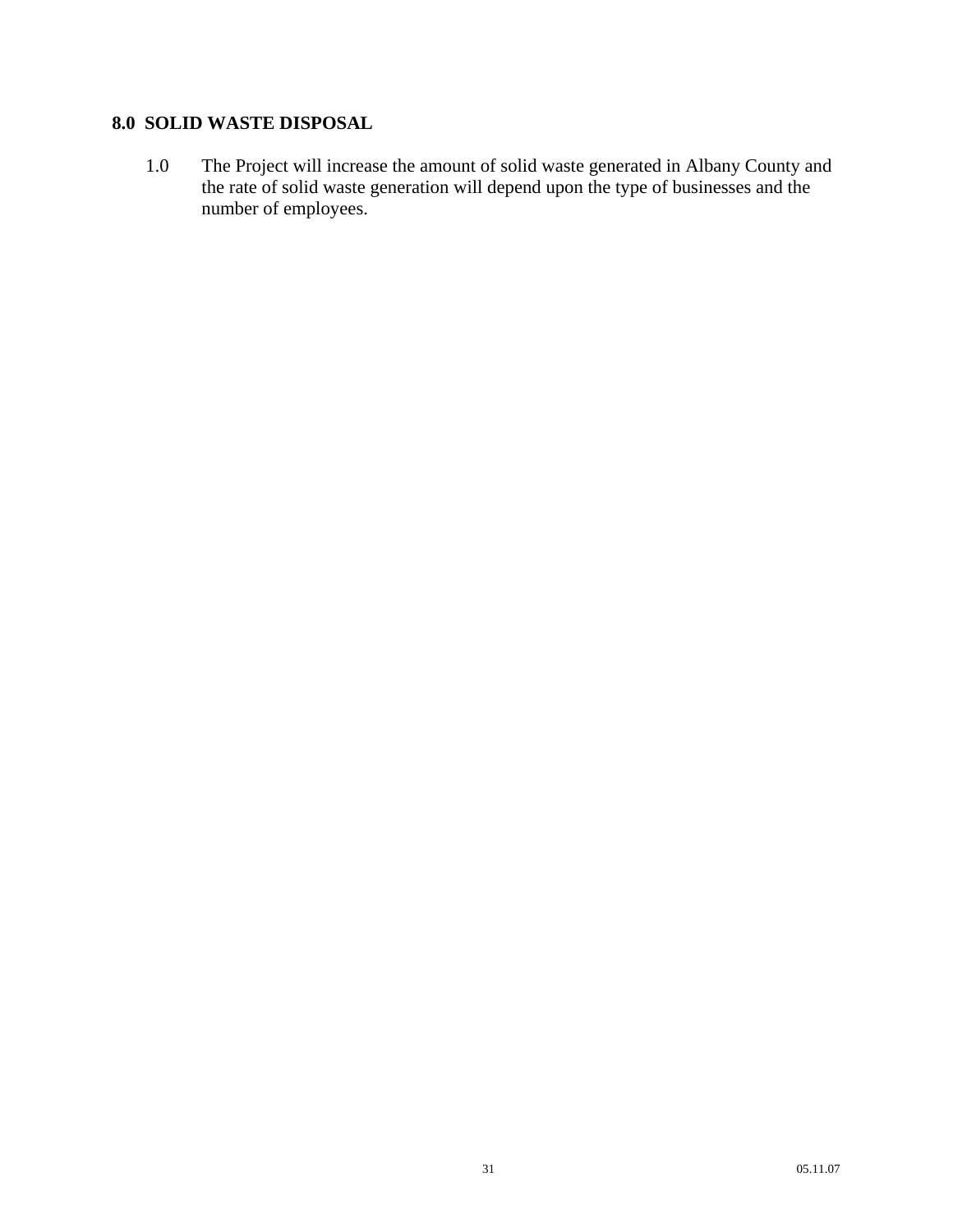## 8.0 SOLID WASTE DISPOSAL

1.0 The Project will increase the amount of solid waste generated in Albany County and the rate of solid waste generation will depend upon the type of businesses and the number of employees.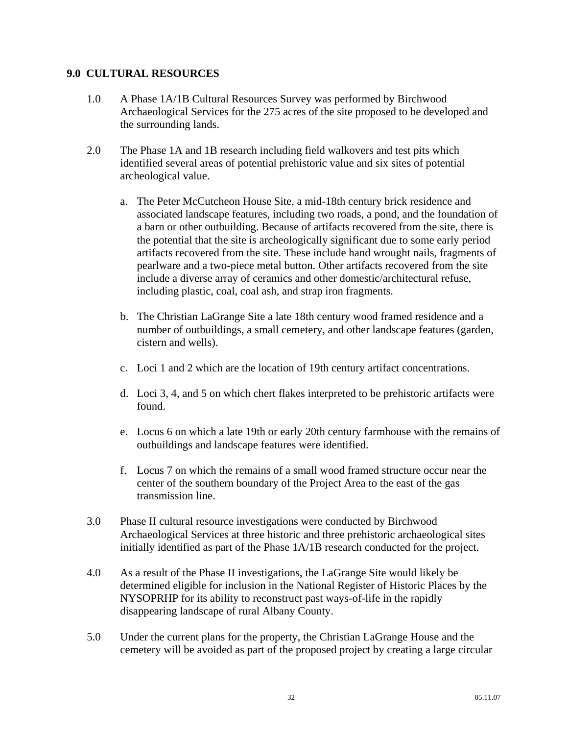## 9.0 CULTURAL RESOURCES

1.0 A Phase 1A/1B Cultural Resources Survey was performed by Birchwood Archaeological Services for the 275 acres of the site proposed to be developed and the surrounding lands.

2.0 The Phase 1A and 1B research including field walkovers and test pits which identified several areas of potential prehistoric value and six sites of potential archeological value.

   a. The Peter McCutcheon House Site, a mid-18th century brick residence and associated landscape features, including two roads, a pond, and the foundation of a barn or other outbuilding. Because of artifacts recovered from the site, there is the potential that the site is archeologically significant due to some early period artifacts recovered from the site. These include hand wrought nails, fragments of pearlware and a two-piece metal button. Other artifacts recovered from the site include a diverse array of ceramics and other domestic/architectural refuse, including plastic, coal, coal ash, and strap iron fragments.

   b. The Christian LaGrange Site a late 18th century wood framed residence and a number of outbuildings, a small cemetery, and other landscape features (garden, cistern and wells).

   c. Loci 1 and 2 which are the location of 19th century artifact concentrations.

   d. Loci 3, 4, and 5 on which chert flakes interpreted to be prehistoric artifacts were found.

   e. Locus 6 on which a late 19th or early 20th century farmhouse with the remains of outbuildings and landscape features were identified.

   f. Locus 7 on which the remains of a small wood framed structure occur near the center of the southern boundary of the Project Area to the east of the gas transmission line.

3.0 Phase II cultural resource investigations were conducted by Birchwood Archaeological Services at three historic and three prehistoric archaeological sites initially identified as part of the Phase 1A/1B research conducted for the project.

4.0 As a result of the Phase II investigations, the LaGrange Site would likely be determined eligible for inclusion in the National Register of Historic Places by the NYSOPRHP for its ability to reconstruct past ways-of-life in the rapidly disappearing landscape of rural Albany County.

5.0 Under the current plans for the property, the Christian LaGrange House and the cemetery will be avoided as part of the proposed project by creating a large circular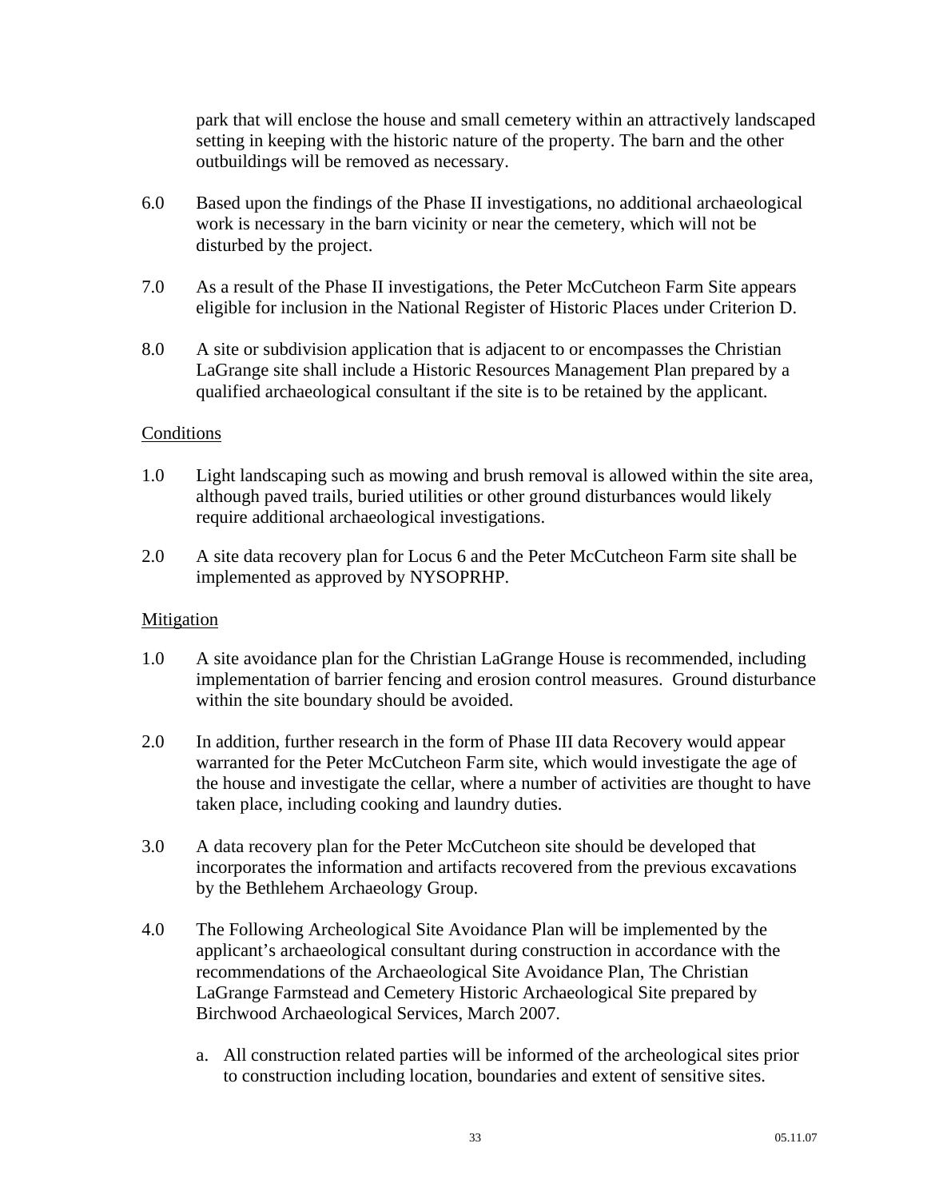park that will enclose the house and small cemetery within an attractively landscaped setting in keeping with the historic nature of the property. The barn and the other outbuildings will be removed as necessary.

6.0 Based upon the findings of the Phase II investigations, no additional archaeological work is necessary in the barn vicinity or near the cemetery, which will not be disturbed by the project.

7.0 As a result of the Phase II investigations, the Peter McCutcheon Farm Site appears eligible for inclusion in the National Register of Historic Places under Criterion D.

8.0 A site or subdivision application that is adjacent to or encompasses the Christian LaGrange site shall include a Historic Resources Management Plan prepared by a qualified archaeological consultant if the site is to be retained by the applicant.

Conditions

1.0 Light landscaping such as mowing and brush removal is allowed within the site area, although paved trails, buried utilities or other ground disturbances would likely require additional archaeological investigations.

2.0 A site data recovery plan for Locus 6 and the Peter McCutcheon Farm site shall be implemented as approved by NYSOPRHP.

Mitigation

1.0 A site avoidance plan for the Christian LaGrange House is recommended, including implementation of barrier fencing and erosion control measures. Ground disturbance within the site boundary should be avoided.

2.0 In addition, further research in the form of Phase III data Recovery would appear warranted for the Peter McCutcheon Farm site, which would investigate the age of the house and investigate the cellar, where a number of activities are thought to have taken place, including cooking and laundry duties.

3.0 A data recovery plan for the Peter McCutcheon site should be developed that incorporates the information and artifacts recovered from the previous excavations by the Bethlehem Archaeology Group.

4.0 The Following Archeological Site Avoidance Plan will be implemented by the applicant's archaeological consultant during construction in accordance with the recommendations of the Archaeological Site Avoidance Plan, The Christian LaGrange Farmstead and Cemetery Historic Archaeological Site prepared by Birchwood Archaeological Services, March 2007.

a. All construction related parties will be informed of the archeological sites prior to construction including location, boundaries and extent of sensitive sites.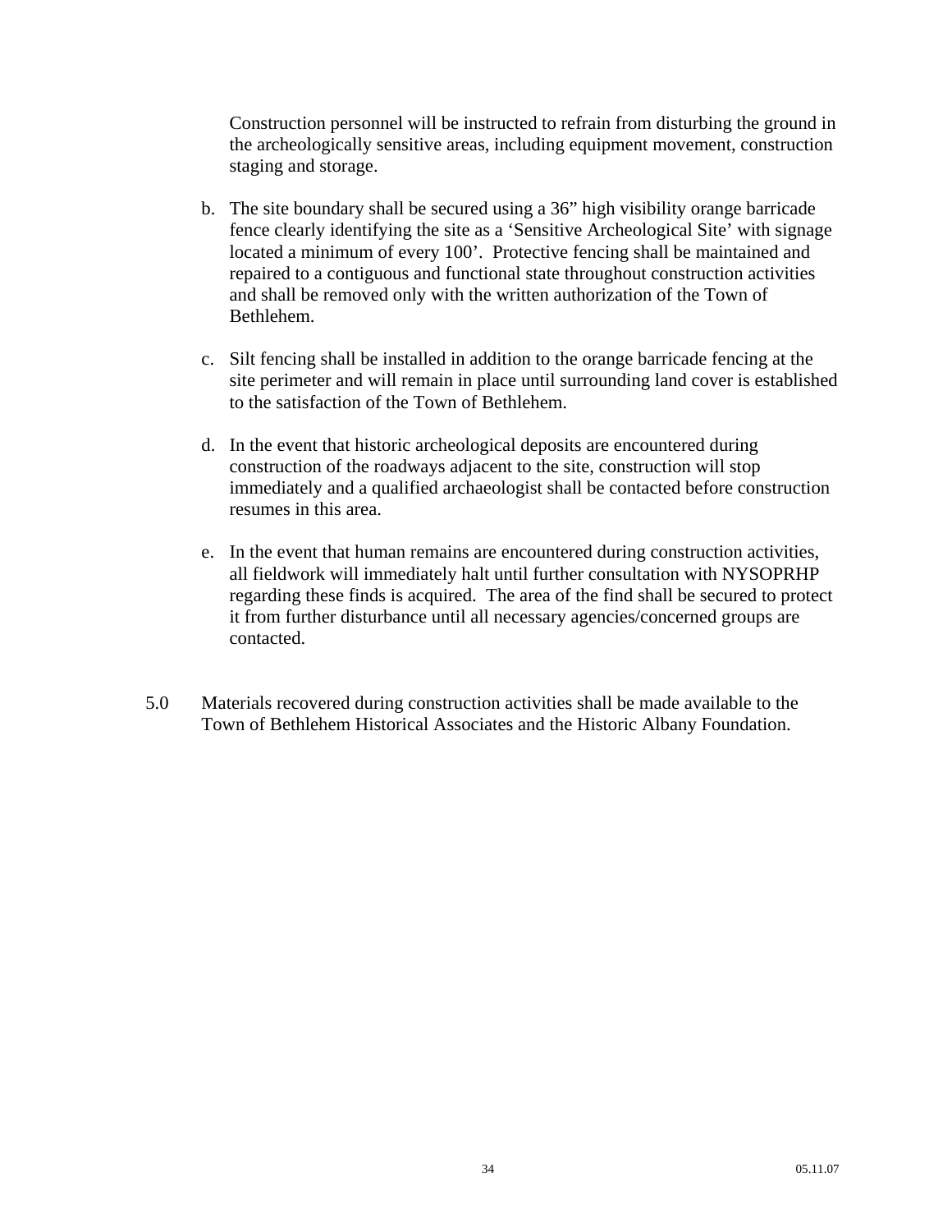Construction personnel will be instructed to refrain from disturbing the ground in the archeologically sensitive areas, including equipment movement, construction staging and storage.

b. The site boundary shall be secured using a 36” high visibility orange barricade fence clearly identifying the site as a ‘Sensitive Archeological Site’ with signage located a minimum of every 100’. Protective fencing shall be maintained and repaired to a contiguous and functional state throughout construction activities and shall be removed only with the written authorization of the Town of Bethlehem.

c. Silt fencing shall be installed in addition to the orange barricade fencing at the site perimeter and will remain in place until surrounding land cover is established to the satisfaction of the Town of Bethlehem.

d. In the event that historic archeological deposits are encountered during construction of the roadways adjacent to the site, construction will stop immediately and a qualified archaeologist shall be contacted before construction resumes in this area.

e. In the event that human remains are encountered during construction activities, all fieldwork will immediately halt until further consultation with NYSOPRHP regarding these finds is acquired. The area of the find shall be secured to protect it from further disturbance until all necessary agencies/concerned groups are contacted.

5.0 Materials recovered during construction activities shall be made available to the Town of Bethlehem Historical Associates and the Historic Albany Foundation.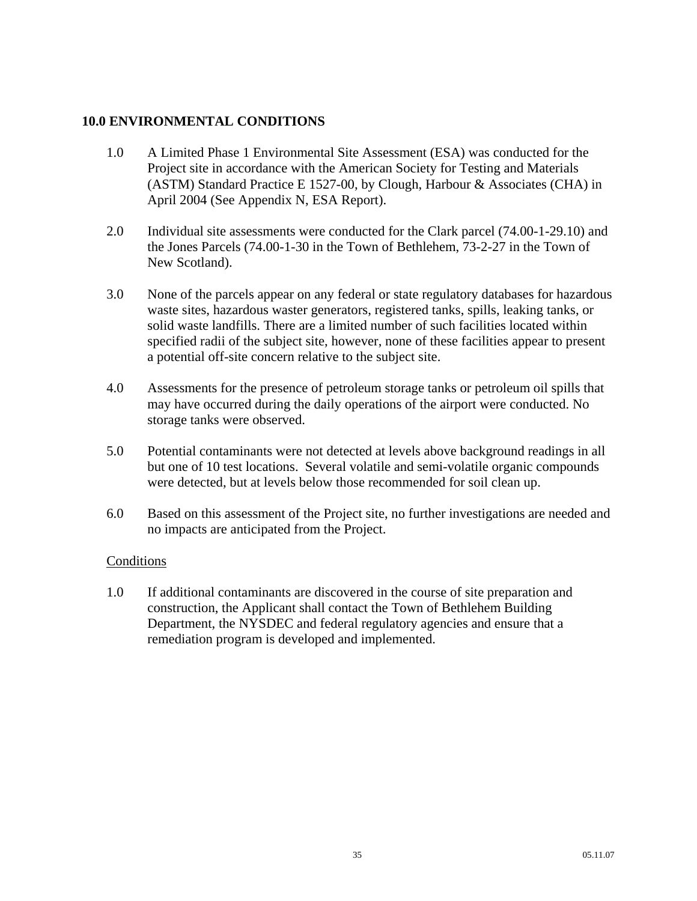## 10.0 ENVIRONMENTAL CONDITIONS

1.0 A Limited Phase 1 Environmental Site Assessment (ESA) was conducted for the Project site in accordance with the American Society for Testing and Materials (ASTM) Standard Practice E 1527-00, by Clough, Harbour & Associates (CHA) in April 2004 (See Appendix N, ESA Report).

2.0 Individual site assessments were conducted for the Clark parcel (74.00-1-29.10) and the Jones Parcels (74.00-1-30 in the Town of Bethlehem, 73-2-27 in the Town of New Scotland).

3.0 None of the parcels appear on any federal or state regulatory databases for hazardous waste sites, hazardous waster generators, registered tanks, spills, leaking tanks, or solid waste landfills. There are a limited number of such facilities located within specified radii of the subject site, however, none of these facilities appear to present a potential off-site concern relative to the subject site.

4.0 Assessments for the presence of petroleum storage tanks or petroleum oil spills that may have occurred during the daily operations of the airport were conducted. No storage tanks were observed.

5.0 Potential contaminants were not detected at levels above background readings in all but one of 10 test locations. Several volatile and semi-volatile organic compounds were detected, but at levels below those recommended for soil clean up.

6.0 Based on this assessment of the Project site, no further investigations are needed and no impacts are anticipated from the Project.

<u>Conditions</u>

1.0 If additional contaminants are discovered in the course of site preparation and construction, the Applicant shall contact the Town of Bethlehem Building Department, the NYSDEC and federal regulatory agencies and ensure that a remediation program is developed and implemented.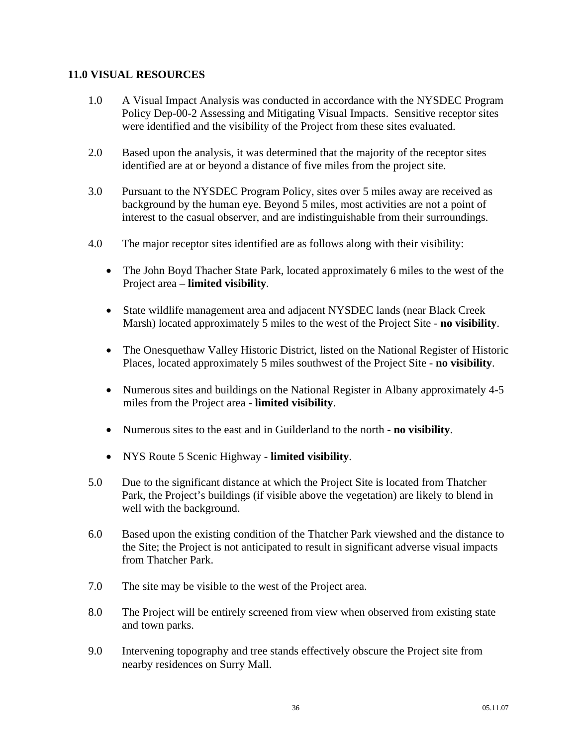## 11.0 VISUAL RESOURCES

1.0 A Visual Impact Analysis was conducted in accordance with the NYSDEC Program Policy Dep-00-2 Assessing and Mitigating Visual Impacts. Sensitive receptor sites were identified and the visibility of the Project from these sites evaluated.

2.0 Based upon the analysis, it was determined that the majority of the receptor sites identified are at or beyond a distance of five miles from the project site.

3.0 Pursuant to the NYSDEC Program Policy, sites over 5 miles away are received as background by the human eye. Beyond 5 miles, most activities are not a point of interest to the casual observer, and are indistinguishable from their surroundings.

4.0 The major receptor sites identified are as follows along with their visibility:

- The John Boyd Thacher State Park, located approximately 6 miles to the west of the Project area – **limited visibility**.
- State wildlife management area and adjacent NYSDEC lands (near Black Creek Marsh) located approximately 5 miles to the west of the Project Site - **no visibility**.
- The Onesquethaw Valley Historic District, listed on the National Register of Historic Places, located approximately 5 miles southwest of the Project Site - **no visibility**.
- Numerous sites and buildings on the National Register in Albany approximately 4-5 miles from the Project area - **limited visibility**.
- Numerous sites to the east and in Guilderland to the north - **no visibility**.
- NYS Route 5 Scenic Highway - **limited visibility**.

5.0 Due to the significant distance at which the Project Site is located from Thatcher Park, the Project's buildings (if visible above the vegetation) are likely to blend in well with the background.

6.0 Based upon the existing condition of the Thatcher Park viewshed and the distance to the Site; the Project is not anticipated to result in significant adverse visual impacts from Thatcher Park.

7.0 The site may be visible to the west of the Project area.

8.0 The Project will be entirely screened from view when observed from existing state and town parks.

9.0 Intervening topography and tree stands effectively obscure the Project site from nearby residences on Surry Mall.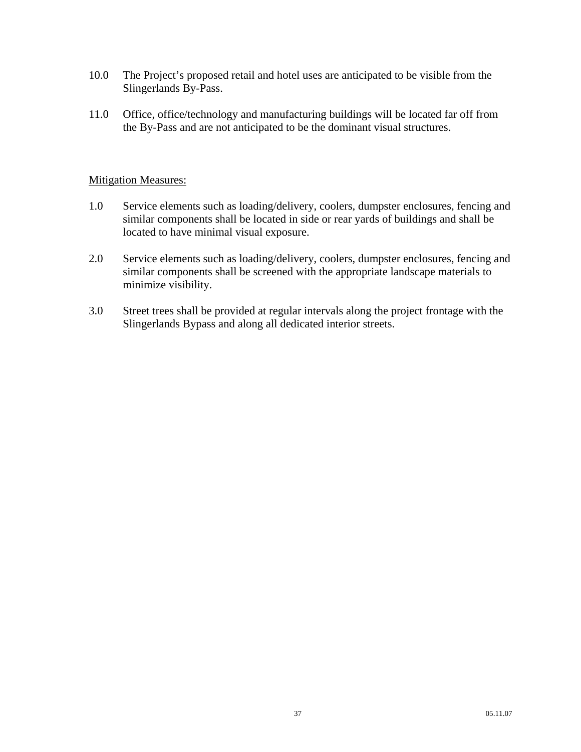10.0 The Project's proposed retail and hotel uses are anticipated to be visible from the Slingerlands By-Pass.

11.0 Office, office/technology and manufacturing buildings will be located far off from the By-Pass and are not anticipated to be the dominant visual structures.

<u>Mitigation Measures:</u>

1.0 Service elements such as loading/delivery, coolers, dumpster enclosures, fencing and similar components shall be located in side or rear yards of buildings and shall be located to have minimal visual exposure.

2.0 Service elements such as loading/delivery, coolers, dumpster enclosures, fencing and similar components shall be screened with the appropriate landscape materials to minimize visibility.

3.0 Street trees shall be provided at regular intervals along the project frontage with the Slingerlands Bypass and along all dedicated interior streets.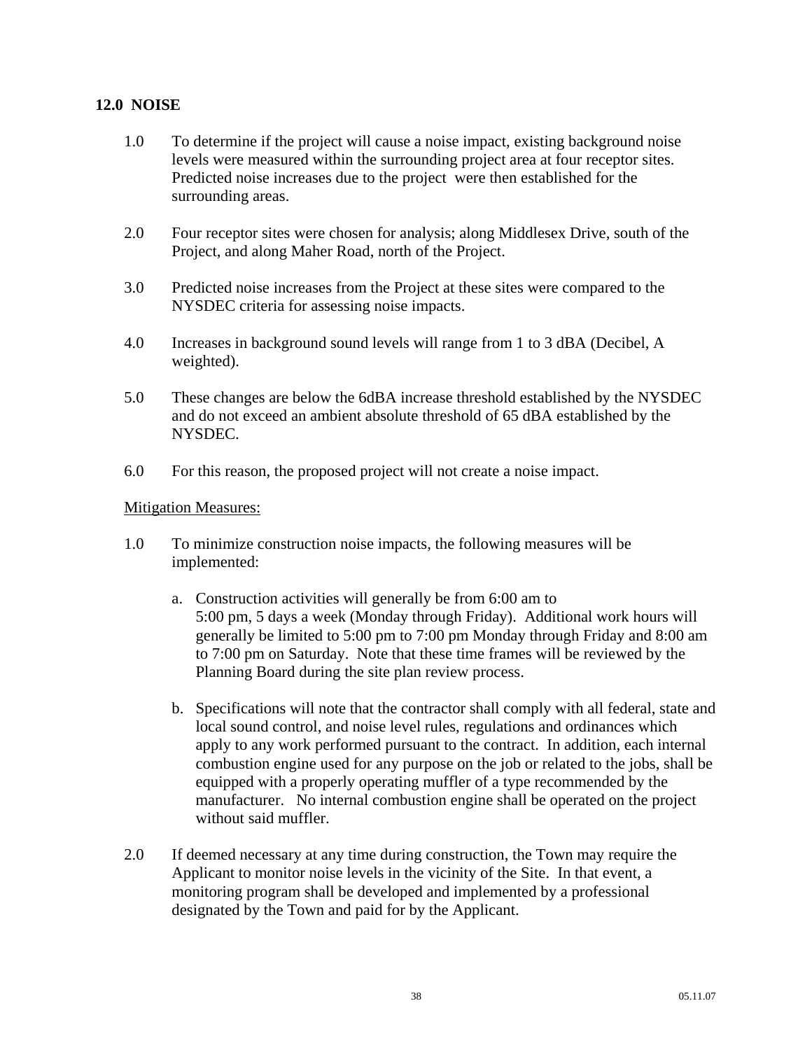## 12.0 NOISE

1.0 To determine if the project will cause a noise impact, existing background noise levels were measured within the surrounding project area at four receptor sites. Predicted noise increases due to the project were then established for the surrounding areas.

2.0 Four receptor sites were chosen for analysis; along Middlesex Drive, south of the Project, and along Maher Road, north of the Project.

3.0 Predicted noise increases from the Project at these sites were compared to the NYSDEC criteria for assessing noise impacts.

4.0 Increases in background sound levels will range from 1 to 3 dBA (Decibel, A weighted).

5.0 These changes are below the 6dBA increase threshold established by the NYSDEC and do not exceed an ambient absolute threshold of 65 dBA established by the NYSDEC.

6.0 For this reason, the proposed project will not create a noise impact.

Mitigation Measures:

1.0 To minimize construction noise impacts, the following measures will be implemented:

   a. Construction activities will generally be from 6:00 am to 5:00 pm, 5 days a week (Monday through Friday). Additional work hours will generally be limited to 5:00 pm to 7:00 pm Monday through Friday and 8:00 am to 7:00 pm on Saturday. Note that these time frames will be reviewed by the Planning Board during the site plan review process.

   b. Specifications will note that the contractor shall comply with all federal, state and local sound control, and noise level rules, regulations and ordinances which apply to any work performed pursuant to the contract. In addition, each internal combustion engine used for any purpose on the job or related to the jobs, shall be equipped with a properly operating muffler of a type recommended by the manufacturer. No internal combustion engine shall be operated on the project without said muffler.

2.0 If deemed necessary at any time during construction, the Town may require the Applicant to monitor noise levels in the vicinity of the Site. In that event, a monitoring program shall be developed and implemented by a professional designated by the Town and paid for by the Applicant.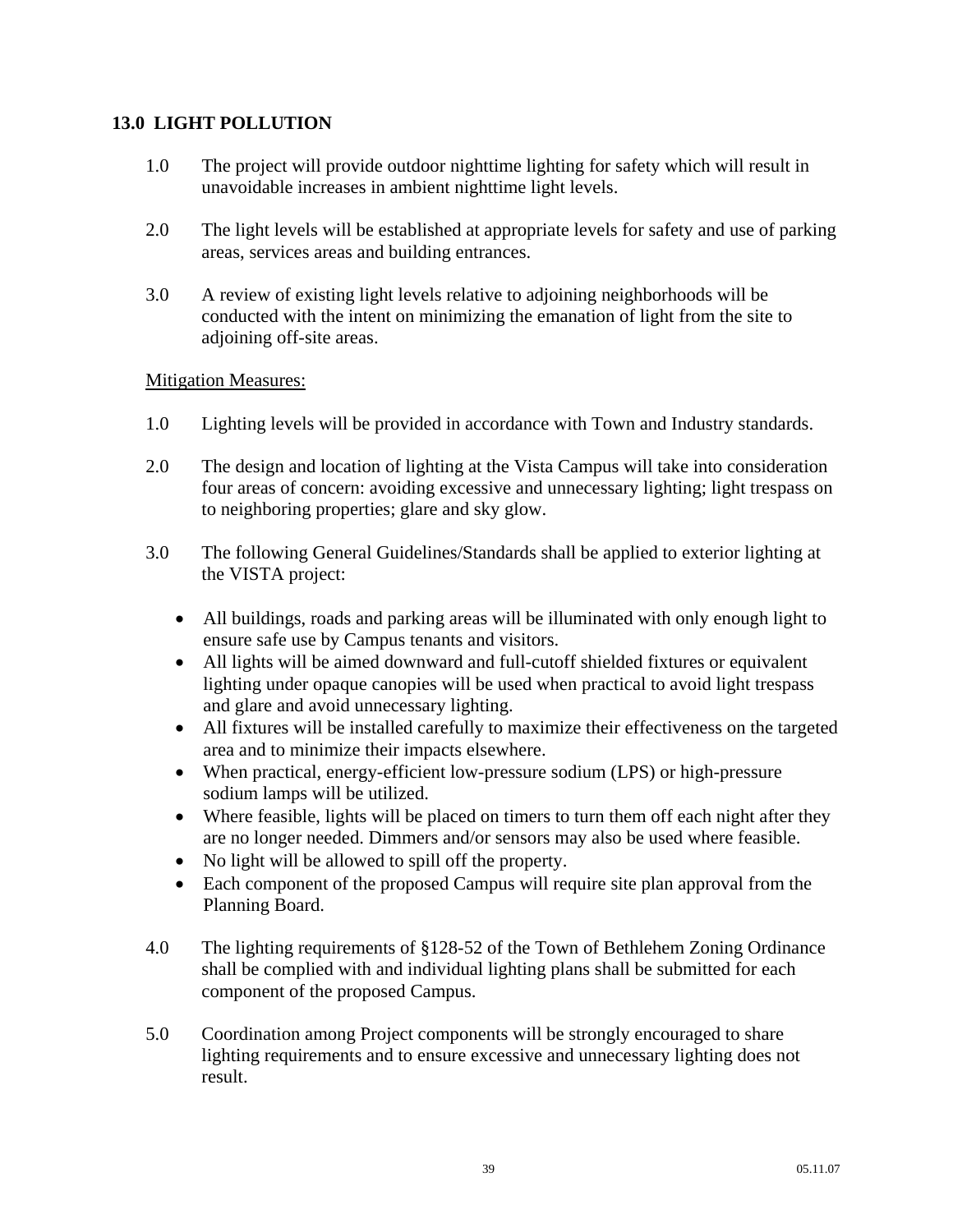## 13.0 LIGHT POLLUTION

1.0 The project will provide outdoor nighttime lighting for safety which will result in unavoidable increases in ambient nighttime light levels.

2.0 The light levels will be established at appropriate levels for safety and use of parking areas, services areas and building entrances.

3.0 A review of existing light levels relative to adjoining neighborhoods will be conducted with the intent on minimizing the emanation of light from the site to adjoining off-site areas.

Mitigation Measures:

1.0 Lighting levels will be provided in accordance with Town and Industry standards.

2.0 The design and location of lighting at the Vista Campus will take into consideration four areas of concern: avoiding excessive and unnecessary lighting; light trespass on to neighboring properties; glare and sky glow.

3.0 The following General Guidelines/Standards shall be applied to exterior lighting at the VISTA project:

- All buildings, roads and parking areas will be illuminated with only enough light to ensure safe use by Campus tenants and visitors.
- All lights will be aimed downward and full-cutoff shielded fixtures or equivalent lighting under opaque canopies will be used when practical to avoid light trespass and glare and avoid unnecessary lighting.
- All fixtures will be installed carefully to maximize their effectiveness on the targeted area and to minimize their impacts elsewhere.
- When practical, energy-efficient low-pressure sodium (LPS) or high-pressure sodium lamps will be utilized.
- Where feasible, lights will be placed on timers to turn them off each night after they are no longer needed. Dimmers and/or sensors may also be used where feasible.
- No light will be allowed to spill off the property.
- Each component of the proposed Campus will require site plan approval from the Planning Board.

4.0 The lighting requirements of §128-52 of the Town of Bethlehem Zoning Ordinance shall be complied with and individual lighting plans shall be submitted for each component of the proposed Campus.

5.0 Coordination among Project components will be strongly encouraged to share lighting requirements and to ensure excessive and unnecessary lighting does not result.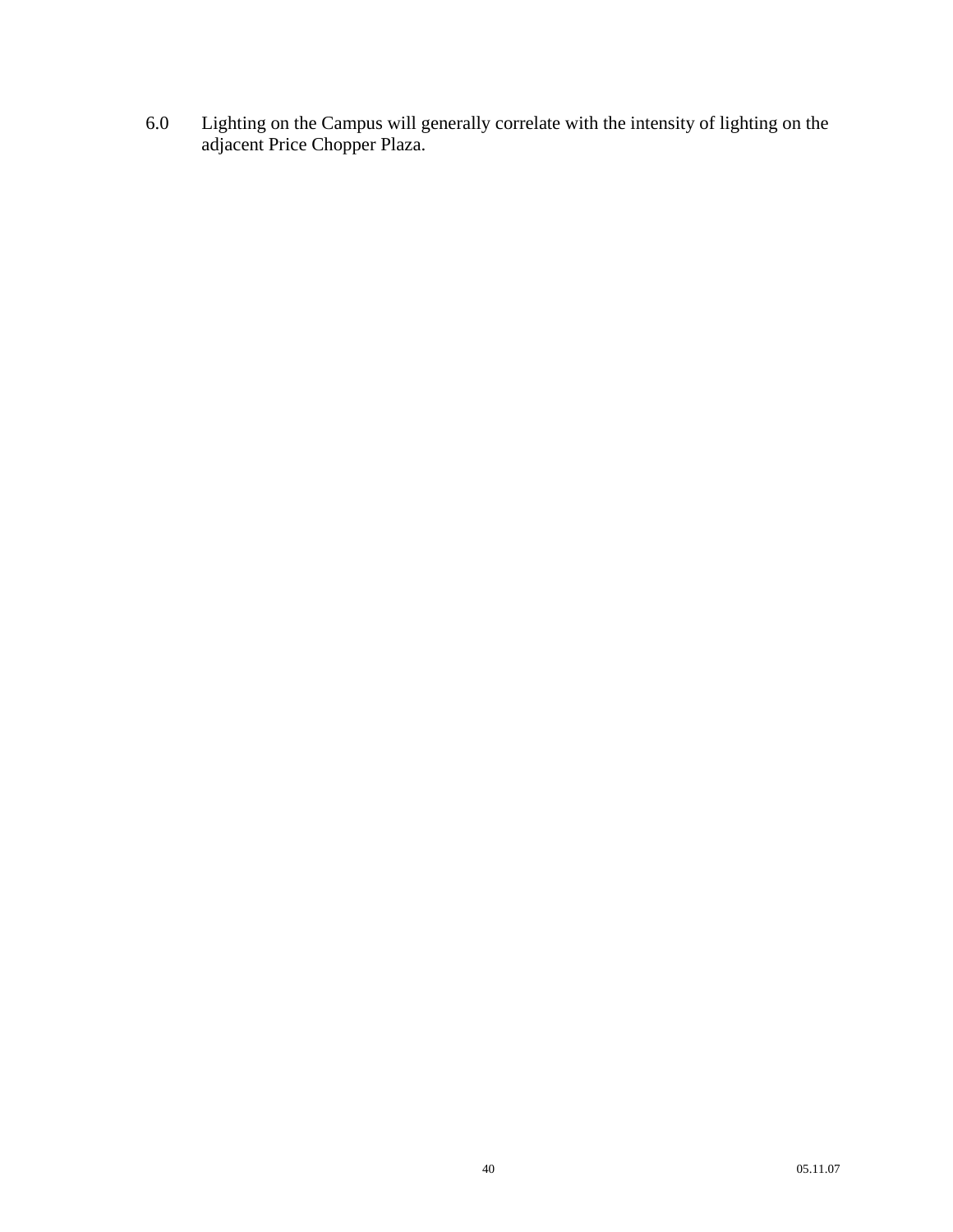6.0 Lighting on the Campus will generally correlate with the intensity of lighting on the adjacent Price Chopper Plaza.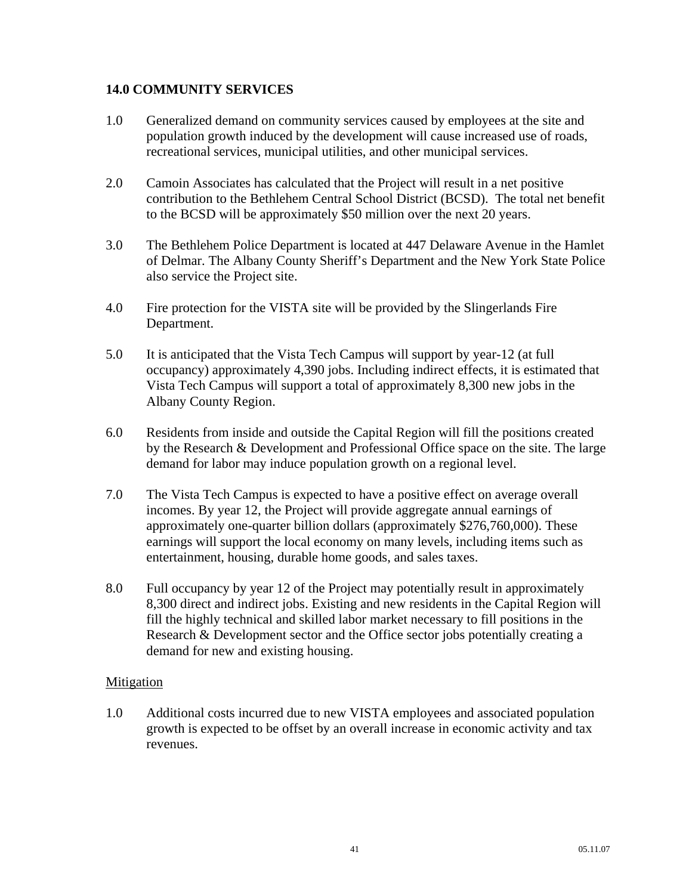## 14.0 COMMUNITY SERVICES

1.0 Generalized demand on community services caused by employees at the site and population growth induced by the development will cause increased use of roads, recreational services, municipal utilities, and other municipal services.

2.0 Camoin Associates has calculated that the Project will result in a net positive contribution to the Bethlehem Central School District (BCSD). The total net benefit to the BCSD will be approximately $50 million over the next 20 years.

3.0 The Bethlehem Police Department is located at 447 Delaware Avenue in the Hamlet of Delmar. The Albany County Sheriff's Department and the New York State Police also service the Project site.

4.0 Fire protection for the VISTA site will be provided by the Slingerlands Fire Department.

5.0 It is anticipated that the Vista Tech Campus will support by year-12 (at full occupancy) approximately 4,390 jobs. Including indirect effects, it is estimated that Vista Tech Campus will support a total of approximately 8,300 new jobs in the Albany County Region.

6.0 Residents from inside and outside the Capital Region will fill the positions created by the Research & Development and Professional Office space on the site. The large demand for labor may induce population growth on a regional level.

7.0 The Vista Tech Campus is expected to have a positive effect on average overall incomes. By year 12, the Project will provide aggregate annual earnings of approximately one-quarter billion dollars (approximately $276,760,000). These earnings will support the local economy on many levels, including items such as entertainment, housing, durable home goods, and sales taxes.

8.0 Full occupancy by year 12 of the Project may potentially result in approximately 8,300 direct and indirect jobs. Existing and new residents in the Capital Region will fill the highly technical and skilled labor market necessary to fill positions in the Research & Development sector and the Office sector jobs potentially creating a demand for new and existing housing.

Mitigation

1.0 Additional costs incurred due to new VISTA employees and associated population growth is expected to be offset by an overall increase in economic activity and tax revenues.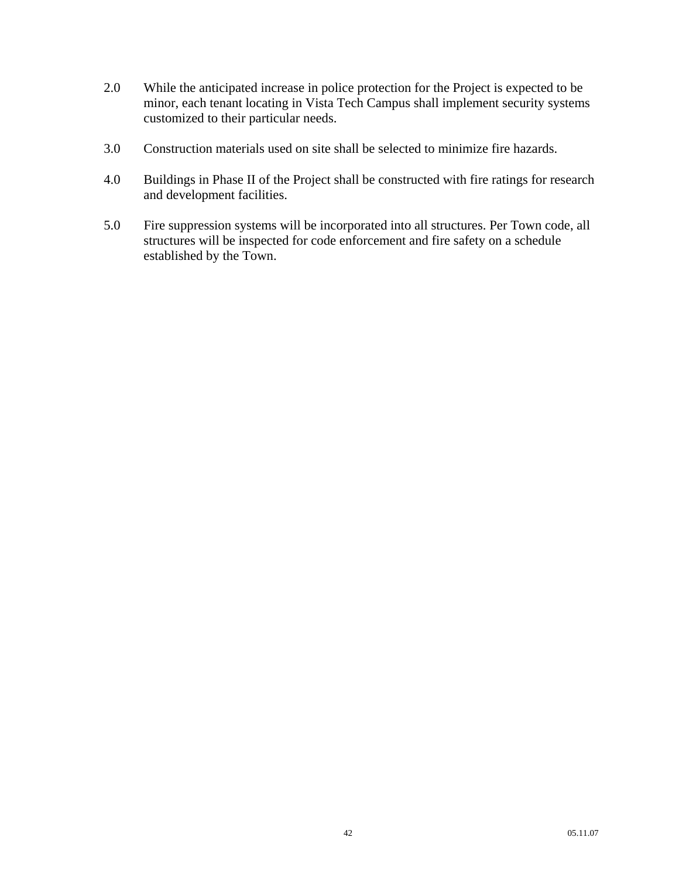2.0 While the anticipated increase in police protection for the Project is expected to be minor, each tenant locating in Vista Tech Campus shall implement security systems customized to their particular needs.

3.0 Construction materials used on site shall be selected to minimize fire hazards.

4.0 Buildings in Phase II of the Project shall be constructed with fire ratings for research and development facilities.

5.0 Fire suppression systems will be incorporated into all structures. Per Town code, all structures will be inspected for code enforcement and fire safety on a schedule established by the Town.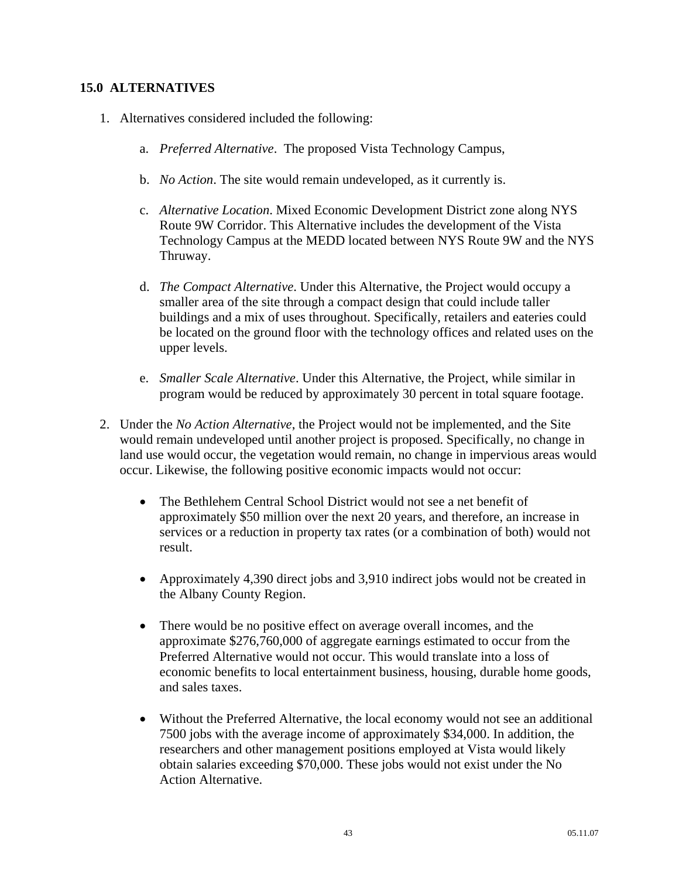## 15.0 ALTERNATIVES

1. Alternatives considered included the following:

   a. *Preferred Alternative*. The proposed Vista Technology Campus,

   b. *No Action*. The site would remain undeveloped, as it currently is.

   c. *Alternative Location*. Mixed Economic Development District zone along NYS Route 9W Corridor. This Alternative includes the development of the Vista Technology Campus at the MEDD located between NYS Route 9W and the NYS Thruway.

   d. *The Compact Alternative*. Under this Alternative, the Project would occupy a smaller area of the site through a compact design that could include taller buildings and a mix of uses throughout. Specifically, retailers and eateries could be located on the ground floor with the technology offices and related uses on the upper levels.

   e. *Smaller Scale Alternative*. Under this Alternative, the Project, while similar in program would be reduced by approximately 30 percent in total square footage.

2. Under the *No Action Alternative*, the Project would not be implemented, and the Site would remain undeveloped until another project is proposed. Specifically, no change in land use would occur, the vegetation would remain, no change in impervious areas would occur. Likewise, the following positive economic impacts would not occur:

   - The Bethlehem Central School District would not see a net benefit of approximately $50 million over the next 20 years, and therefore, an increase in services or a reduction in property tax rates (or a combination of both) would not result.

   - Approximately 4,390 direct jobs and 3,910 indirect jobs would not be created in the Albany County Region.

   - There would be no positive effect on average overall incomes, and the approximate $276,760,000 of aggregate earnings estimated to occur from the Preferred Alternative would not occur. This would translate into a loss of economic benefits to local entertainment business, housing, durable home goods, and sales taxes.

   - Without the Preferred Alternative, the local economy would not see an additional 7500 jobs with the average income of approximately $34,000. In addition, the researchers and other management positions employed at Vista would likely obtain salaries exceeding $70,000. These jobs would not exist under the No Action Alternative.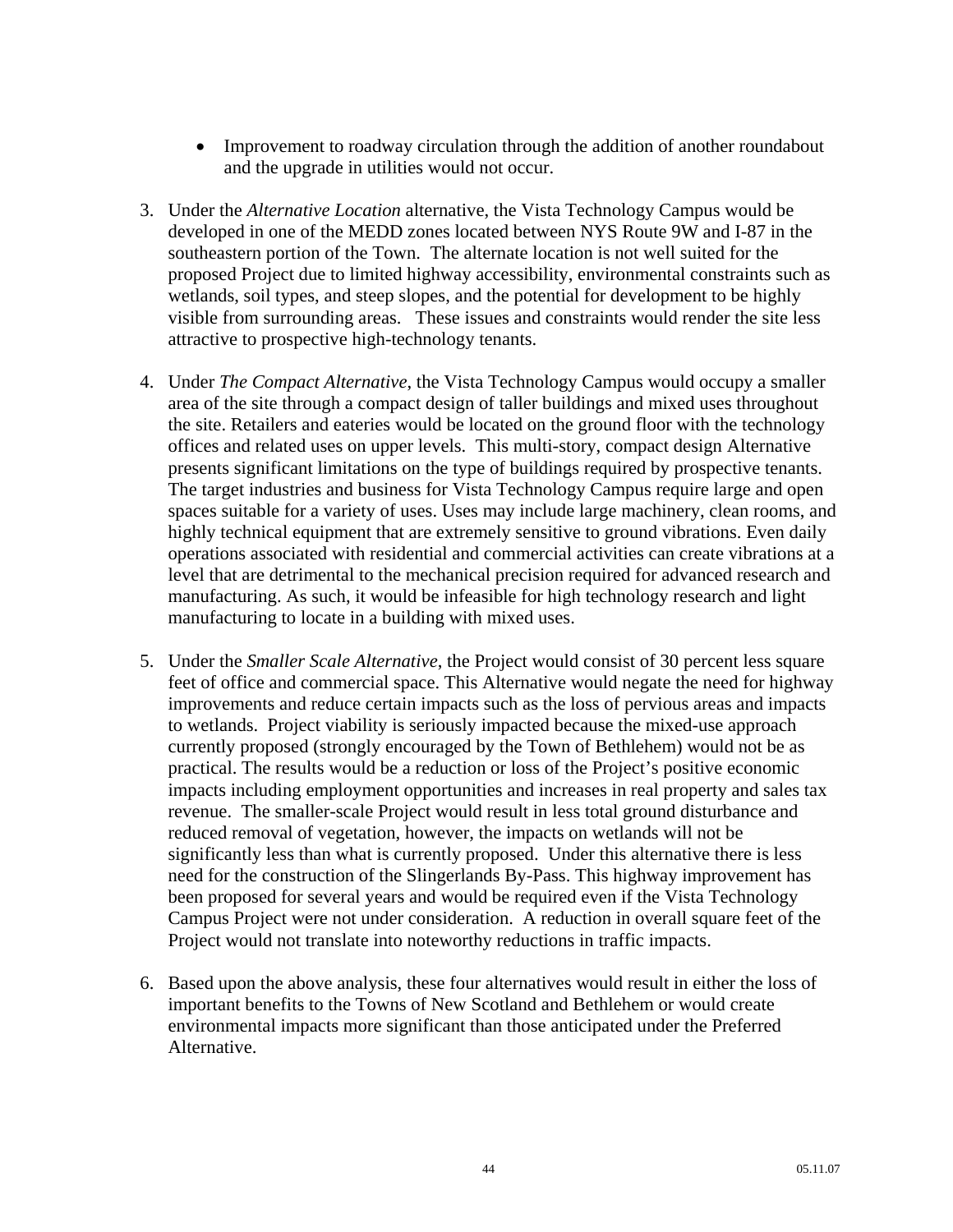- Improvement to roadway circulation through the addition of another roundabout and the upgrade in utilities would not occur.

3. Under the *Alternative Location* alternative, the Vista Technology Campus would be developed in one of the MEDD zones located between NYS Route 9W and I-87 in the southeastern portion of the Town. The alternate location is not well suited for the proposed Project due to limited highway accessibility, environmental constraints such as wetlands, soil types, and steep slopes, and the potential for development to be highly visible from surrounding areas. These issues and constraints would render the site less attractive to prospective high-technology tenants.

4. Under *The Compact Alternative*, the Vista Technology Campus would occupy a smaller area of the site through a compact design of taller buildings and mixed uses throughout the site. Retailers and eateries would be located on the ground floor with the technology offices and related uses on upper levels. This multi-story, compact design Alternative presents significant limitations on the type of buildings required by prospective tenants. The target industries and business for Vista Technology Campus require large and open spaces suitable for a variety of uses. Uses may include large machinery, clean rooms, and highly technical equipment that are extremely sensitive to ground vibrations. Even daily operations associated with residential and commercial activities can create vibrations at a level that are detrimental to the mechanical precision required for advanced research and manufacturing. As such, it would be infeasible for high technology research and light manufacturing to locate in a building with mixed uses.

5. Under the *Smaller Scale Alternative*, the Project would consist of 30 percent less square feet of office and commercial space. This Alternative would negate the need for highway improvements and reduce certain impacts such as the loss of pervious areas and impacts to wetlands. Project viability is seriously impacted because the mixed-use approach currently proposed (strongly encouraged by the Town of Bethlehem) would not be as practical. The results would be a reduction or loss of the Project's positive economic impacts including employment opportunities and increases in real property and sales tax revenue. The smaller-scale Project would result in less total ground disturbance and reduced removal of vegetation, however, the impacts on wetlands will not be significantly less than what is currently proposed. Under this alternative there is less need for the construction of the Slingerlands By-Pass. This highway improvement has been proposed for several years and would be required even if the Vista Technology Campus Project were not under consideration. A reduction in overall square feet of the Project would not translate into noteworthy reductions in traffic impacts.

6. Based upon the above analysis, these four alternatives would result in either the loss of important benefits to the Towns of New Scotland and Bethlehem or would create environmental impacts more significant than those anticipated under the Preferred Alternative.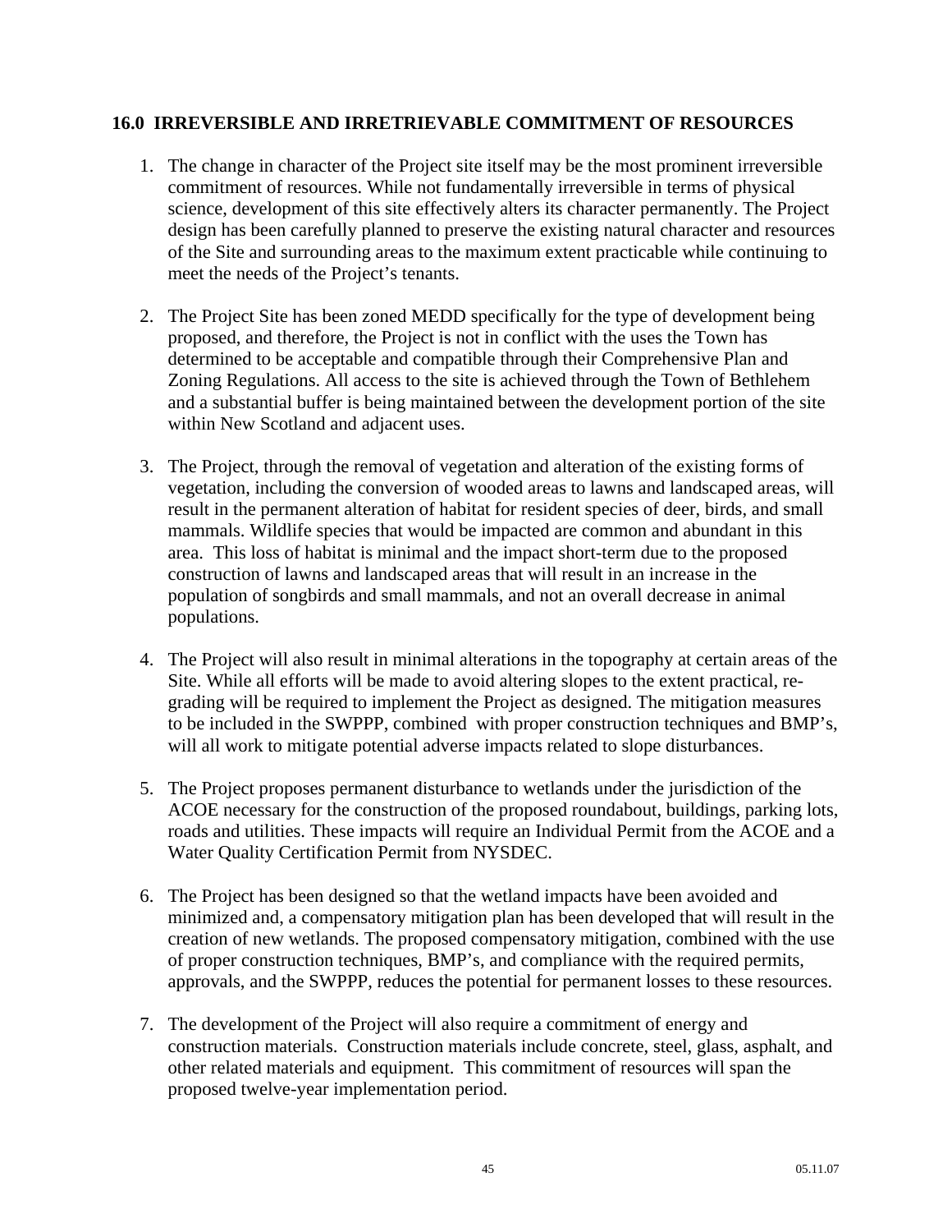## 16.0 IRREVERSIBLE AND IRRETRIEVABLE COMMITMENT OF RESOURCES

1. The change in character of the Project site itself may be the most prominent irreversible commitment of resources. While not fundamentally irreversible in terms of physical science, development of this site effectively alters its character permanently. The Project design has been carefully planned to preserve the existing natural character and resources of the Site and surrounding areas to the maximum extent practicable while continuing to meet the needs of the Project's tenants.

2. The Project Site has been zoned MEDD specifically for the type of development being proposed, and therefore, the Project is not in conflict with the uses the Town has determined to be acceptable and compatible through their Comprehensive Plan and Zoning Regulations. All access to the site is achieved through the Town of Bethlehem and a substantial buffer is being maintained between the development portion of the site within New Scotland and adjacent uses.

3. The Project, through the removal of vegetation and alteration of the existing forms of vegetation, including the conversion of wooded areas to lawns and landscaped areas, will result in the permanent alteration of habitat for resident species of deer, birds, and small mammals. Wildlife species that would be impacted are common and abundant in this area. This loss of habitat is minimal and the impact short-term due to the proposed construction of lawns and landscaped areas that will result in an increase in the population of songbirds and small mammals, and not an overall decrease in animal populations.

4. The Project will also result in minimal alterations in the topography at certain areas of the Site. While all efforts will be made to avoid altering slopes to the extent practical, re-grading will be required to implement the Project as designed. The mitigation measures to be included in the SWPPP, combined with proper construction techniques and BMP's, will all work to mitigate potential adverse impacts related to slope disturbances.

5. The Project proposes permanent disturbance to wetlands under the jurisdiction of the ACOE necessary for the construction of the proposed roundabout, buildings, parking lots, roads and utilities. These impacts will require an Individual Permit from the ACOE and a Water Quality Certification Permit from NYSDEC.

6. The Project has been designed so that the wetland impacts have been avoided and minimized and, a compensatory mitigation plan has been developed that will result in the creation of new wetlands. The proposed compensatory mitigation, combined with the use of proper construction techniques, BMP's, and compliance with the required permits, approvals, and the SWPPP, reduces the potential for permanent losses to these resources.

7. The development of the Project will also require a commitment of energy and construction materials. Construction materials include concrete, steel, glass, asphalt, and other related materials and equipment. This commitment of resources will span the proposed twelve-year implementation period.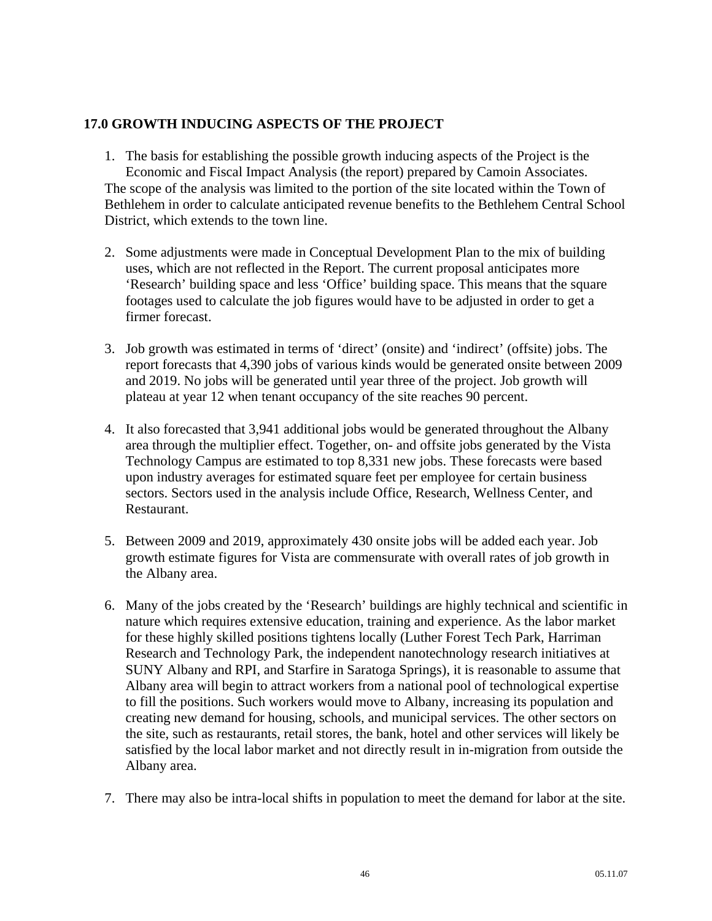## 17.0 GROWTH INDUCING ASPECTS OF THE PROJECT

1. The basis for establishing the possible growth inducing aspects of the Project is the Economic and Fiscal Impact Analysis (the report) prepared by Camoin Associates. The scope of the analysis was limited to the portion of the site located within the Town of Bethlehem in order to calculate anticipated revenue benefits to the Bethlehem Central School District, which extends to the town line.

2. Some adjustments were made in Conceptual Development Plan to the mix of building uses, which are not reflected in the Report. The current proposal anticipates more 'Research' building space and less 'Office' building space. This means that the square footages used to calculate the job figures would have to be adjusted in order to get a firmer forecast.

3. Job growth was estimated in terms of 'direct' (onsite) and 'indirect' (offsite) jobs. The report forecasts that 4,390 jobs of various kinds would be generated onsite between 2009 and 2019. No jobs will be generated until year three of the project. Job growth will plateau at year 12 when tenant occupancy of the site reaches 90 percent.

4. It also forecasted that 3,941 additional jobs would be generated throughout the Albany area through the multiplier effect. Together, on- and offsite jobs generated by the Vista Technology Campus are estimated to top 8,331 new jobs. These forecasts were based upon industry averages for estimated square feet per employee for certain business sectors. Sectors used in the analysis include Office, Research, Wellness Center, and Restaurant.

5. Between 2009 and 2019, approximately 430 onsite jobs will be added each year. Job growth estimate figures for Vista are commensurate with overall rates of job growth in the Albany area.

6. Many of the jobs created by the 'Research' buildings are highly technical and scientific in nature which requires extensive education, training and experience. As the labor market for these highly skilled positions tightens locally (Luther Forest Tech Park, Harriman Research and Technology Park, the independent nanotechnology research initiatives at SUNY Albany and RPI, and Starfire in Saratoga Springs), it is reasonable to assume that Albany area will begin to attract workers from a national pool of technological expertise to fill the positions. Such workers would move to Albany, increasing its population and creating new demand for housing, schools, and municipal services. The other sectors on the site, such as restaurants, retail stores, the bank, hotel and other services will likely be satisfied by the local labor market and not directly result in in-migration from outside the Albany area.

7. There may also be intra-local shifts in population to meet the demand for labor at the site.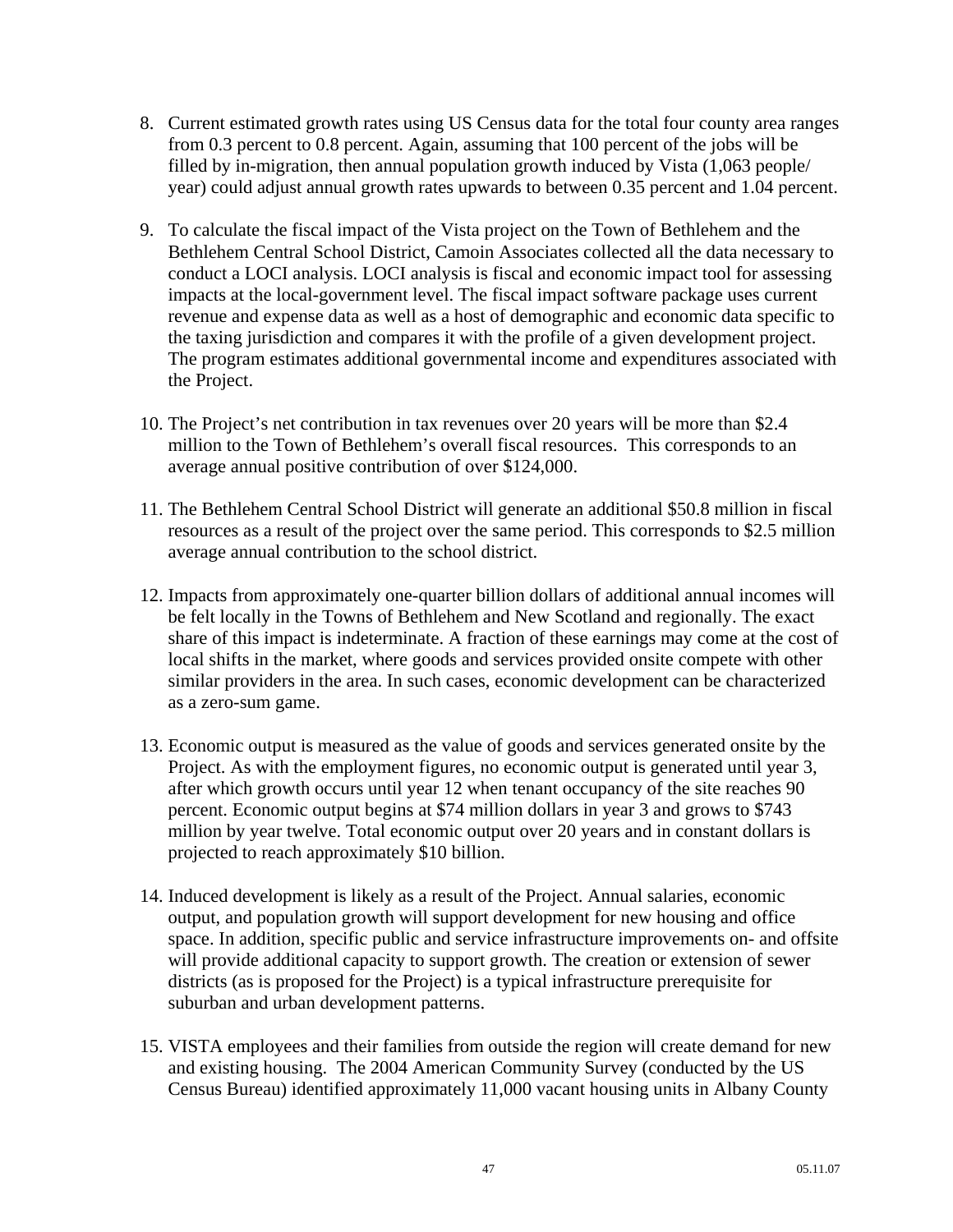8. Current estimated growth rates using US Census data for the total four county area ranges from 0.3 percent to 0.8 percent. Again, assuming that 100 percent of the jobs will be filled by in-migration, then annual population growth induced by Vista (1,063 people/ year) could adjust annual growth rates upwards to between 0.35 percent and 1.04 percent.

9. To calculate the fiscal impact of the Vista project on the Town of Bethlehem and the Bethlehem Central School District, Camoin Associates collected all the data necessary to conduct a LOCI analysis. LOCI analysis is fiscal and economic impact tool for assessing impacts at the local-government level. The fiscal impact software package uses current revenue and expense data as well as a host of demographic and economic data specific to the taxing jurisdiction and compares it with the profile of a given development project. The program estimates additional governmental income and expenditures associated with the Project.

10. The Project's net contribution in tax revenues over 20 years will be more than $2.4 million to the Town of Bethlehem's overall fiscal resources. This corresponds to an average annual positive contribution of over $124,000.

11. The Bethlehem Central School District will generate an additional $50.8 million in fiscal resources as a result of the project over the same period. This corresponds to $2.5 million average annual contribution to the school district.

12. Impacts from approximately one-quarter billion dollars of additional annual incomes will be felt locally in the Towns of Bethlehem and New Scotland and regionally. The exact share of this impact is indeterminate. A fraction of these earnings may come at the cost of local shifts in the market, where goods and services provided onsite compete with other similar providers in the area. In such cases, economic development can be characterized as a zero-sum game.

13. Economic output is measured as the value of goods and services generated onsite by the Project. As with the employment figures, no economic output is generated until year 3, after which growth occurs until year 12 when tenant occupancy of the site reaches 90 percent. Economic output begins at $74 million dollars in year 3 and grows to $743 million by year twelve. Total economic output over 20 years and in constant dollars is projected to reach approximately $10 billion.

14. Induced development is likely as a result of the Project. Annual salaries, economic output, and population growth will support development for new housing and office space. In addition, specific public and service infrastructure improvements on- and offsite will provide additional capacity to support growth. The creation or extension of sewer districts (as is proposed for the Project) is a typical infrastructure prerequisite for suburban and urban development patterns.

15. VISTA employees and their families from outside the region will create demand for new and existing housing. The 2004 American Community Survey (conducted by the US Census Bureau) identified approximately 11,000 vacant housing units in Albany County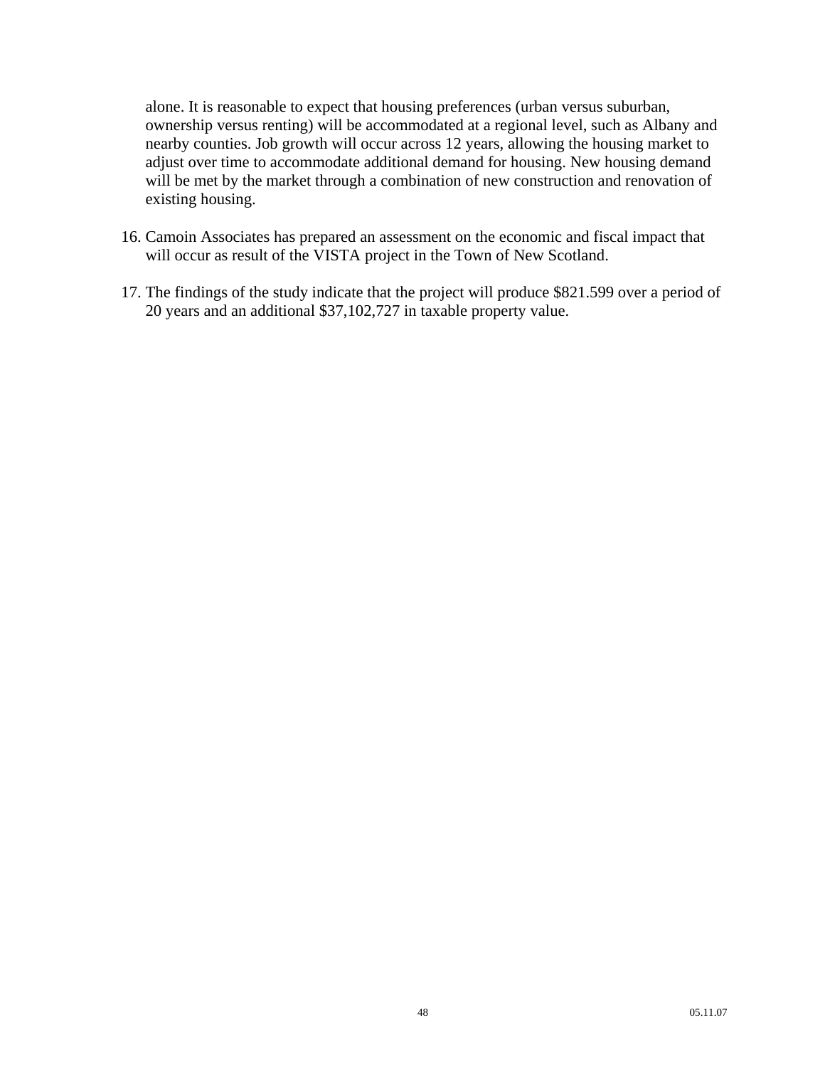alone. It is reasonable to expect that housing preferences (urban versus suburban, ownership versus renting) will be accommodated at a regional level, such as Albany and nearby counties. Job growth will occur across 12 years, allowing the housing market to adjust over time to accommodate additional demand for housing. New housing demand will be met by the market through a combination of new construction and renovation of existing housing.

16. Camoin Associates has prepared an assessment on the economic and fiscal impact that will occur as result of the VISTA project in the Town of New Scotland.

17. The findings of the study indicate that the project will produce $821.599 over a period of 20 years and an additional $37,102,727 in taxable property value.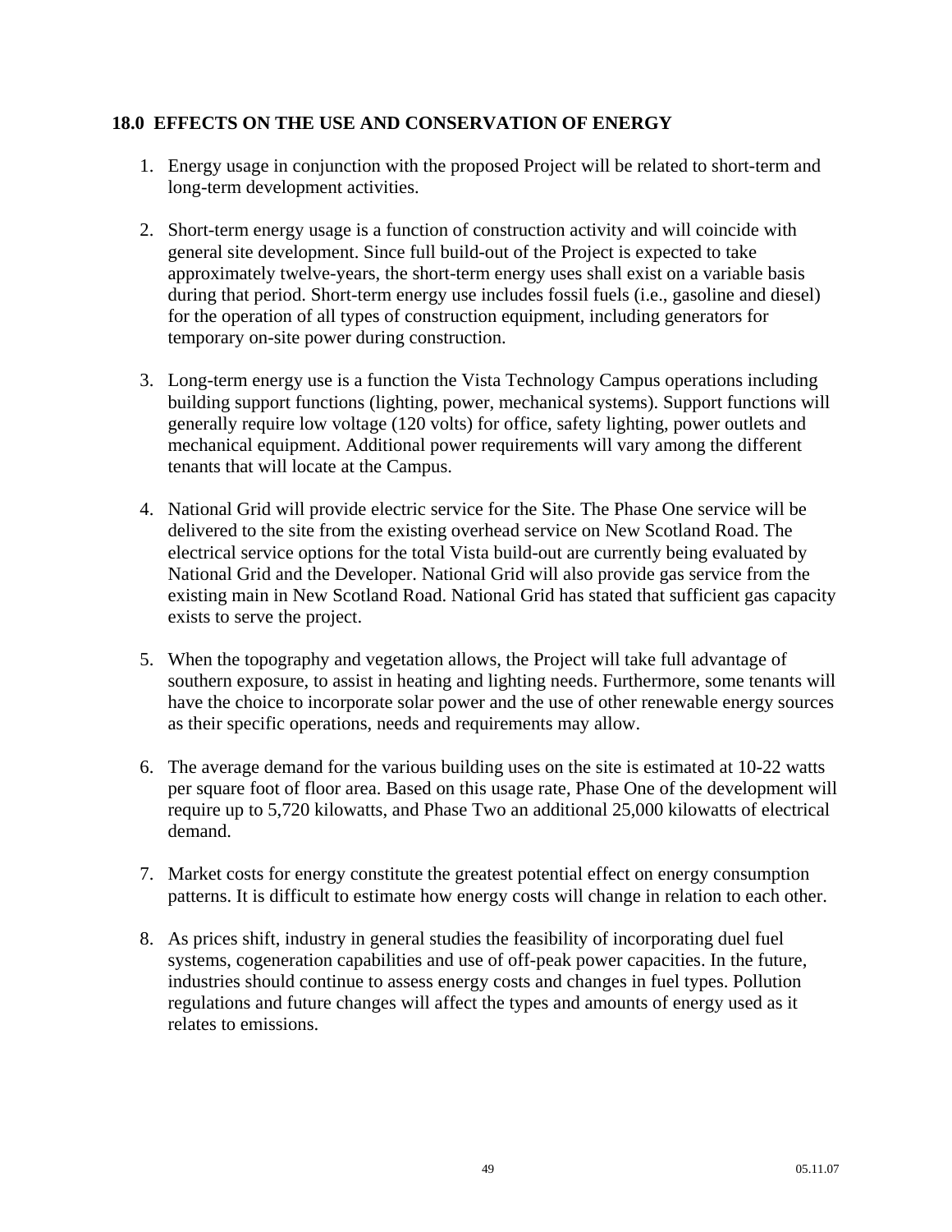## 18.0 EFFECTS ON THE USE AND CONSERVATION OF ENERGY

1. Energy usage in conjunction with the proposed Project will be related to short-term and long-term development activities.

2. Short-term energy usage is a function of construction activity and will coincide with general site development. Since full build-out of the Project is expected to take approximately twelve-years, the short-term energy uses shall exist on a variable basis during that period. Short-term energy use includes fossil fuels (i.e., gasoline and diesel) for the operation of all types of construction equipment, including generators for temporary on-site power during construction.

3. Long-term energy use is a function the Vista Technology Campus operations including building support functions (lighting, power, mechanical systems). Support functions will generally require low voltage (120 volts) for office, safety lighting, power outlets and mechanical equipment. Additional power requirements will vary among the different tenants that will locate at the Campus.

4. National Grid will provide electric service for the Site. The Phase One service will be delivered to the site from the existing overhead service on New Scotland Road. The electrical service options for the total Vista build-out are currently being evaluated by National Grid and the Developer. National Grid will also provide gas service from the existing main in New Scotland Road. National Grid has stated that sufficient gas capacity exists to serve the project.

5. When the topography and vegetation allows, the Project will take full advantage of southern exposure, to assist in heating and lighting needs. Furthermore, some tenants will have the choice to incorporate solar power and the use of other renewable energy sources as their specific operations, needs and requirements may allow.

6. The average demand for the various building uses on the site is estimated at 10-22 watts per square foot of floor area. Based on this usage rate, Phase One of the development will require up to 5,720 kilowatts, and Phase Two an additional 25,000 kilowatts of electrical demand.

7. Market costs for energy constitute the greatest potential effect on energy consumption patterns. It is difficult to estimate how energy costs will change in relation to each other.

8. As prices shift, industry in general studies the feasibility of incorporating duel fuel systems, cogeneration capabilities and use of off-peak power capacities. In the future, industries should continue to assess energy costs and changes in fuel types. Pollution regulations and future changes will affect the types and amounts of energy used as it relates to emissions.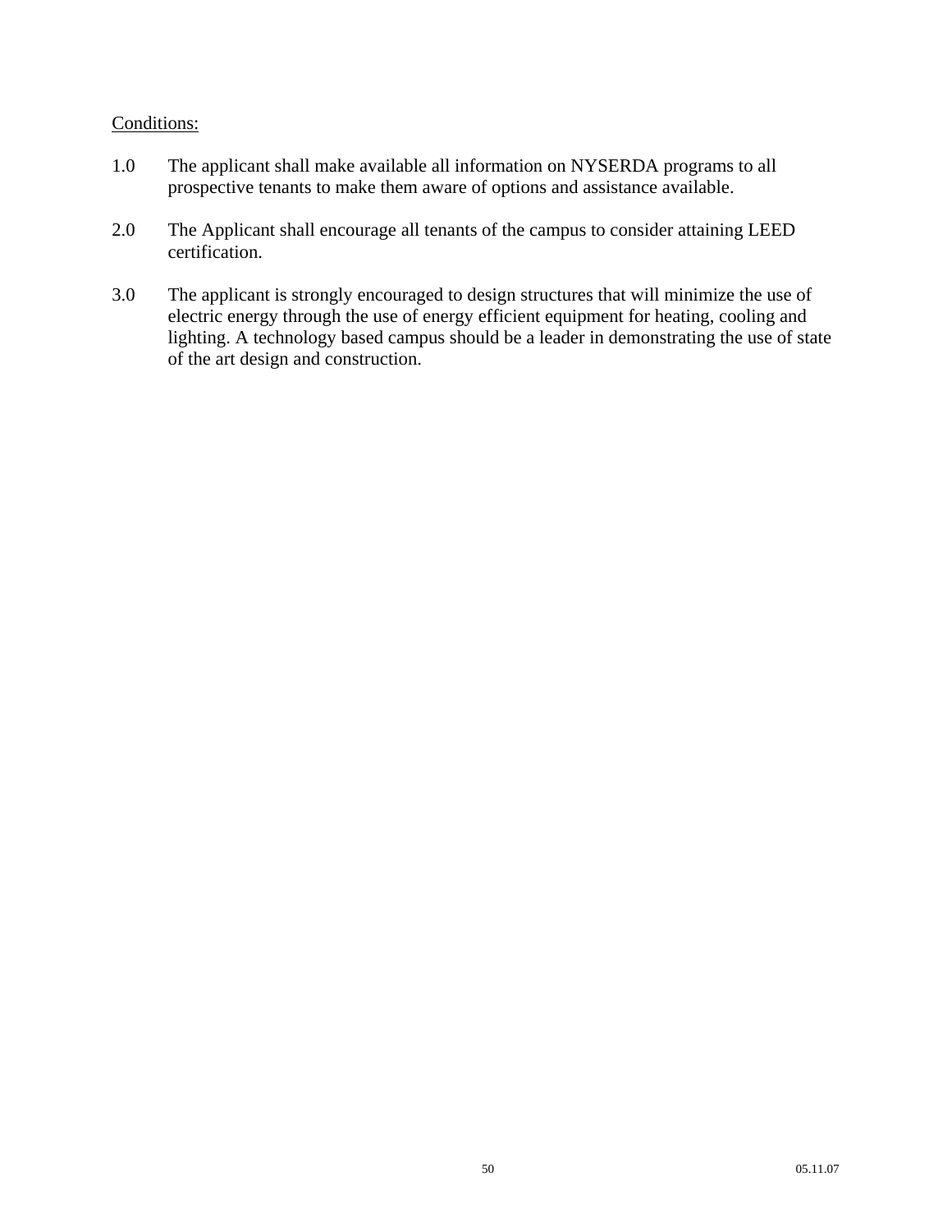<u>Conditions:</u>

1.0 The applicant shall make available all information on NYSERDA programs to all prospective tenants to make them aware of options and assistance available.

2.0 The Applicant shall encourage all tenants of the campus to consider attaining LEED certification.

3.0 The applicant is strongly encouraged to design structures that will minimize the use of electric energy through the use of energy efficient equipment for heating, cooling and lighting. A technology based campus should be a leader in demonstrating the use of state of the art design and construction.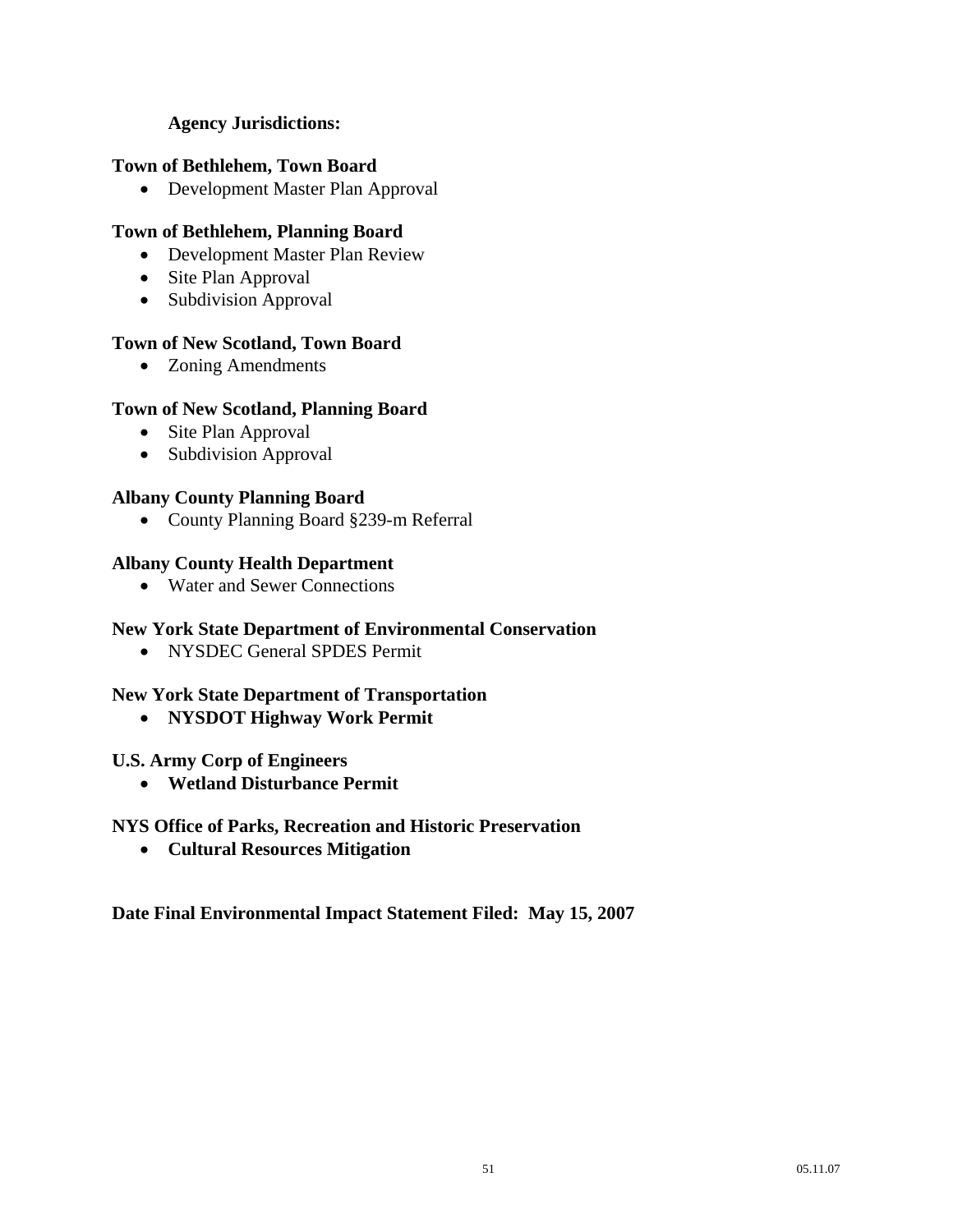**Agency Jurisdictions:**

**Town of Bethlehem, Town Board**

- Development Master Plan Approval

**Town of Bethlehem, Planning Board**

- Development Master Plan Review
- Site Plan Approval
- Subdivision Approval

**Town of New Scotland, Town Board**

- Zoning Amendments

**Town of New Scotland, Planning Board**

- Site Plan Approval
- Subdivision Approval

**Albany County Planning Board**

- County Planning Board §239-m Referral

**Albany County Health Department**

- Water and Sewer Connections

**New York State Department of Environmental Conservation**

- NYSDEC General SPDES Permit

**New York State Department of Transportation**

- **NYSDOT Highway Work Permit**

**U.S. Army Corp of Engineers**

- **Wetland Disturbance Permit**

**NYS Office of Parks, Recreation and Historic Preservation**

- **Cultural Resources Mitigation**

**Date Final Environmental Impact Statement Filed: May 15, 2007**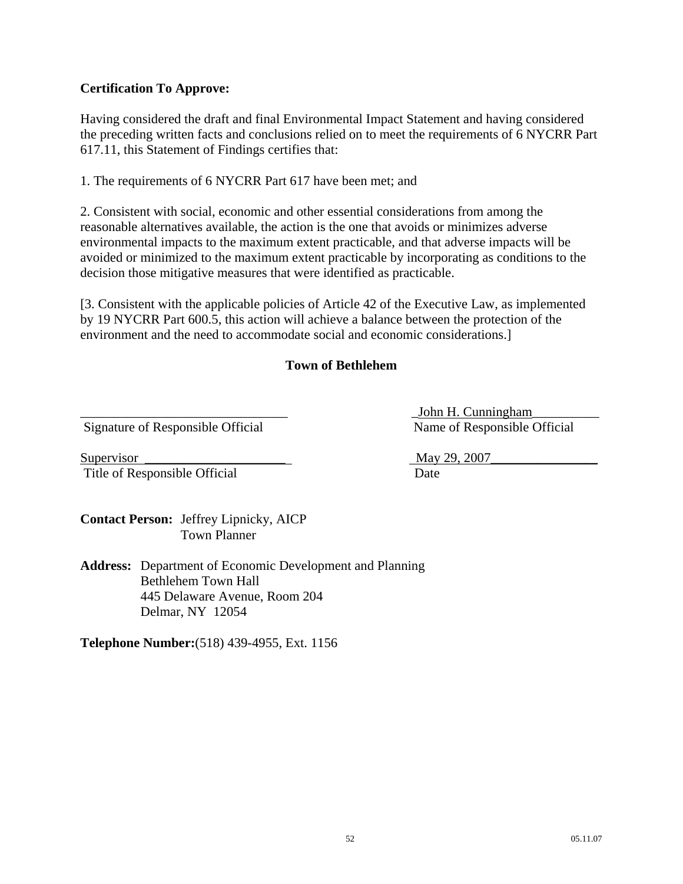**Certification To Approve:**

Having considered the draft and final Environmental Impact Statement and having considered the preceding written facts and conclusions relied on to meet the requirements of 6 NYCRR Part 617.11, this Statement of Findings certifies that:

1. The requirements of 6 NYCRR Part 617 have been met; and

2. Consistent with social, economic and other essential considerations from among the reasonable alternatives available, the action is the one that avoids or minimizes adverse environmental impacts to the maximum extent practicable, and that adverse impacts will be avoided or minimized to the maximum extent practicable by incorporating as conditions to the decision those mitigative measures that were identified as practicable.

[3. Consistent with the applicable policies of Article 42 of the Executive Law, as implemented by 19 NYCRR Part 600.5, this action will achieve a balance between the protection of the environment and the need to accommodate social and economic considerations.]

**Town of Bethlehem**

| | |
|---|---|
| _______________________________ | John H. Cunningham |
| Signature of Responsible Official | Name of Responsible Official |
| Supervisor | May 29, 2007 |
| Title of Responsible Official | Date |

**Contact Person:** Jeffrey Lipnicky, AICP
Town Planner

**Address:** Department of Economic Development and Planning
Bethlehem Town Hall
445 Delaware Avenue, Room 204
Delmar, NY 12054

**Telephone Number:** (518) 439-4955, Ext. 1156

05.11.07